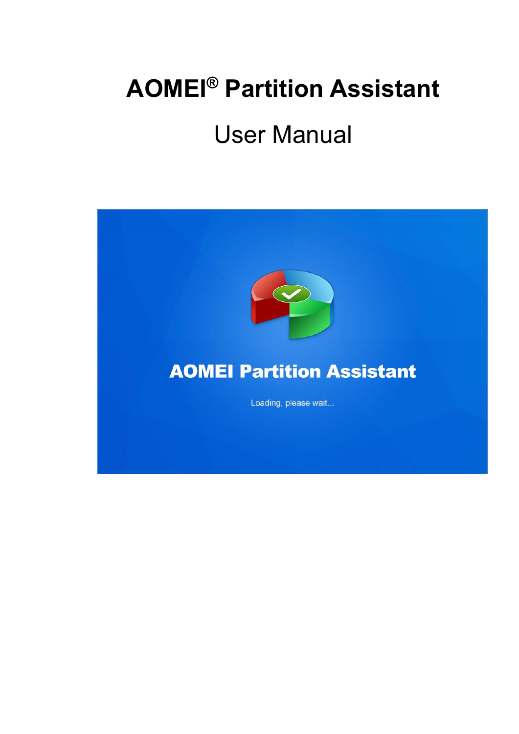# AOMEI® Partition Assistant

## User Manual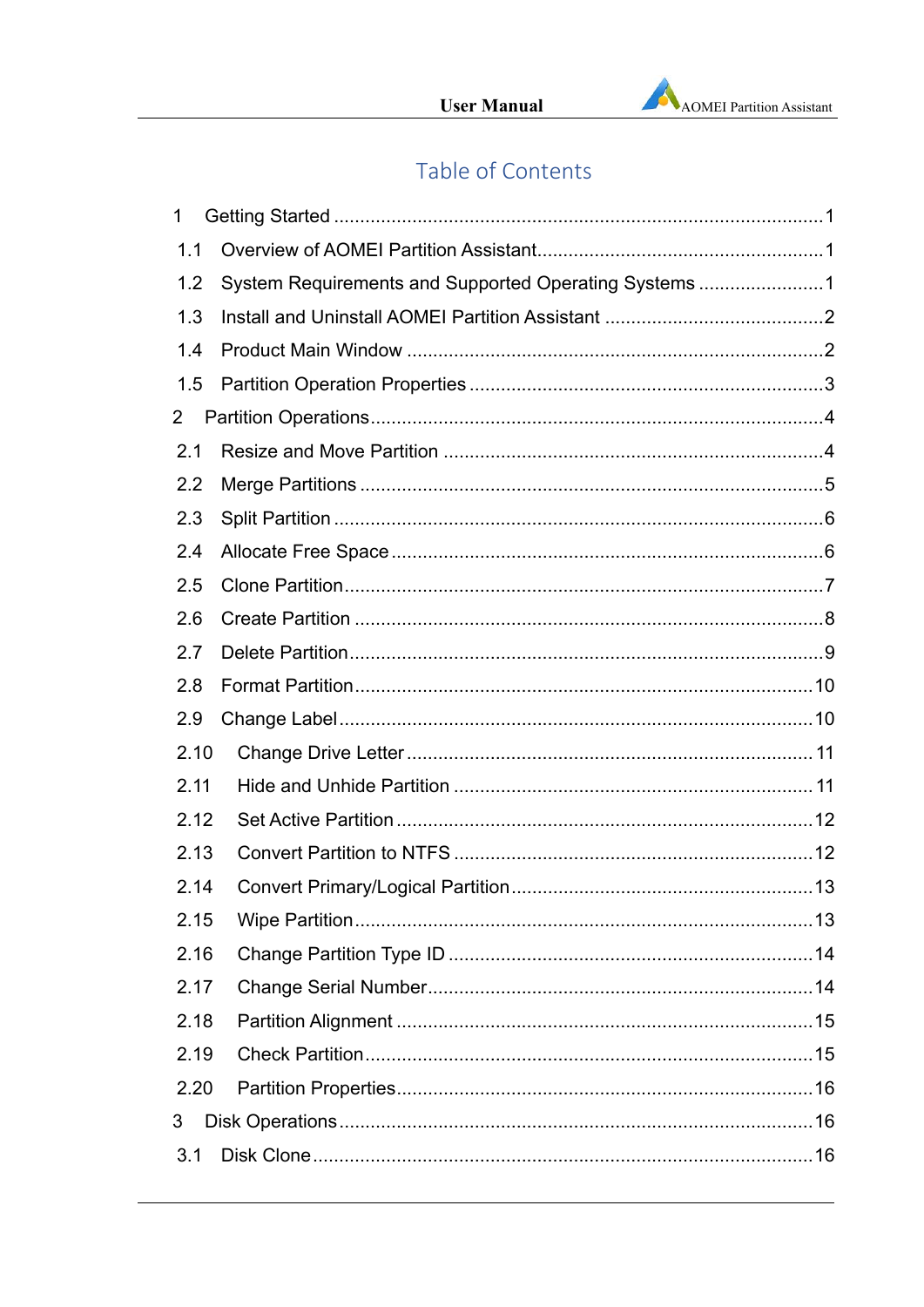# Table of Contents

1 Getting Started ............................................................................................1

1.1 Overview of AOMEI Partition Assistant.......................................................1

1.2 System Requirements and Supported Operating Systems ........................1

1.3 Install and Uninstall AOMEI Partition Assistant ..........................................2

1.4 Product Main Window ...............................................................................2

1.5 Partition Operation Properties ...................................................................3

2 Partition Operations.....................................................................................4

2.1 Resize and Move Partition .......................................................................4

2.2 Merge Partitions .......................................................................................5

2.3 Split Partition ............................................................................................6

2.4 Allocate Free Space .................................................................................6

2.5 Clone Partition..........................................................................................7

2.6 Create Partition ........................................................................................8

2.7 Delete Partition.........................................................................................9

2.8 Format Partition......................................................................................10

2.9 Change Label.........................................................................................10

2.10 Change Drive Letter ............................................................................11

2.11 Hide and Unhide Partition ...................................................................11

2.12 Set Active Partition ..............................................................................12

2.13 Convert Partition to NTFS ...................................................................12

2.14 Convert Primary/Logical Partition.........................................................13

2.15 Wipe Partition......................................................................................13

2.16 Change Partition Type ID ....................................................................14

2.17 Change Serial Number........................................................................14

2.18 Partition Alignment ..............................................................................15

2.19 Check Partition....................................................................................15

2.20 Partition Properties..............................................................................16

3 Disk Operations.........................................................................................16

3.1 Disk Clone..............................................................................................16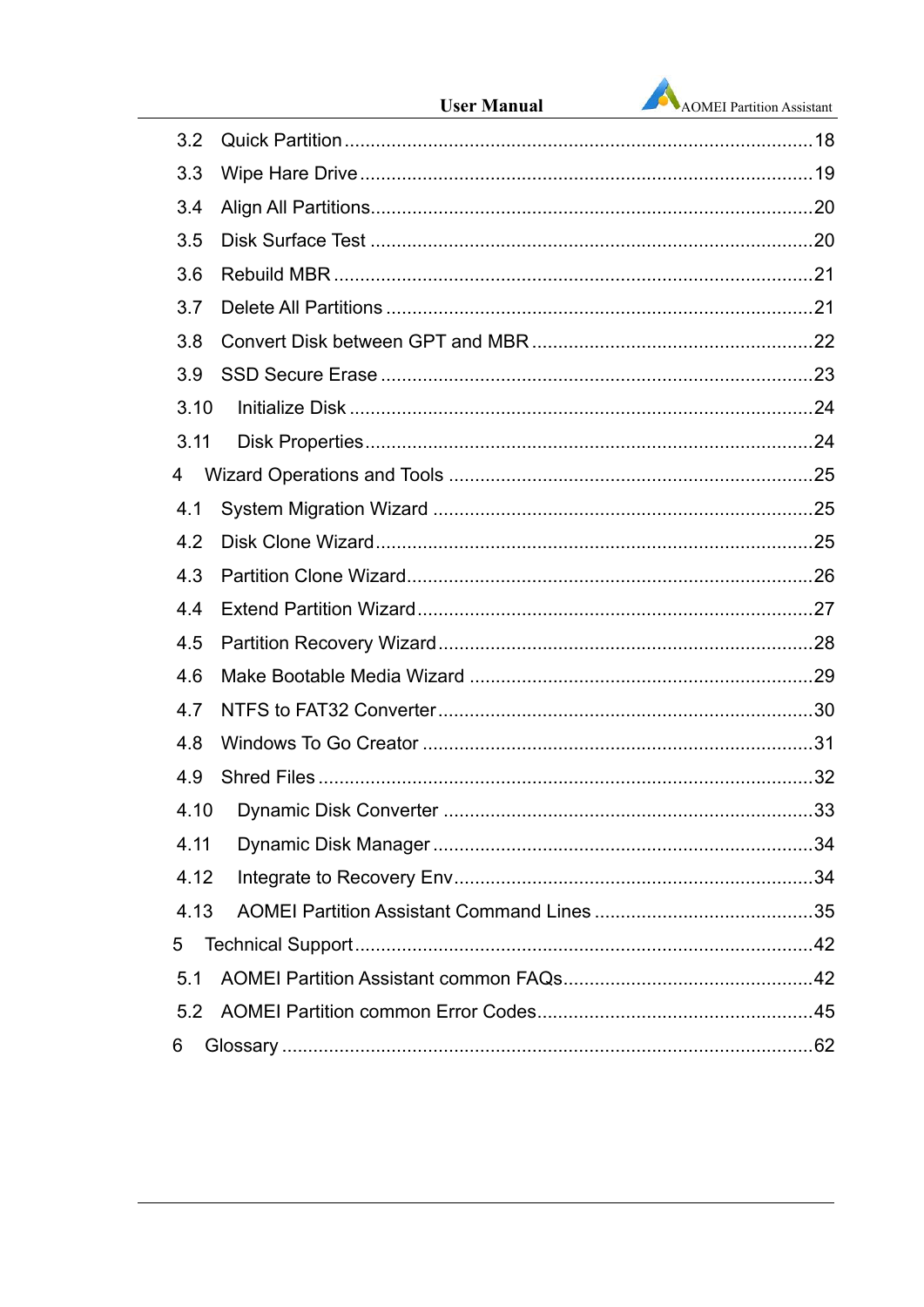- 3.2 Quick Partition ......................................................................................18
- 3.3 Wipe Hare Drive ....................................................................................19
- 3.4 Align All Partitions..................................................................................20
- 3.5 Disk Surface Test ...................................................................................20
- 3.6 Rebuild MBR ..........................................................................................21
- 3.7 Delete All Partitions ................................................................................21
- 3.8 Convert Disk between GPT and MBR .....................................................22
- 3.9 SSD Secure Erase .................................................................................23
- 3.10 Initialize Disk .......................................................................................24
- 3.11 Disk Properties.....................................................................................24
- 4 Wizard Operations and Tools ....................................................................25
- 4.1 System Migration Wizard .......................................................................25
- 4.2 Disk Clone Wizard..................................................................................25
- 4.3 Partition Clone Wizard............................................................................26
- 4.4 Extend Partition Wizard..........................................................................27
- 4.5 Partition Recovery Wizard......................................................................28
- 4.6 Make Bootable Media Wizard ................................................................29
- 4.7 NTFS to FAT32 Converter......................................................................30
- 4.8 Windows To Go Creator .........................................................................31
- 4.9 Shred Files .............................................................................................32
- 4.10 Dynamic Disk Converter .....................................................................33
- 4.11 Dynamic Disk Manager .......................................................................34
- 4.12 Integrate to Recovery Env....................................................................34
- 4.13 AOMEI Partition Assistant Command Lines .........................................35
- 5 Technical Support......................................................................................42
- 5.1 AOMEI Partition Assistant common FAQs...............................................42
- 5.2 AOMEI Partition common Error Codes....................................................45
- 6 Glossary ....................................................................................................62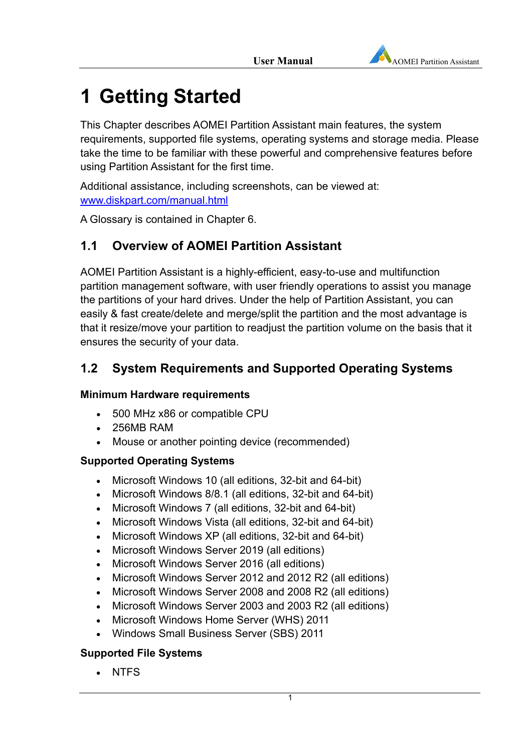# 1 Getting Started

This Chapter describes AOMEI Partition Assistant main features, the system requirements, supported file systems, operating systems and storage media. Please take the time to be familiar with these powerful and comprehensive features before using Partition Assistant for the first time.

Additional assistance, including screenshots, can be viewed at: [www.diskpart.com/manual.html](www.diskpart.com/manual.html)

A Glossary is contained in Chapter 6.

## 1.1 Overview of AOMEI Partition Assistant

AOMEI Partition Assistant is a highly-efficient, easy-to-use and multifunction partition management software, with user friendly operations to assist you manage the partitions of your hard drives. Under the help of Partition Assistant, you can easily & fast create/delete and merge/split the partition and the most advantage is that it resize/move your partition to readjust the partition volume on the basis that it ensures the security of your data.

## 1.2 System Requirements and Supported Operating Systems

**Minimum Hardware requirements**

- 500 MHz x86 or compatible CPU
- 256MB RAM
- Mouse or another pointing device (recommended)

**Supported Operating Systems**

- Microsoft Windows 10 (all editions, 32-bit and 64-bit)
- Microsoft Windows 8/8.1 (all editions, 32-bit and 64-bit)
- Microsoft Windows 7 (all editions, 32-bit and 64-bit)
- Microsoft Windows Vista (all editions, 32-bit and 64-bit)
- Microsoft Windows XP (all editions, 32-bit and 64-bit)
- Microsoft Windows Server 2019 (all editions)
- Microsoft Windows Server 2016 (all editions)
- Microsoft Windows Server 2012 and 2012 R2 (all editions)
- Microsoft Windows Server 2008 and 2008 R2 (all editions)
- Microsoft Windows Server 2003 and 2003 R2 (all editions)
- Microsoft Windows Home Server (WHS) 2011
- Windows Small Business Server (SBS) 2011

**Supported File Systems**

- NTFS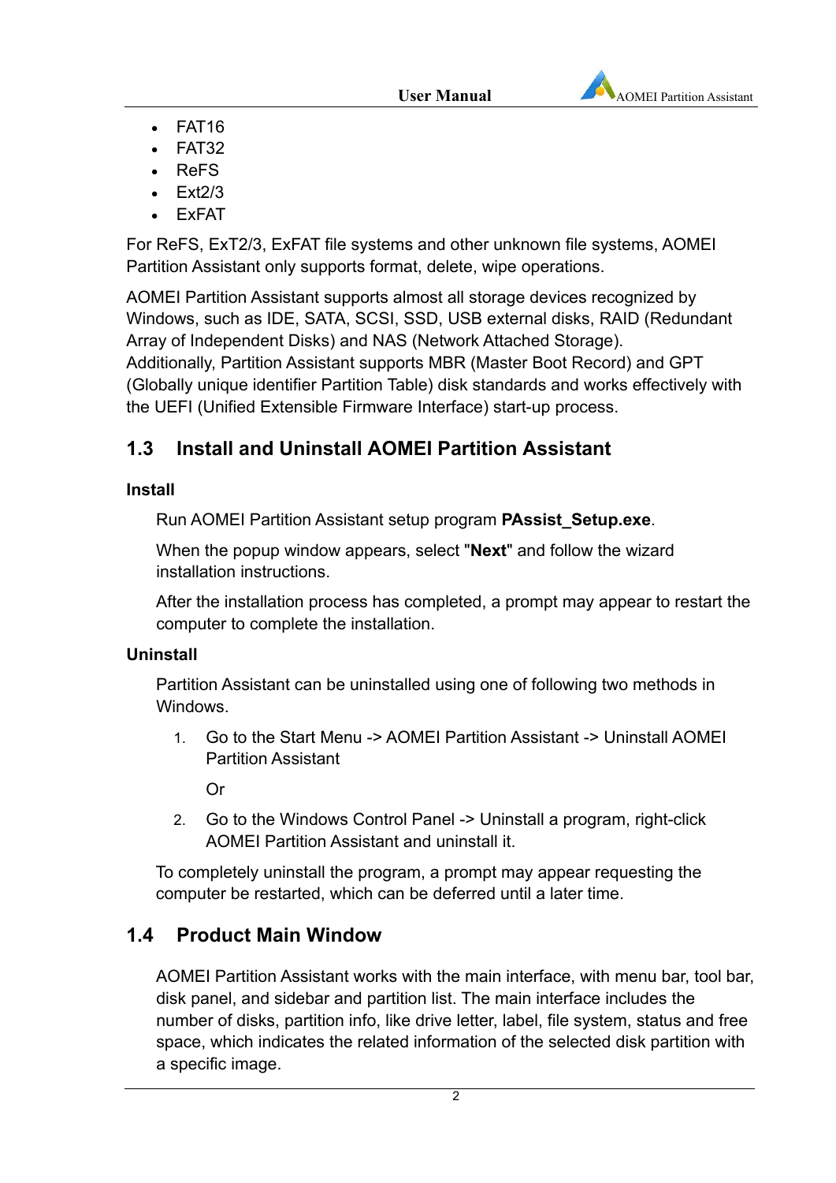- FAT16
- FAT32
- ReFS
- Ext2/3
- ExFAT

For ReFS, ExT2/3, ExFAT file systems and other unknown file systems, AOMEI Partition Assistant only supports format, delete, wipe operations.

AOMEI Partition Assistant supports almost all storage devices recognized by Windows, such as IDE, SATA, SCSI, SSD, USB external disks, RAID (Redundant Array of Independent Disks) and NAS (Network Attached Storage). Additionally, Partition Assistant supports MBR (Master Boot Record) and GPT (Globally unique identifier Partition Table) disk standards and works effectively with the UEFI (Unified Extensible Firmware Interface) start-up process.

## 1.3 Install and Uninstall AOMEI Partition Assistant

### Install

Run AOMEI Partition Assistant setup program **PAssist_Setup.exe**.

When the popup window appears, select "**Next**" and follow the wizard installation instructions.

After the installation process has completed, a prompt may appear to restart the computer to complete the installation.

### Uninstall

Partition Assistant can be uninstalled using one of following two methods in Windows.

1. Go to the Start Menu -> AOMEI Partition Assistant -> Uninstall AOMEI Partition Assistant

   Or

2. Go to the Windows Control Panel -> Uninstall a program, right-click AOMEI Partition Assistant and uninstall it.

To completely uninstall the program, a prompt may appear requesting the computer be restarted, which can be deferred until a later time.

## 1.4 Product Main Window

AOMEI Partition Assistant works with the main interface, with menu bar, tool bar, disk panel, and sidebar and partition list. The main interface includes the number of disks, partition info, like drive letter, label, file system, status and free space, which indicates the related information of the selected disk partition with a specific image.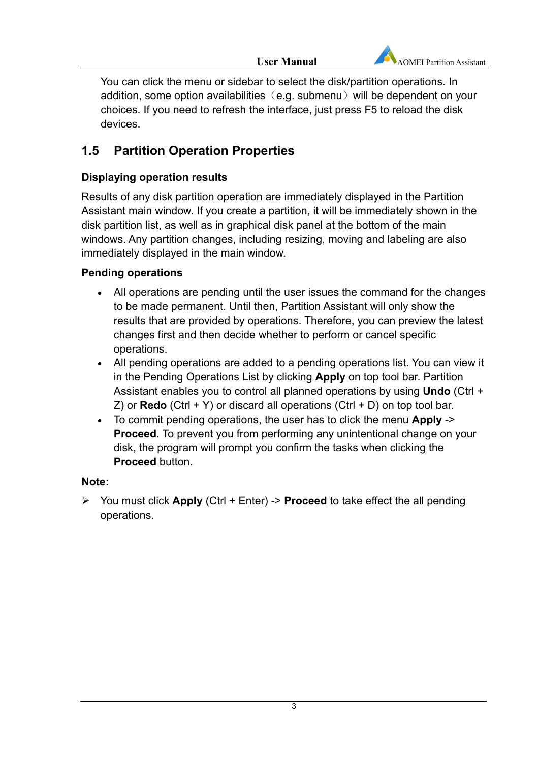You can click the menu or sidebar to select the disk/partition operations. In addition, some option availabilities（e.g. submenu）will be dependent on your choices. If you need to refresh the interface, just press F5 to reload the disk devices.

## 1.5 Partition Operation Properties

### Displaying operation results

Results of any disk partition operation are immediately displayed in the Partition Assistant main window. If you create a partition, it will be immediately shown in the disk partition list, as well as in graphical disk panel at the bottom of the main windows. Any partition changes, including resizing, moving and labeling are also immediately displayed in the main window.

### Pending operations

- All operations are pending until the user issues the command for the changes to be made permanent. Until then, Partition Assistant will only show the results that are provided by operations. Therefore, you can preview the latest changes first and then decide whether to perform or cancel specific operations.
- All pending operations are added to a pending operations list. You can view it in the Pending Operations List by clicking **Apply** on top tool bar. Partition Assistant enables you to control all planned operations by using **Undo** (Ctrl + Z) or **Redo** (Ctrl + Y) or discard all operations (Ctrl + D) on top tool bar.
- To commit pending operations, the user has to click the menu **Apply** -> **Proceed**. To prevent you from performing any unintentional change on your disk, the program will prompt you confirm the tasks when clicking the **Proceed** button.

**Note:**

- You must click **Apply** (Ctrl + Enter) -> **Proceed** to take effect the all pending operations.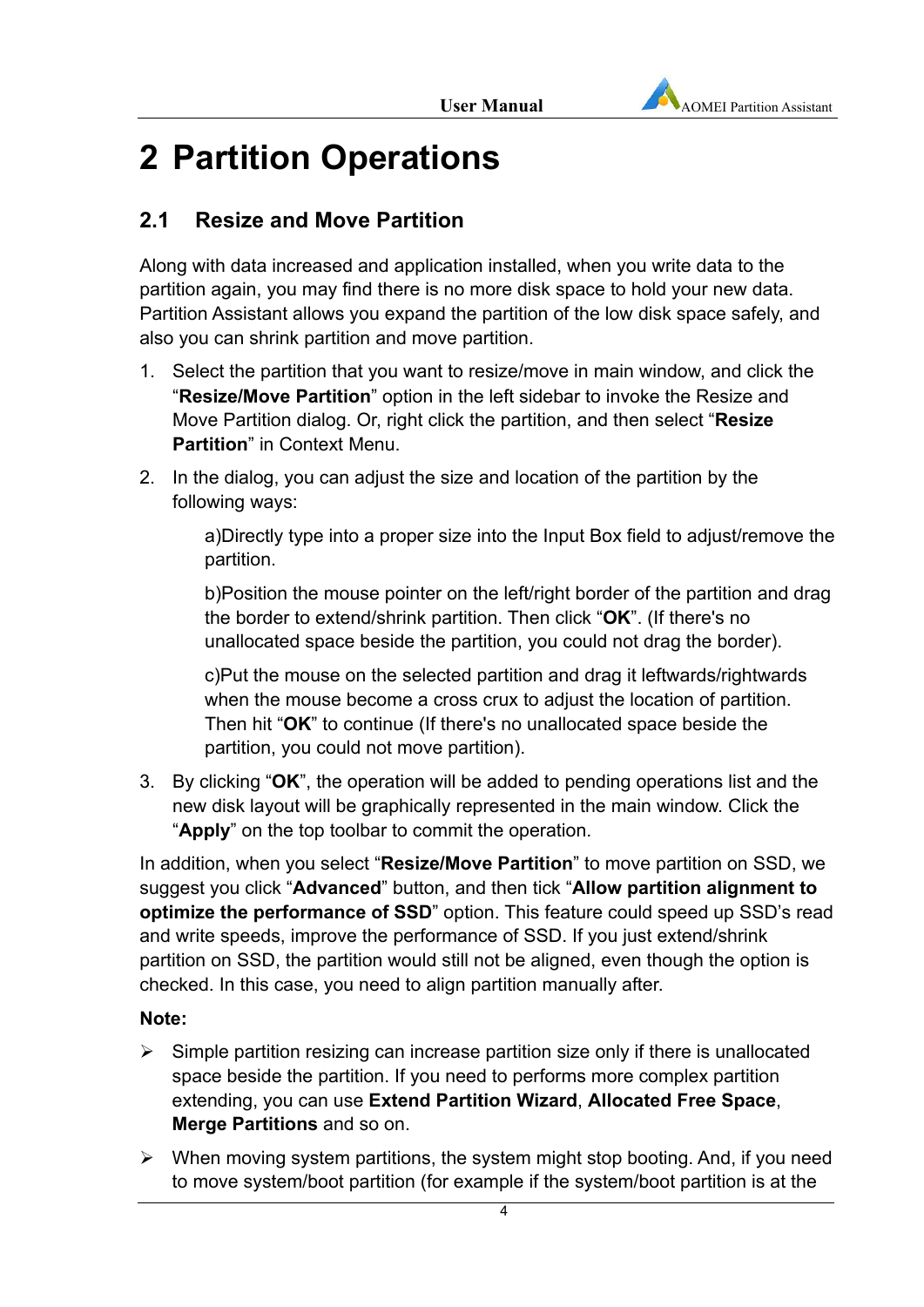# 2 Partition Operations

## 2.1 Resize and Move Partition

Along with data increased and application installed, when you write data to the partition again, you may find there is no more disk space to hold your new data. Partition Assistant allows you expand the partition of the low disk space safely, and also you can shrink partition and move partition.

1. Select the partition that you want to resize/move in main window, and click the "**Resize/Move Partition**" option in the left sidebar to invoke the Resize and Move Partition dialog. Or, right click the partition, and then select "**Resize Partition**" in Context Menu.
2. In the dialog, you can adjust the size and location of the partition by the following ways:

   a)Directly type into a proper size into the Input Box field to adjust/remove the partition.

   b)Position the mouse pointer on the left/right border of the partition and drag the border to extend/shrink partition. Then click "**OK**". (If there's no unallocated space beside the partition, you could not drag the border).

   c)Put the mouse on the selected partition and drag it leftwards/rightwards when the mouse become a cross crux to adjust the location of partition. Then hit "**OK**" to continue (If there's no unallocated space beside the partition, you could not move partition).
3. By clicking "**OK**", the operation will be added to pending operations list and the new disk layout will be graphically represented in the main window. Click the "**Apply**" on the top toolbar to commit the operation.

In addition, when you select "**Resize/Move Partition**" to move partition on SSD, we suggest you click "**Advanced**" button, and then tick "**Allow partition alignment to optimize the performance of SSD**" option. This feature could speed up SSD's read and write speeds, improve the performance of SSD. If you just extend/shrink partition on SSD, the partition would still not be aligned, even though the option is checked. In this case, you need to align partition manually after.

**Note:**

- Simple partition resizing can increase partition size only if there is unallocated space beside the partition. If you need to performs more complex partition extending, you can use **Extend Partition Wizard**, **Allocated Free Space**, **Merge Partitions** and so on.
- When moving system partitions, the system might stop booting. And, if you need to move system/boot partition (for example if the system/boot partition is at the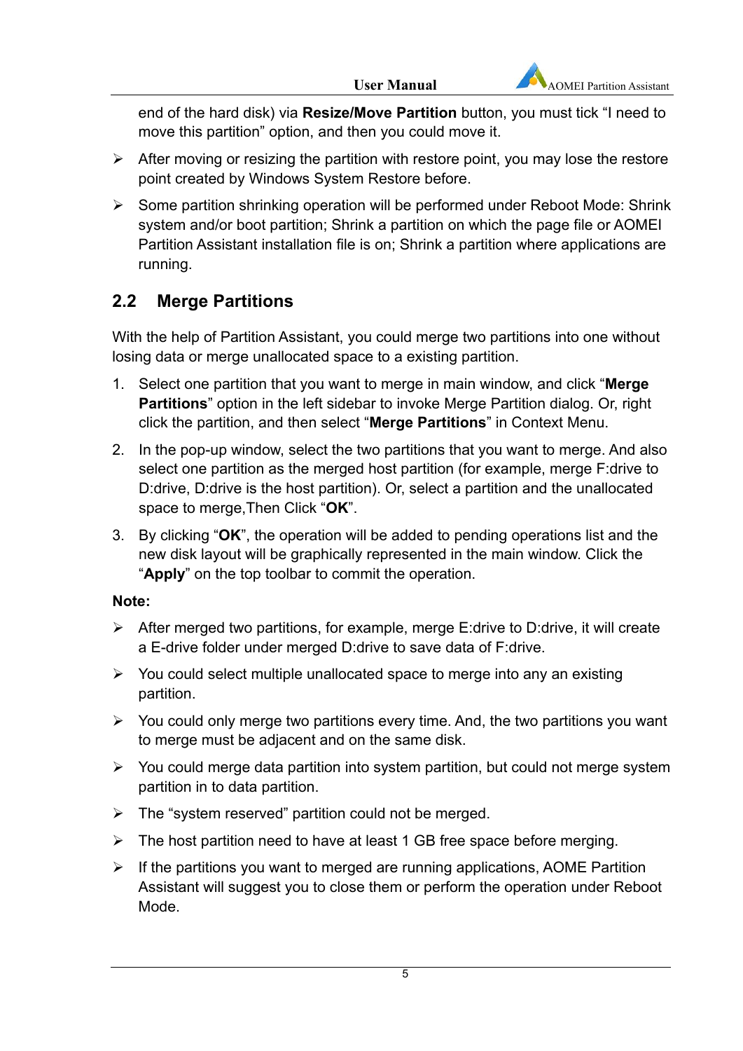end of the hard disk) via **Resize/Move Partition** button, you must tick "I need to move this partition" option, and then you could move it.

- After moving or resizing the partition with restore point, you may lose the restore point created by Windows System Restore before.
- Some partition shrinking operation will be performed under Reboot Mode: Shrink system and/or boot partition; Shrink a partition on which the page file or AOMEI Partition Assistant installation file is on; Shrink a partition where applications are running.

## 2.2 Merge Partitions

With the help of Partition Assistant, you could merge two partitions into one without losing data or merge unallocated space to a existing partition.

1. Select one partition that you want to merge in main window, and click "**Merge Partitions**" option in the left sidebar to invoke Merge Partition dialog. Or, right click the partition, and then select "**Merge Partitions**" in Context Menu.
2. In the pop-up window, select the two partitions that you want to merge. And also select one partition as the merged host partition (for example, merge F:drive to D:drive, D:drive is the host partition). Or, select a partition and the unallocated space to merge,Then Click "**OK**".
3. By clicking "**OK**", the operation will be added to pending operations list and the new disk layout will be graphically represented in the main window. Click the "**Apply**" on the top toolbar to commit the operation.

**Note:**

- After merged two partitions, for example, merge E:drive to D:drive, it will create a E-drive folder under merged D:drive to save data of F:drive.
- You could select multiple unallocated space to merge into any an existing partition.
- You could only merge two partitions every time. And, the two partitions you want to merge must be adjacent and on the same disk.
- You could merge data partition into system partition, but could not merge system partition in to data partition.
- The "system reserved" partition could not be merged.
- The host partition need to have at least 1 GB free space before merging.
- If the partitions you want to merged are running applications, AOME Partition Assistant will suggest you to close them or perform the operation under Reboot Mode.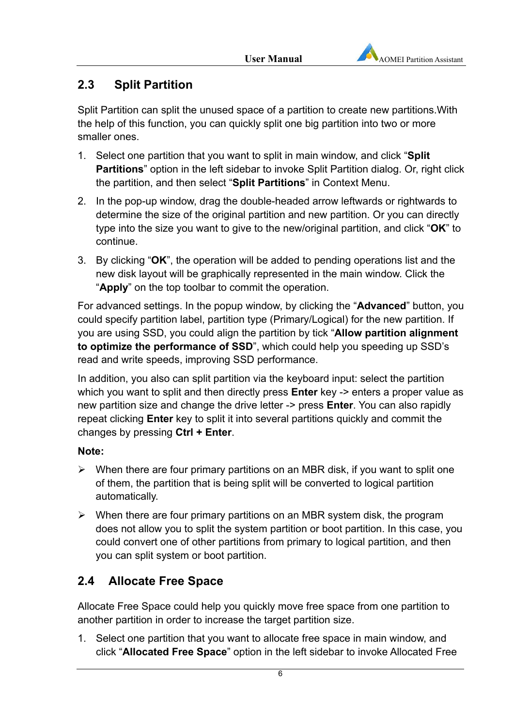## 2.3 Split Partition

Split Partition can split the unused space of a partition to create new partitions.With the help of this function, you can quickly split one big partition into two or more smaller ones.

1. Select one partition that you want to split in main window, and click "**Split Partitions**" option in the left sidebar to invoke Split Partition dialog. Or, right click the partition, and then select "**Split Partitions**" in Context Menu.
2. In the pop-up window, drag the double-headed arrow leftwards or rightwards to determine the size of the original partition and new partition. Or you can directly type into the size you want to give to the new/original partition, and click "**OK**" to continue.
3. By clicking "**OK**", the operation will be added to pending operations list and the new disk layout will be graphically represented in the main window. Click the "**Apply**" on the top toolbar to commit the operation.

For advanced settings. In the popup window, by clicking the "**Advanced**" button, you could specify partition label, partition type (Primary/Logical) for the new partition. If you are using SSD, you could align the partition by tick "**Allow partition alignment to optimize the performance of SSD**", which could help you speeding up SSD's read and write speeds, improving SSD performance.

In addition, you also can split partition via the keyboard input: select the partition which you want to split and then directly press **Enter** key -> enters a proper value as new partition size and change the drive letter -> press **Enter**. You can also rapidly repeat clicking **Enter** key to split it into several partitions quickly and commit the changes by pressing **Ctrl + Enter**.

**Note:**

- When there are four primary partitions on an MBR disk, if you want to split one of them, the partition that is being split will be converted to logical partition automatically.
- When there are four primary partitions on an MBR system disk, the program does not allow you to split the system partition or boot partition. In this case, you could convert one of other partitions from primary to logical partition, and then you can split system or boot partition.

## 2.4 Allocate Free Space

Allocate Free Space could help you quickly move free space from one partition to another partition in order to increase the target partition size.

1. Select one partition that you want to allocate free space in main window, and click "**Allocated Free Space**" option in the left sidebar to invoke Allocated Free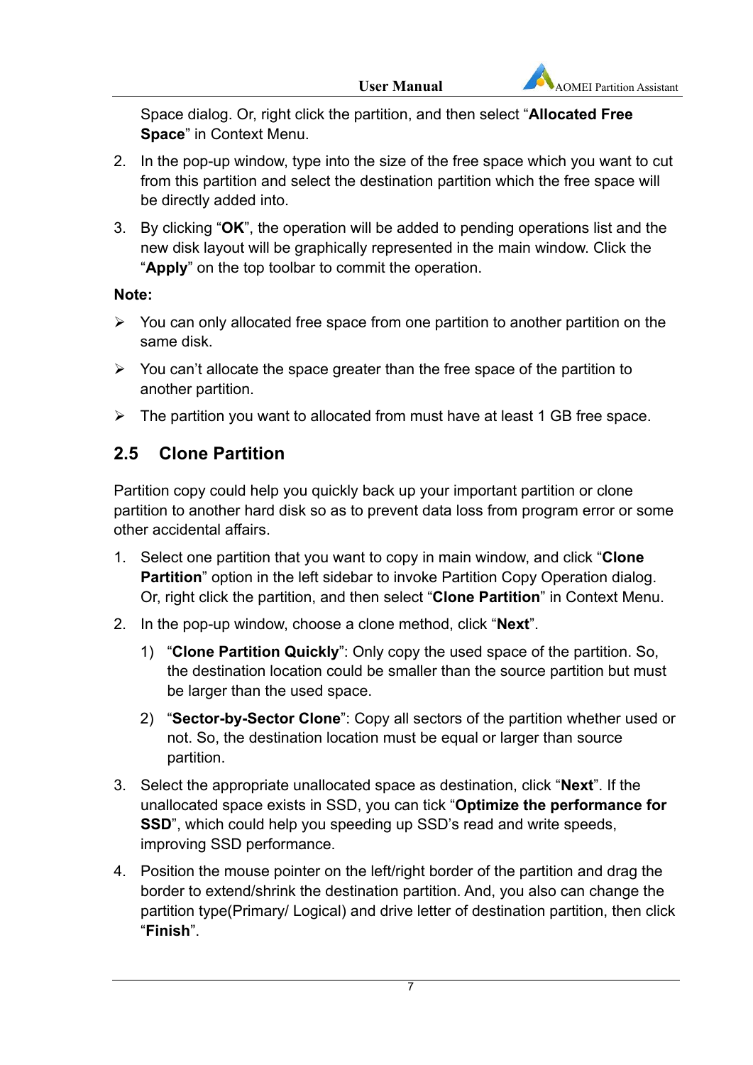Space dialog. Or, right click the partition, and then select "**Allocated Free Space**" in Context Menu.

2. In the pop-up window, type into the size of the free space which you want to cut from this partition and select the destination partition which the free space will be directly added into.

3. By clicking "**OK**", the operation will be added to pending operations list and the new disk layout will be graphically represented in the main window. Click the "**Apply**" on the top toolbar to commit the operation.

**Note:**

- You can only allocated free space from one partition to another partition on the same disk.
- You can't allocate the space greater than the free space of the partition to another partition.
- The partition you want to allocated from must have at least 1 GB free space.

## 2.5 Clone Partition

Partition copy could help you quickly back up your important partition or clone partition to another hard disk so as to prevent data loss from program error or some other accidental affairs.

1. Select one partition that you want to copy in main window, and click "**Clone Partition**" option in the left sidebar to invoke Partition Copy Operation dialog. Or, right click the partition, and then select "**Clone Partition**" in Context Menu.

2. In the pop-up window, choose a clone method, click "**Next**".

   1) "**Clone Partition Quickly**": Only copy the used space of the partition. So, the destination location could be smaller than the source partition but must be larger than the used space.

   2) "**Sector-by-Sector Clone**": Copy all sectors of the partition whether used or not. So, the destination location must be equal or larger than source partition.

3. Select the appropriate unallocated space as destination, click "**Next**". If the unallocated space exists in SSD, you can tick "**Optimize the performance for SSD**", which could help you speeding up SSD's read and write speeds, improving SSD performance.

4. Position the mouse pointer on the left/right border of the partition and drag the border to extend/shrink the destination partition. And, you also can change the partition type(Primary/ Logical) and drive letter of destination partition, then click "**Finish**".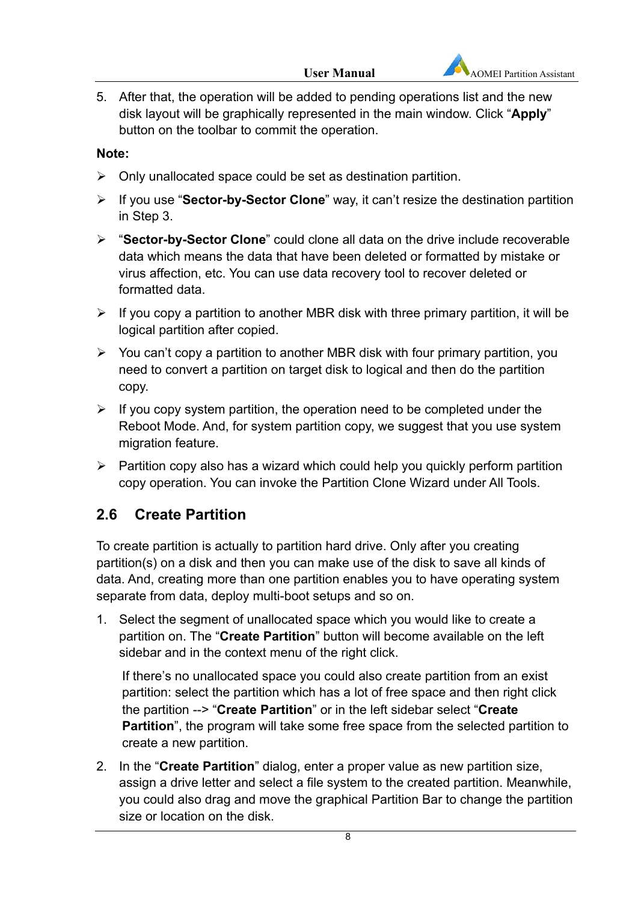5. After that, the operation will be added to pending operations list and the new disk layout will be graphically represented in the main window. Click "**Apply**" button on the toolbar to commit the operation.

**Note:**

- Only unallocated space could be set as destination partition.
- If you use "**Sector-by-Sector Clone**" way, it can't resize the destination partition in Step 3.
- "**Sector-by-Sector Clone**" could clone all data on the drive include recoverable data which means the data that have been deleted or formatted by mistake or virus affection, etc. You can use data recovery tool to recover deleted or formatted data.
- If you copy a partition to another MBR disk with three primary partition, it will be logical partition after copied.
- You can't copy a partition to another MBR disk with four primary partition, you need to convert a partition on target disk to logical and then do the partition copy.
- If you copy system partition, the operation need to be completed under the Reboot Mode. And, for system partition copy, we suggest that you use system migration feature.
- Partition copy also has a wizard which could help you quickly perform partition copy operation. You can invoke the Partition Clone Wizard under All Tools.

## 2.6 Create Partition

To create partition is actually to partition hard drive. Only after you creating partition(s) on a disk and then you can make use of the disk to save all kinds of data. And, creating more than one partition enables you to have operating system separate from data, deploy multi-boot setups and so on.

1. Select the segment of unallocated space which you would like to create a partition on. The "**Create Partition**" button will become available on the left sidebar and in the context menu of the right click.

   If there's no unallocated space you could also create partition from an exist partition: select the partition which has a lot of free space and then right click the partition --> "**Create Partition**" or in the left sidebar select "**Create Partition**", the program will take some free space from the selected partition to create a new partition.

2. In the "**Create Partition**" dialog, enter a proper value as new partition size, assign a drive letter and select a file system to the created partition. Meanwhile, you could also drag and move the graphical Partition Bar to change the partition size or location on the disk.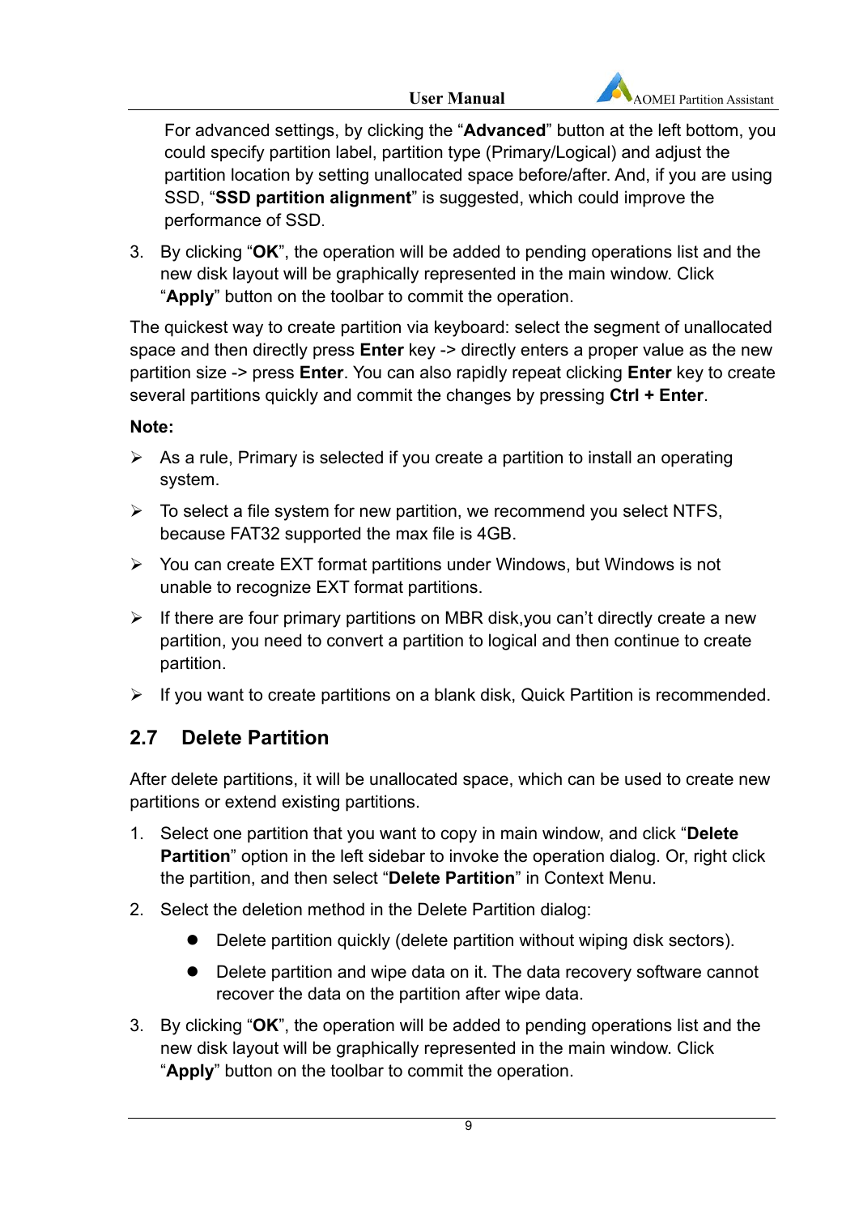For advanced settings, by clicking the "**Advanced**" button at the left bottom, you could specify partition label, partition type (Primary/Logical) and adjust the partition location by setting unallocated space before/after. And, if you are using SSD, "**SSD partition alignment**" is suggested, which could improve the performance of SSD.

3. By clicking "**OK**", the operation will be added to pending operations list and the new disk layout will be graphically represented in the main window. Click "**Apply**" button on the toolbar to commit the operation.

The quickest way to create partition via keyboard: select the segment of unallocated space and then directly press **Enter** key -> directly enters a proper value as the new partition size -> press **Enter**. You can also rapidly repeat clicking **Enter** key to create several partitions quickly and commit the changes by pressing **Ctrl + Enter**.

**Note:**

- As a rule, Primary is selected if you create a partition to install an operating system.
- To select a file system for new partition, we recommend you select NTFS, because FAT32 supported the max file is 4GB.
- You can create EXT format partitions under Windows, but Windows is not unable to recognize EXT format partitions.
- If there are four primary partitions on MBR disk,you can't directly create a new partition, you need to convert a partition to logical and then continue to create partition.
- If you want to create partitions on a blank disk, Quick Partition is recommended.

## 2.7 Delete Partition

After delete partitions, it will be unallocated space, which can be used to create new partitions or extend existing partitions.

1. Select one partition that you want to copy in main window, and click "**Delete Partition**" option in the left sidebar to invoke the operation dialog. Or, right click the partition, and then select "**Delete Partition**" in Context Menu.
2. Select the deletion method in the Delete Partition dialog:
   - Delete partition quickly (delete partition without wiping disk sectors).
   - Delete partition and wipe data on it. The data recovery software cannot recover the data on the partition after wipe data.
3. By clicking "**OK**", the operation will be added to pending operations list and the new disk layout will be graphically represented in the main window. Click "**Apply**" button on the toolbar to commit the operation.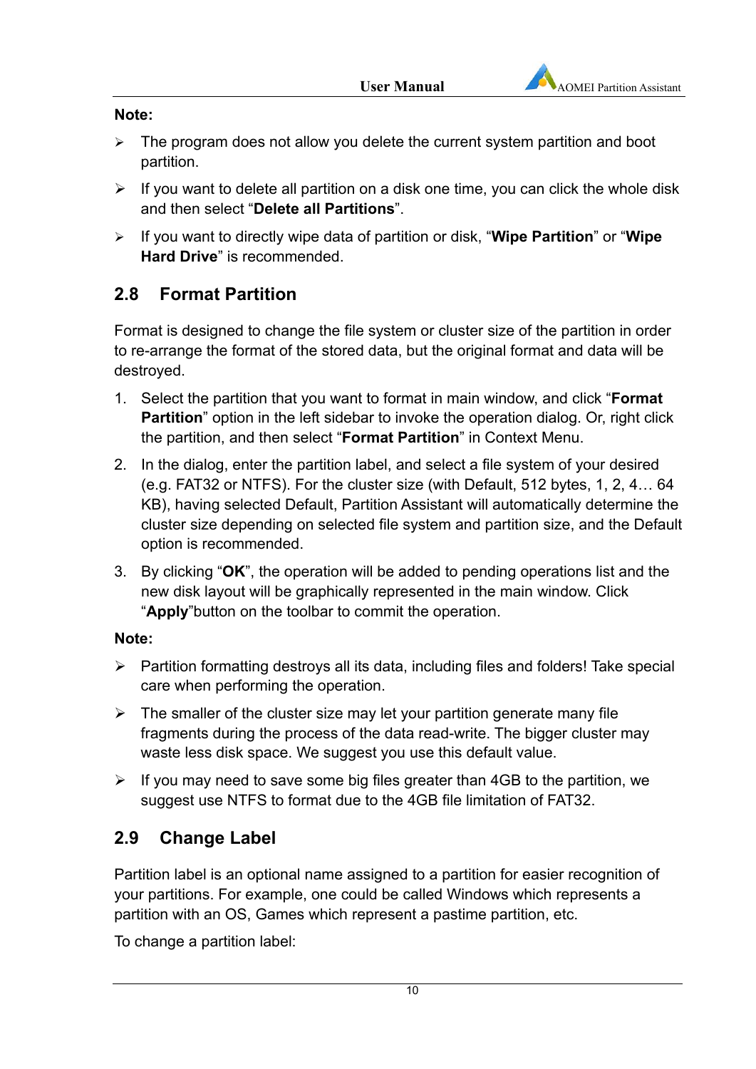**Note:**

- The program does not allow you delete the current system partition and boot partition.
- If you want to delete all partition on a disk one time, you can click the whole disk and then select "**Delete all Partitions**".
- If you want to directly wipe data of partition or disk, "**Wipe Partition**" or "**Wipe Hard Drive**" is recommended.

## 2.8 Format Partition

Format is designed to change the file system or cluster size of the partition in order to re-arrange the format of the stored data, but the original format and data will be destroyed.

1. Select the partition that you want to format in main window, and click "**Format Partition**" option in the left sidebar to invoke the operation dialog. Or, right click the partition, and then select "**Format Partition**" in Context Menu.
2. In the dialog, enter the partition label, and select a file system of your desired (e.g. FAT32 or NTFS). For the cluster size (with Default, 512 bytes, 1, 2, 4… 64 KB), having selected Default, Partition Assistant will automatically determine the cluster size depending on selected file system and partition size, and the Default option is recommended.
3. By clicking "**OK**", the operation will be added to pending operations list and the new disk layout will be graphically represented in the main window. Click "**Apply**"button on the toolbar to commit the operation.

**Note:**

- Partition formatting destroys all its data, including files and folders! Take special care when performing the operation.
- The smaller of the cluster size may let your partition generate many file fragments during the process of the data read-write. The bigger cluster may waste less disk space. We suggest you use this default value.
- If you may need to save some big files greater than 4GB to the partition, we suggest use NTFS to format due to the 4GB file limitation of FAT32.

## 2.9 Change Label

Partition label is an optional name assigned to a partition for easier recognition of your partitions. For example, one could be called Windows which represents a partition with an OS, Games which represent a pastime partition, etc.

To change a partition label: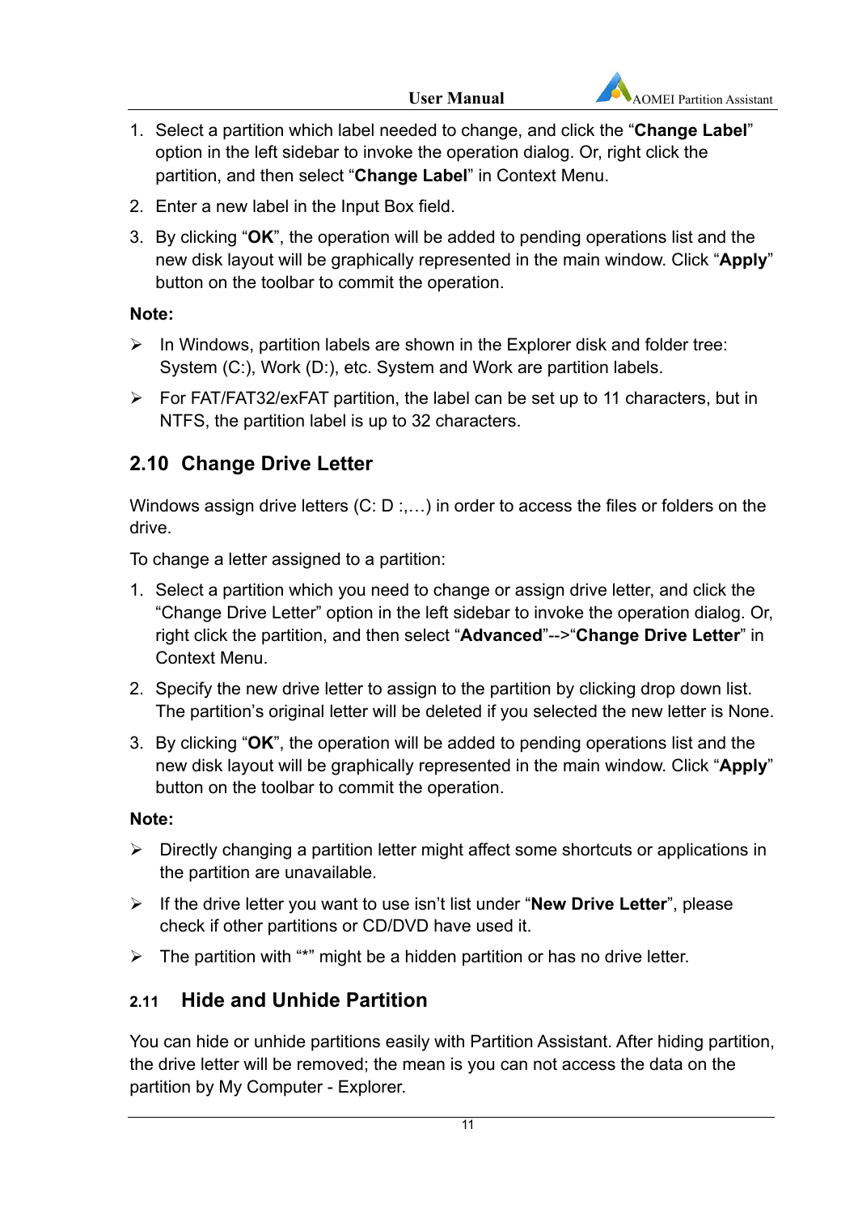1. Select a partition which label needed to change, and click the "**Change Label**" option in the left sidebar to invoke the operation dialog. Or, right click the partition, and then select "**Change Label**" in Context Menu.
2. Enter a new label in the Input Box field.
3. By clicking "**OK**", the operation will be added to pending operations list and the new disk layout will be graphically represented in the main window. Click "**Apply**" button on the toolbar to commit the operation.

**Note:**

- In Windows, partition labels are shown in the Explorer disk and folder tree: System (C:), Work (D:), etc. System and Work are partition labels.
- For FAT/FAT32/exFAT partition, the label can be set up to 11 characters, but in NTFS, the partition label is up to 32 characters.

## 2.10 Change Drive Letter

Windows assign drive letters (C: D :,…) in order to access the files or folders on the drive.

To change a letter assigned to a partition:

1. Select a partition which you need to change or assign drive letter, and click the "Change Drive Letter" option in the left sidebar to invoke the operation dialog. Or, right click the partition, and then select "**Advanced**"-->"**Change Drive Letter**" in Context Menu.
2. Specify the new drive letter to assign to the partition by clicking drop down list. The partition's original letter will be deleted if you selected the new letter is None.
3. By clicking "**OK**", the operation will be added to pending operations list and the new disk layout will be graphically represented in the main window. Click "**Apply**" button on the toolbar to commit the operation.

**Note:**

- Directly changing a partition letter might affect some shortcuts or applications in the partition are unavailable.
- If the drive letter you want to use isn't list under "**New Drive Letter**", please check if other partitions or CD/DVD have used it.
- The partition with "*" might be a hidden partition or has no drive letter.

## 2.11 Hide and Unhide Partition

You can hide or unhide partitions easily with Partition Assistant. After hiding partition, the drive letter will be removed; the mean is you can not access the data on the partition by My Computer - Explorer.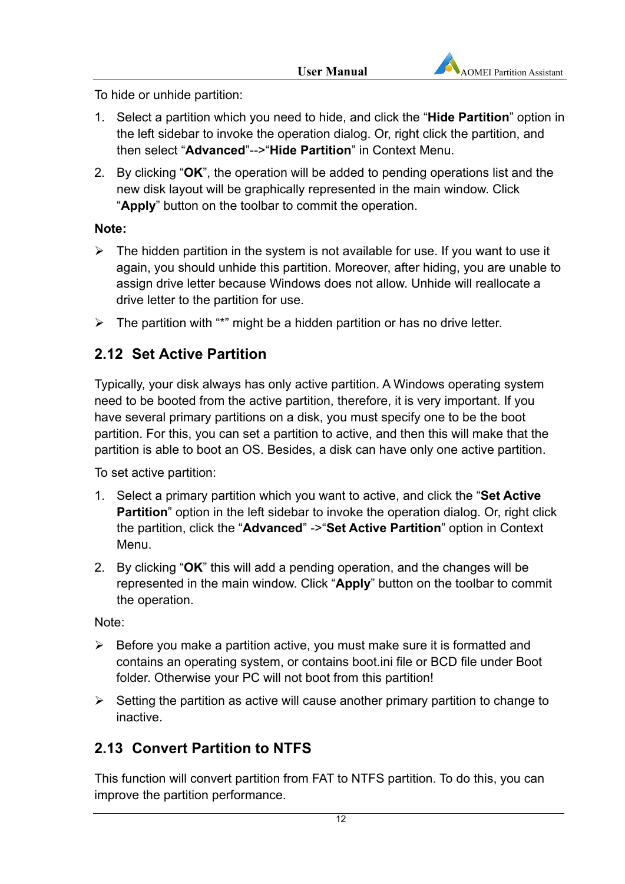To hide or unhide partition:

1. Select a partition which you need to hide, and click the “**Hide Partition**” option in the left sidebar to invoke the operation dialog. Or, right click the partition, and then select “**Advanced**”-->“**Hide Partition**” in Context Menu.
2. By clicking “**OK**”, the operation will be added to pending operations list and the new disk layout will be graphically represented in the main window. Click “**Apply**” button on the toolbar to commit the operation.

**Note:**

- The hidden partition in the system is not available for use. If you want to use it again, you should unhide this partition. Moreover, after hiding, you are unable to assign drive letter because Windows does not allow. Unhide will reallocate a drive letter to the partition for use.
- The partition with “*” might be a hidden partition or has no drive letter.

## 2.12 Set Active Partition

Typically, your disk always has only active partition. A Windows operating system need to be booted from the active partition, therefore, it is very important. If you have several primary partitions on a disk, you must specify one to be the boot partition. For this, you can set a partition to active, and then this will make that the partition is able to boot an OS. Besides, a disk can have only one active partition.

To set active partition:

1. Select a primary partition which you want to active, and click the “**Set Active Partition**” option in the left sidebar to invoke the operation dialog. Or, right click the partition, click the “**Advanced**” ->“**Set Active Partition**” option in Context Menu.
2. By clicking “**OK**” this will add a pending operation, and the changes will be represented in the main window. Click “**Apply**” button on the toolbar to commit the operation.

Note:

- Before you make a partition active, you must make sure it is formatted and contains an operating system, or contains boot.ini file or BCD file under Boot folder. Otherwise your PC will not boot from this partition!
- Setting the partition as active will cause another primary partition to change to inactive.

## 2.13 Convert Partition to NTFS

This function will convert partition from FAT to NTFS partition. To do this, you can improve the partition performance.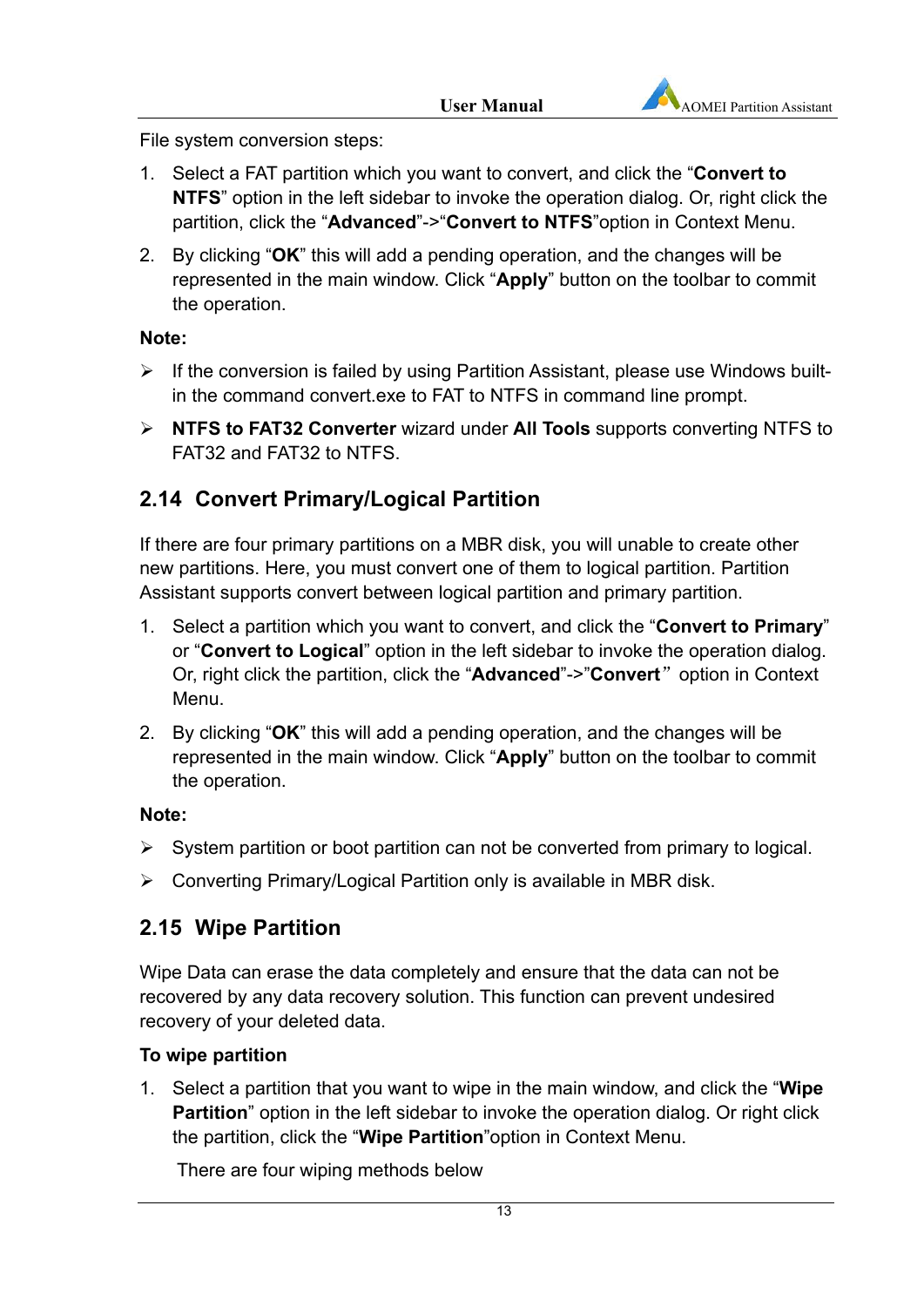File system conversion steps:

1. Select a FAT partition which you want to convert, and click the "**Convert to NTFS**" option in the left sidebar to invoke the operation dialog. Or, right click the partition, click the "**Advanced**"->"**Convert to NTFS**"option in Context Menu.
2. By clicking "**OK**" this will add a pending operation, and the changes will be represented in the main window. Click "**Apply**" button on the toolbar to commit the operation.

**Note:**

- If the conversion is failed by using Partition Assistant, please use Windows built-in the command convert.exe to FAT to NTFS in command line prompt.
- **NTFS to FAT32 Converter** wizard under **All Tools** supports converting NTFS to FAT32 and FAT32 to NTFS.

## 2.14 Convert Primary/Logical Partition

If there are four primary partitions on a MBR disk, you will unable to create other new partitions. Here, you must convert one of them to logical partition. Partition Assistant supports convert between logical partition and primary partition.

1. Select a partition which you want to convert, and click the "**Convert to Primary**" or "**Convert to Logical**" option in the left sidebar to invoke the operation dialog. Or, right click the partition, click the "**Advanced**"->"**Convert**" option in Context Menu.
2. By clicking "**OK**" this will add a pending operation, and the changes will be represented in the main window. Click "**Apply**" button on the toolbar to commit the operation.

**Note:**

- System partition or boot partition can not be converted from primary to logical.
- Converting Primary/Logical Partition only is available in MBR disk.

## 2.15 Wipe Partition

Wipe Data can erase the data completely and ensure that the data can not be recovered by any data recovery solution. This function can prevent undesired recovery of your deleted data.

**To wipe partition**

1. Select a partition that you want to wipe in the main window, and click the "**Wipe Partition**" option in the left sidebar to invoke the operation dialog. Or right click the partition, click the "**Wipe Partition**"option in Context Menu.

   There are four wiping methods below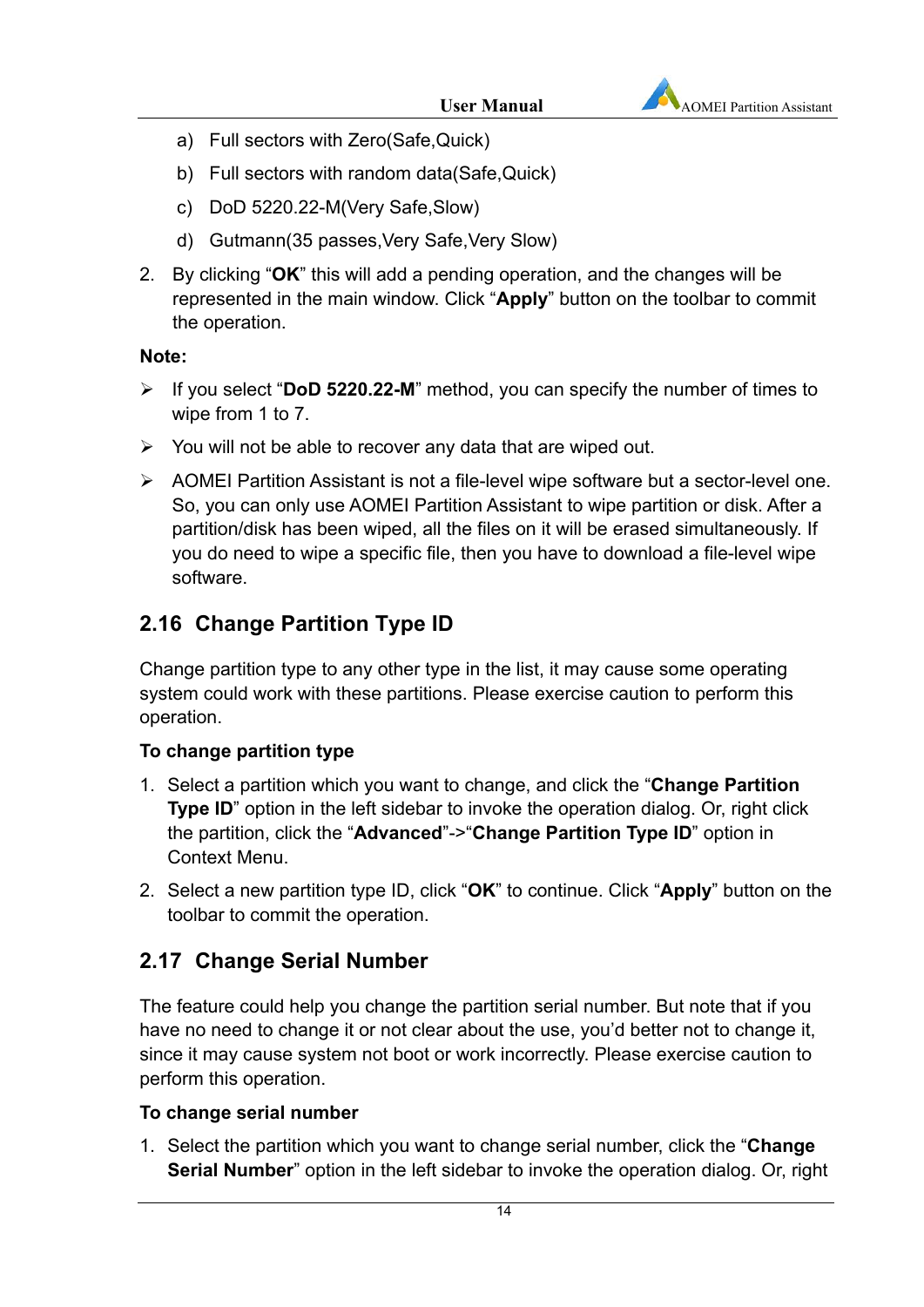a) Full sectors with Zero(Safe,Quick)

b) Full sectors with random data(Safe,Quick)

c) DoD 5220.22-M(Very Safe,Slow)

d) Gutmann(35 passes,Very Safe,Very Slow)

2. By clicking "**OK**" this will add a pending operation, and the changes will be represented in the main window. Click "**Apply**" button on the toolbar to commit the operation.

**Note:**

- If you select "**DoD 5220.22-M**" method, you can specify the number of times to wipe from 1 to 7.
- You will not be able to recover any data that are wiped out.
- AOMEI Partition Assistant is not a file-level wipe software but a sector-level one. So, you can only use AOMEI Partition Assistant to wipe partition or disk. After a partition/disk has been wiped, all the files on it will be erased simultaneously. If you do need to wipe a specific file, then you have to download a file-level wipe software.

## 2.16 Change Partition Type ID

Change partition type to any other type in the list, it may cause some operating system could work with these partitions. Please exercise caution to perform this operation.

**To change partition type**

1. Select a partition which you want to change, and click the "**Change Partition Type ID**" option in the left sidebar to invoke the operation dialog. Or, right click the partition, click the "**Advanced**"->"**Change Partition Type ID**" option in Context Menu.
2. Select a new partition type ID, click "**OK**" to continue. Click "**Apply**" button on the toolbar to commit the operation.

## 2.17 Change Serial Number

The feature could help you change the partition serial number. But note that if you have no need to change it or not clear about the use, you'd better not to change it, since it may cause system not boot or work incorrectly. Please exercise caution to perform this operation.

**To change serial number**

1. Select the partition which you want to change serial number, click the "**Change Serial Number**" option in the left sidebar to invoke the operation dialog. Or, right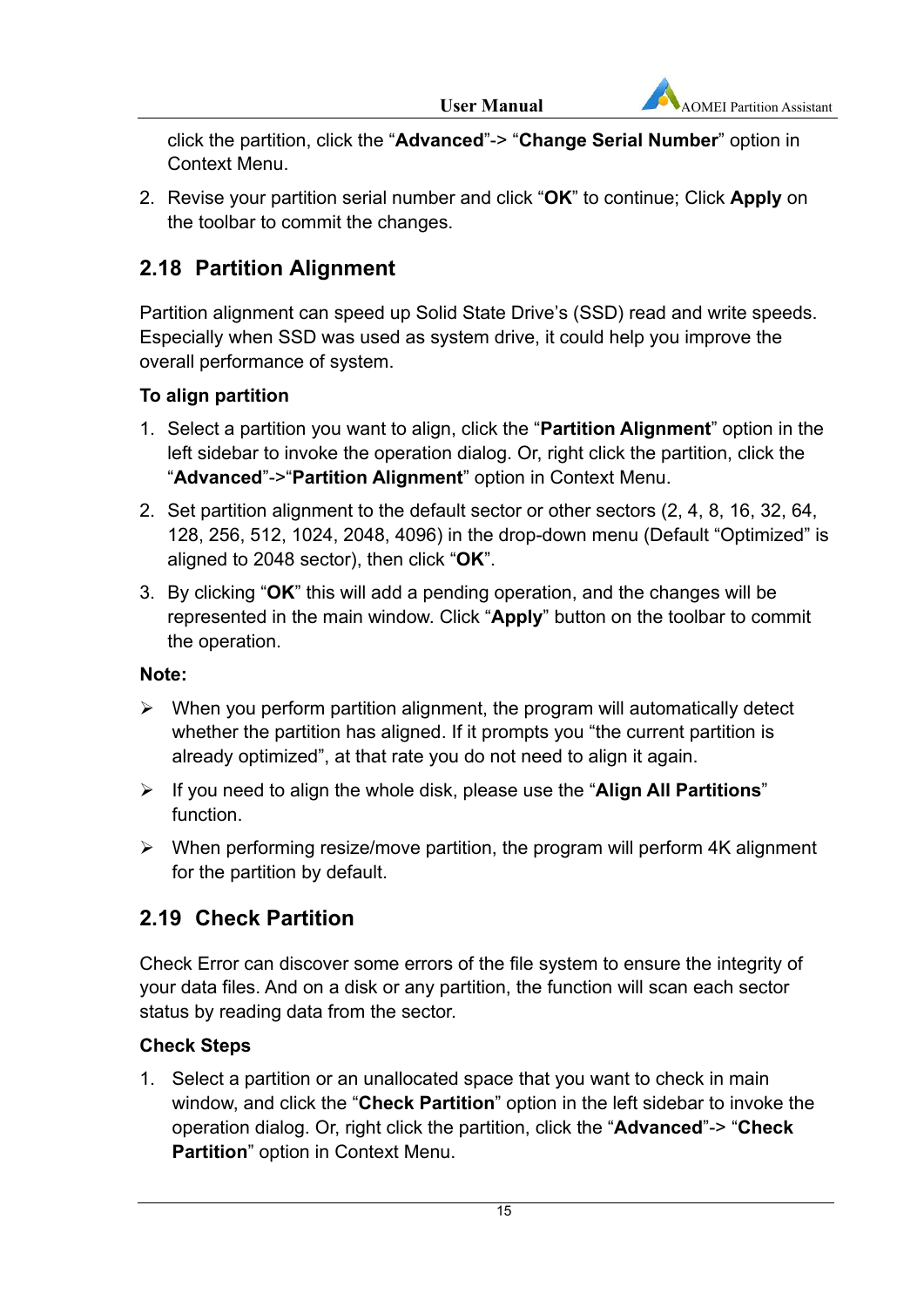click the partition, click the "**Advanced**"-> "**Change Serial Number**" option in Context Menu.

2. Revise your partition serial number and click "**OK**" to continue; Click **Apply** on the toolbar to commit the changes.

## 2.18 Partition Alignment

Partition alignment can speed up Solid State Drive's (SSD) read and write speeds. Especially when SSD was used as system drive, it could help you improve the overall performance of system.

**To align partition**

1. Select a partition you want to align, click the "**Partition Alignment**" option in the left sidebar to invoke the operation dialog. Or, right click the partition, click the "**Advanced**"->"**Partition Alignment**" option in Context Menu.
2. Set partition alignment to the default sector or other sectors (2, 4, 8, 16, 32, 64, 128, 256, 512, 1024, 2048, 4096) in the drop-down menu (Default "Optimized" is aligned to 2048 sector), then click "**OK**".
3. By clicking "**OK**" this will add a pending operation, and the changes will be represented in the main window. Click "**Apply**" button on the toolbar to commit the operation.

**Note:**

- When you perform partition alignment, the program will automatically detect whether the partition has aligned. If it prompts you "the current partition is already optimized", at that rate you do not need to align it again.
- If you need to align the whole disk, please use the "**Align All Partitions**" function.
- When performing resize/move partition, the program will perform 4K alignment for the partition by default.

## 2.19 Check Partition

Check Error can discover some errors of the file system to ensure the integrity of your data files. And on a disk or any partition, the function will scan each sector status by reading data from the sector.

**Check Steps**

1. Select a partition or an unallocated space that you want to check in main window, and click the "**Check Partition**" option in the left sidebar to invoke the operation dialog. Or, right click the partition, click the "**Advanced**"-> "**Check Partition**" option in Context Menu.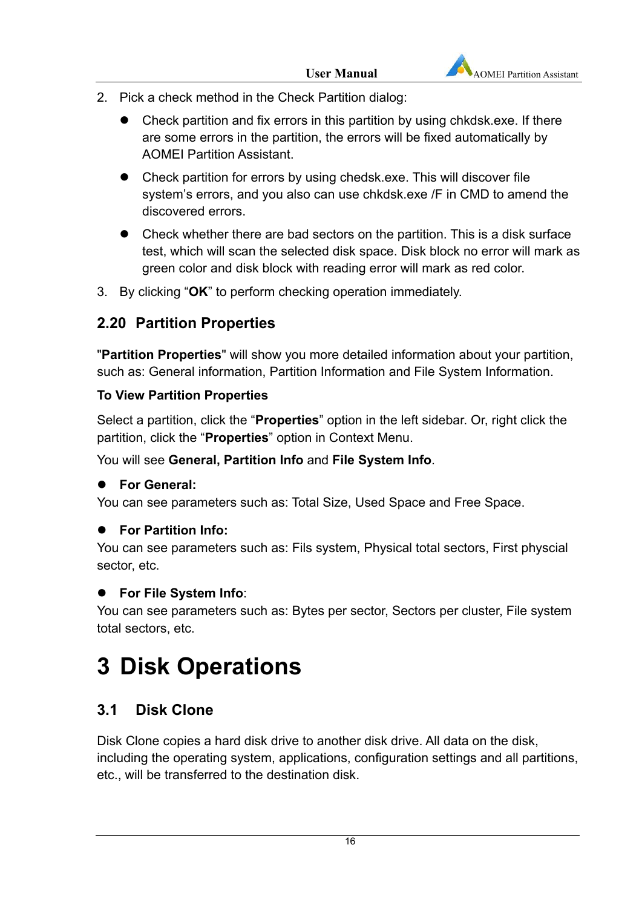2. Pick a check method in the Check Partition dialog:

   - Check partition and fix errors in this partition by using chkdsk.exe. If there are some errors in the partition, the errors will be fixed automatically by AOMEI Partition Assistant.
   - Check partition for errors by using chedsk.exe. This will discover file system's errors, and you also can use chkdsk.exe /F in CMD to amend the discovered errors.
   - Check whether there are bad sectors on the partition. This is a disk surface test, which will scan the selected disk space. Disk block no error will mark as green color and disk block with reading error will mark as red color.

3. By clicking "**OK**" to perform checking operation immediately.

## 2.20 Partition Properties

"**Partition Properties**" will show you more detailed information about your partition, such as: General information, Partition Information and File System Information.

**To View Partition Properties**

Select a partition, click the "**Properties**" option in the left sidebar. Or, right click the partition, click the "**Properties**" option in Context Menu.

You will see **General, Partition Info** and **File System Info**.

- **For General:**

You can see parameters such as: Total Size, Used Space and Free Space.

- **For Partition Info:**

You can see parameters such as: Fils system, Physical total sectors, First physcial sector, etc.

- **For File System Info**:

You can see parameters such as: Bytes per sector, Sectors per cluster, File system total sectors, etc.

# 3 Disk Operations

## 3.1 Disk Clone

Disk Clone copies a hard disk drive to another disk drive. All data on the disk, including the operating system, applications, configuration settings and all partitions, etc., will be transferred to the destination disk.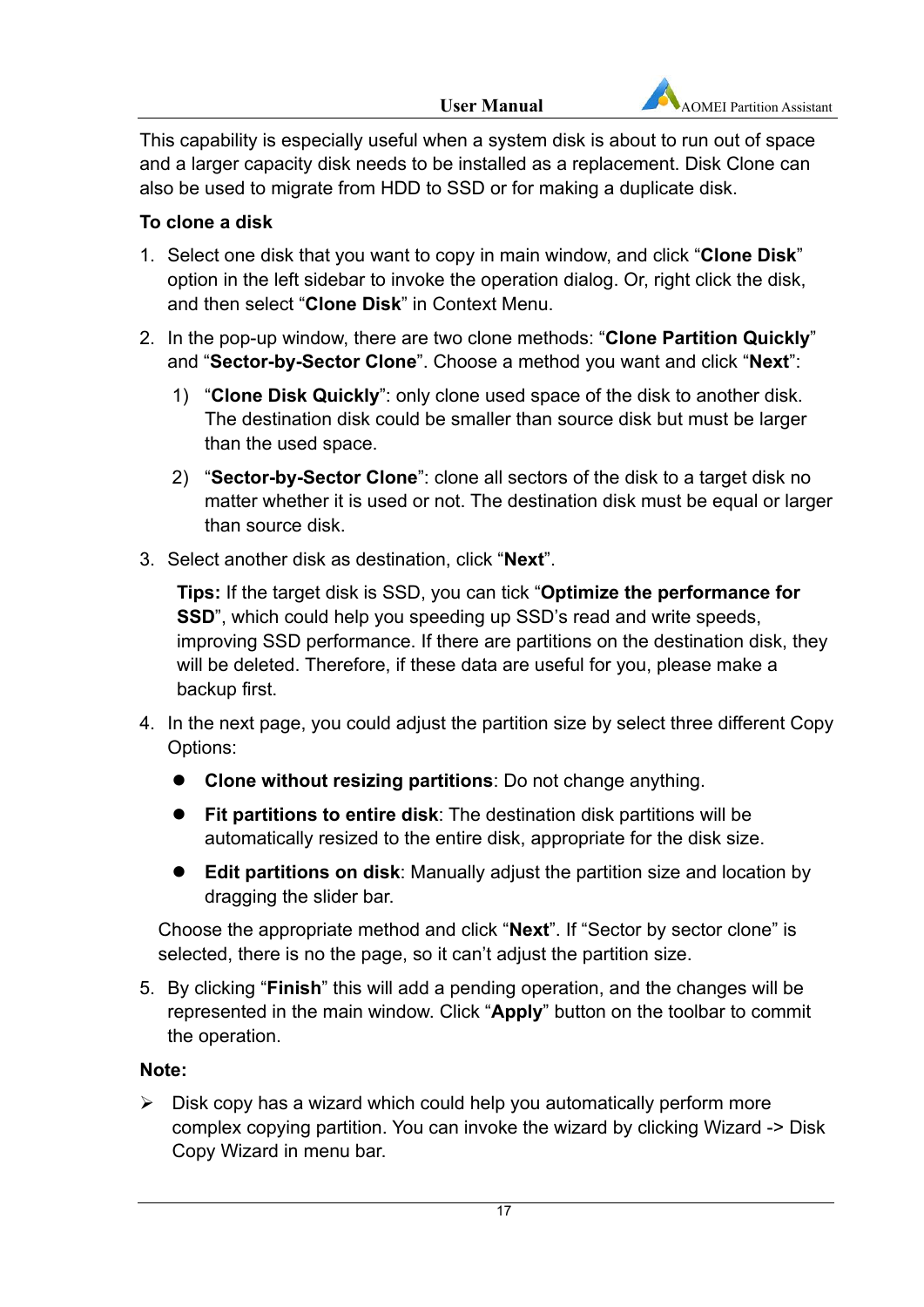This capability is especially useful when a system disk is about to run out of space and a larger capacity disk needs to be installed as a replacement. Disk Clone can also be used to migrate from HDD to SSD or for making a duplicate disk.

**To clone a disk**

1. Select one disk that you want to copy in main window, and click “**Clone Disk**” option in the left sidebar to invoke the operation dialog. Or, right click the disk, and then select “**Clone Disk**” in Context Menu.
2. In the pop-up window, there are two clone methods: “**Clone Partition Quickly**” and “**Sector-by-Sector Clone**”. Choose a method you want and click “**Next**”:
   1) “**Clone Disk Quickly**”: only clone used space of the disk to another disk. The destination disk could be smaller than source disk but must be larger than the used space.
   2) “**Sector-by-Sector Clone**”: clone all sectors of the disk to a target disk no matter whether it is used or not. The destination disk must be equal or larger than source disk.
3. Select another disk as destination, click “**Next**”.

   **Tips:** If the target disk is SSD, you can tick “**Optimize the performance for SSD**”, which could help you speeding up SSD’s read and write speeds, improving SSD performance. If there are partitions on the destination disk, they will be deleted. Therefore, if these data are useful for you, please make a backup first.
4. In the next page, you could adjust the partition size by select three different Copy Options:
   - **Clone without resizing partitions**: Do not change anything.
   - **Fit partitions to entire disk**: The destination disk partitions will be automatically resized to the entire disk, appropriate for the disk size.
   - **Edit partitions on disk**: Manually adjust the partition size and location by dragging the slider bar.

   Choose the appropriate method and click “**Next**”. If “Sector by sector clone” is selected, there is no the page, so it can’t adjust the partition size.
5. By clicking “**Finish**” this will add a pending operation, and the changes will be represented in the main window. Click “**Apply**” button on the toolbar to commit the operation.

**Note:**

- Disk copy has a wizard which could help you automatically perform more complex copying partition. You can invoke the wizard by clicking Wizard -> Disk Copy Wizard in menu bar.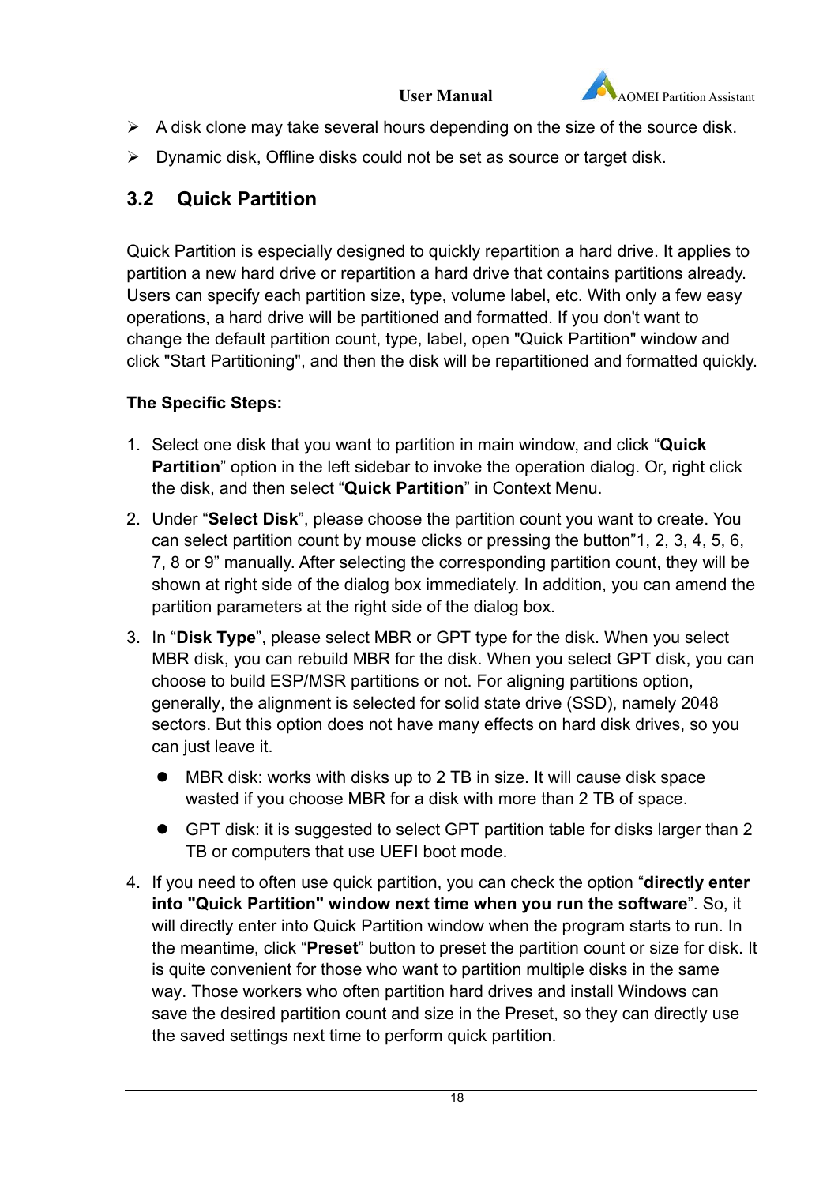- A disk clone may take several hours depending on the size of the source disk.
- Dynamic disk, Offline disks could not be set as source or target disk.

## 3.2 Quick Partition

Quick Partition is especially designed to quickly repartition a hard drive. It applies to partition a new hard drive or repartition a hard drive that contains partitions already. Users can specify each partition size, type, volume label, etc. With only a few easy operations, a hard drive will be partitioned and formatted. If you don't want to change the default partition count, type, label, open "Quick Partition" window and click "Start Partitioning", and then the disk will be repartitioned and formatted quickly.

**The Specific Steps:**

1. Select one disk that you want to partition in main window, and click "**Quick Partition**" option in the left sidebar to invoke the operation dialog. Or, right click the disk, and then select "**Quick Partition**" in Context Menu.
2. Under "**Select Disk**", please choose the partition count you want to create. You can select partition count by mouse clicks or pressing the button"1, 2, 3, 4, 5, 6, 7, 8 or 9" manually. After selecting the corresponding partition count, they will be shown at right side of the dialog box immediately. In addition, you can amend the partition parameters at the right side of the dialog box.
3. In "**Disk Type**", please select MBR or GPT type for the disk. When you select MBR disk, you can rebuild MBR for the disk. When you select GPT disk, you can choose to build ESP/MSR partitions or not. For aligning partitions option, generally, the alignment is selected for solid state drive (SSD), namely 2048 sectors. But this option does not have many effects on hard disk drives, so you can just leave it.
   - MBR disk: works with disks up to 2 TB in size. It will cause disk space wasted if you choose MBR for a disk with more than 2 TB of space.
   - GPT disk: it is suggested to select GPT partition table for disks larger than 2 TB or computers that use UEFI boot mode.
4. If you need to often use quick partition, you can check the option "**directly enter into "Quick Partition" window next time when you run the software**". So, it will directly enter into Quick Partition window when the program starts to run. In the meantime, click "**Preset**" button to preset the partition count or size for disk. It is quite convenient for those who want to partition multiple disks in the same way. Those workers who often partition hard drives and install Windows can save the desired partition count and size in the Preset, so they can directly use the saved settings next time to perform quick partition.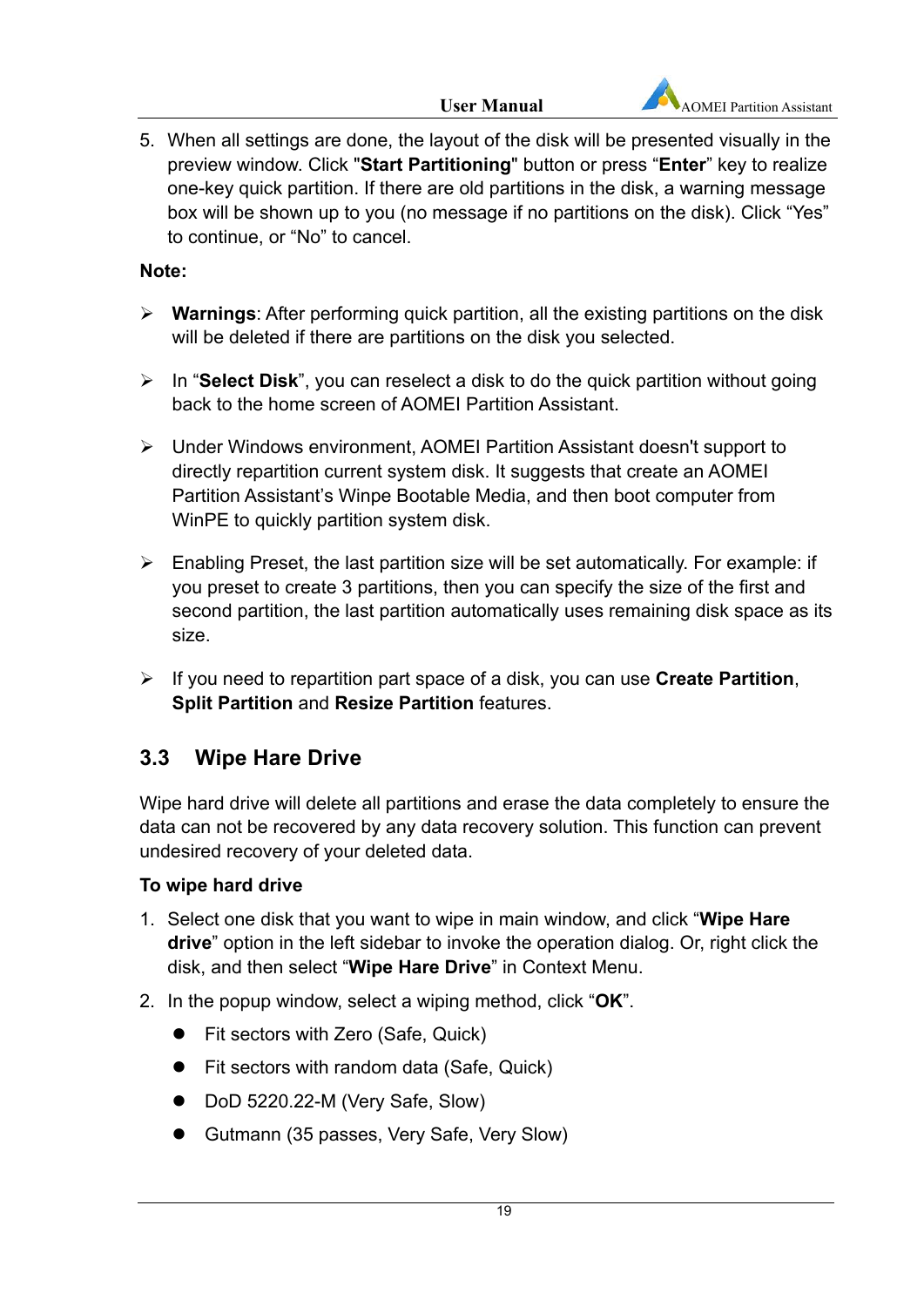5. When all settings are done, the layout of the disk will be presented visually in the preview window. Click "**Start Partitioning**" button or press “**Enter**” key to realize one-key quick partition. If there are old partitions in the disk, a warning message box will be shown up to you (no message if no partitions on the disk). Click “Yes” to continue, or “No” to cancel.

**Note:**

- **Warnings**: After performing quick partition, all the existing partitions on the disk will be deleted if there are partitions on the disk you selected.
- In “**Select Disk**”, you can reselect a disk to do the quick partition without going back to the home screen of AOMEI Partition Assistant.
- Under Windows environment, AOMEI Partition Assistant doesn't support to directly repartition current system disk. It suggests that create an AOMEI Partition Assistant’s Winpe Bootable Media, and then boot computer from WinPE to quickly partition system disk.
- Enabling Preset, the last partition size will be set automatically. For example: if you preset to create 3 partitions, then you can specify the size of the first and second partition, the last partition automatically uses remaining disk space as its size.
- If you need to repartition part space of a disk, you can use **Create Partition**, **Split Partition** and **Resize Partition** features.

## 3.3 Wipe Hare Drive

Wipe hard drive will delete all partitions and erase the data completely to ensure the data can not be recovered by any data recovery solution. This function can prevent undesired recovery of your deleted data.

**To wipe hard drive**

1. Select one disk that you want to wipe in main window, and click “**Wipe Hare drive**” option in the left sidebar to invoke the operation dialog. Or, right click the disk, and then select “**Wipe Hare Drive**” in Context Menu.
2. In the popup window, select a wiping method, click “**OK**”.
   - Fit sectors with Zero (Safe, Quick)
   - Fit sectors with random data (Safe, Quick)
   - DoD 5220.22-M (Very Safe, Slow)
   - Gutmann (35 passes, Very Safe, Very Slow)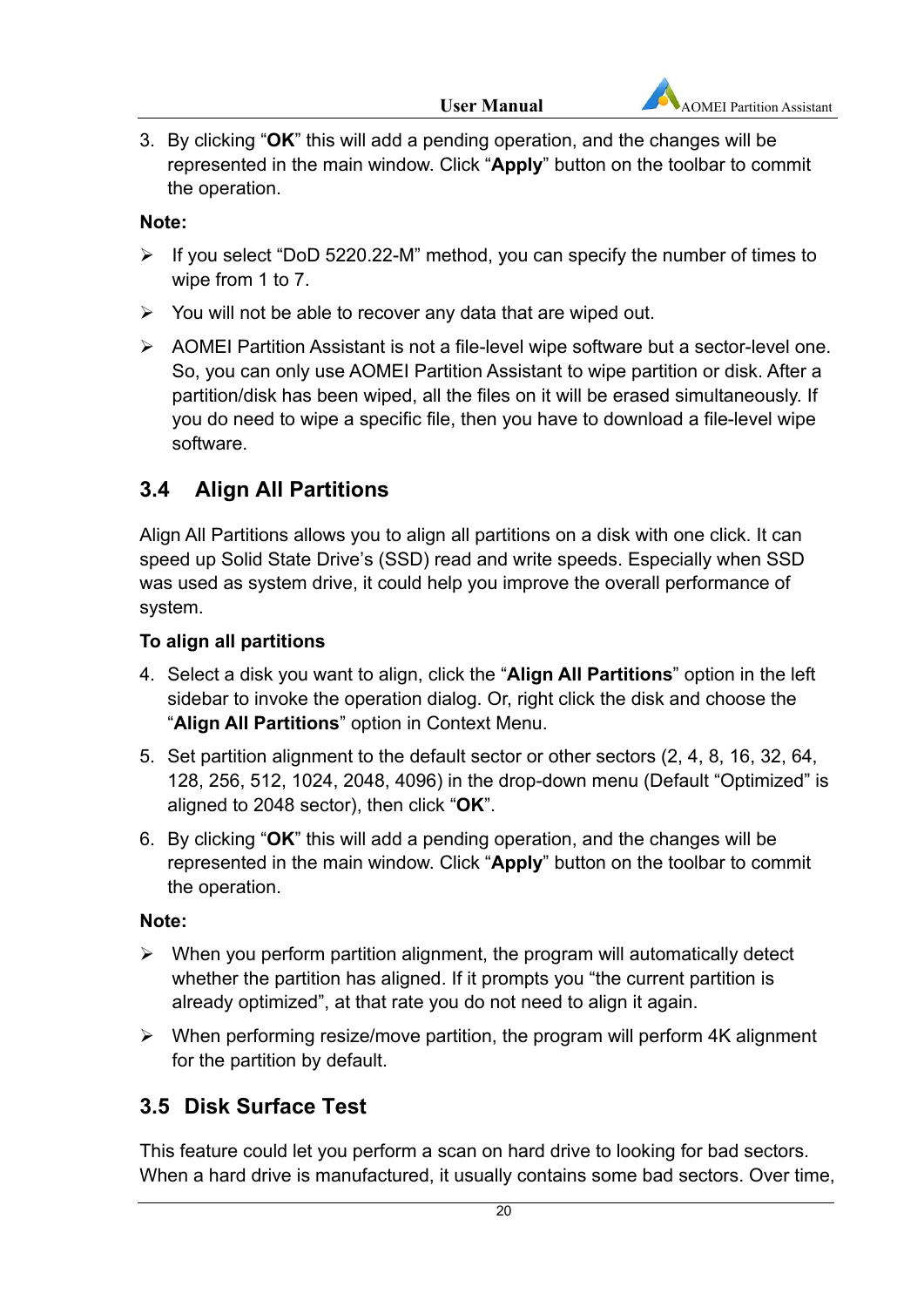3. By clicking "**OK**" this will add a pending operation, and the changes will be represented in the main window. Click "**Apply**" button on the toolbar to commit the operation.

**Note:**

- If you select "DoD 5220.22-M" method, you can specify the number of times to wipe from 1 to 7.
- You will not be able to recover any data that are wiped out.
- AOMEI Partition Assistant is not a file-level wipe software but a sector-level one. So, you can only use AOMEI Partition Assistant to wipe partition or disk. After a partition/disk has been wiped, all the files on it will be erased simultaneously. If you do need to wipe a specific file, then you have to download a file-level wipe software.

## 3.4 Align All Partitions

Align All Partitions allows you to align all partitions on a disk with one click. It can speed up Solid State Drive's (SSD) read and write speeds. Especially when SSD was used as system drive, it could help you improve the overall performance of system.

**To align all partitions**

4. Select a disk you want to align, click the "**Align All Partitions**" option in the left sidebar to invoke the operation dialog. Or, right click the disk and choose the "**Align All Partitions**" option in Context Menu.
5. Set partition alignment to the default sector or other sectors (2, 4, 8, 16, 32, 64, 128, 256, 512, 1024, 2048, 4096) in the drop-down menu (Default "Optimized" is aligned to 2048 sector), then click "**OK**".
6. By clicking "**OK**" this will add a pending operation, and the changes will be represented in the main window. Click "**Apply**" button on the toolbar to commit the operation.

**Note:**

- When you perform partition alignment, the program will automatically detect whether the partition has aligned. If it prompts you "the current partition is already optimized", at that rate you do not need to align it again.
- When performing resize/move partition, the program will perform 4K alignment for the partition by default.

## 3.5 Disk Surface Test

This feature could let you perform a scan on hard drive to looking for bad sectors. When a hard drive is manufactured, it usually contains some bad sectors. Over time,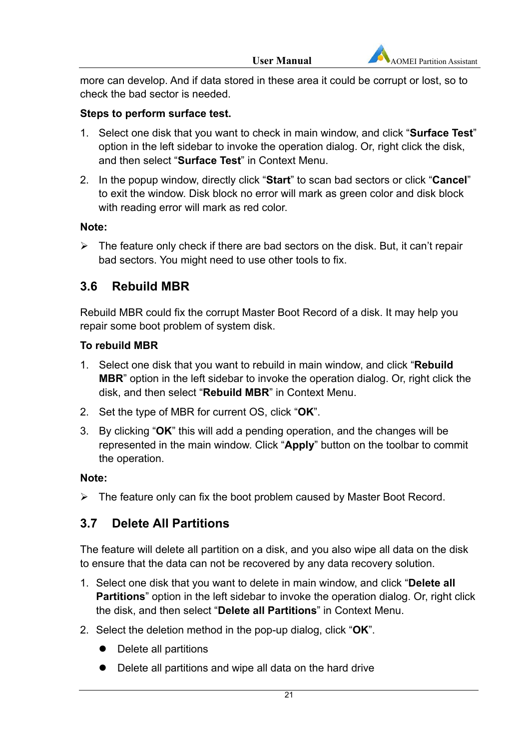more can develop. And if data stored in these area it could be corrupt or lost, so to check the bad sector is needed.

**Steps to perform surface test.**

1. Select one disk that you want to check in main window, and click "**Surface Test**" option in the left sidebar to invoke the operation dialog. Or, right click the disk, and then select "**Surface Test**" in Context Menu.
2. In the popup window, directly click "**Start**" to scan bad sectors or click "**Cancel**" to exit the window. Disk block no error will mark as green color and disk block with reading error will mark as red color.

**Note:**

- The feature only check if there are bad sectors on the disk. But, it can't repair bad sectors. You might need to use other tools to fix.

## 3.6 Rebuild MBR

Rebuild MBR could fix the corrupt Master Boot Record of a disk. It may help you repair some boot problem of system disk.

**To rebuild MBR**

1. Select one disk that you want to rebuild in main window, and click "**Rebuild MBR**" option in the left sidebar to invoke the operation dialog. Or, right click the disk, and then select "**Rebuild MBR**" in Context Menu.
2. Set the type of MBR for current OS, click "**OK**".
3. By clicking "**OK**" this will add a pending operation, and the changes will be represented in the main window. Click "**Apply**" button on the toolbar to commit the operation.

**Note:**

- The feature only can fix the boot problem caused by Master Boot Record.

## 3.7 Delete All Partitions

The feature will delete all partition on a disk, and you also wipe all data on the disk to ensure that the data can not be recovered by any data recovery solution.

1. Select one disk that you want to delete in main window, and click "**Delete all Partitions**" option in the left sidebar to invoke the operation dialog. Or, right click the disk, and then select "**Delete all Partitions**" in Context Menu.
2. Select the deletion method in the pop-up dialog, click "**OK**".
   - Delete all partitions
   - Delete all partitions and wipe all data on the hard drive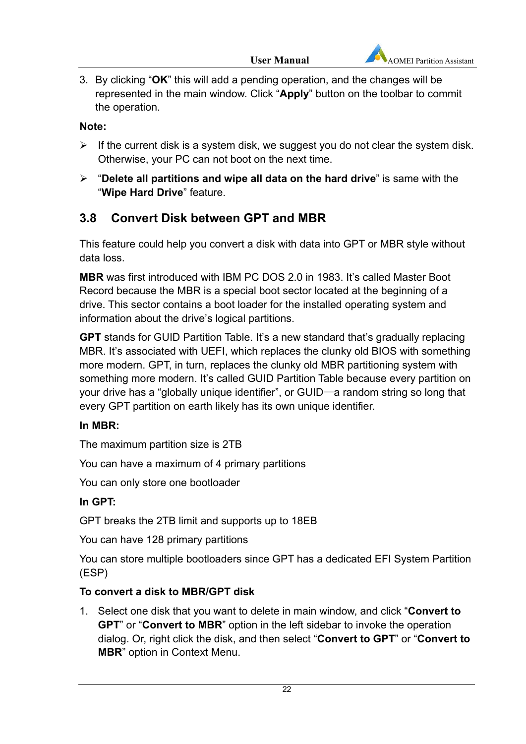3. By clicking "**OK**" this will add a pending operation, and the changes will be represented in the main window. Click "**Apply**" button on the toolbar to commit the operation.

**Note:**

- If the current disk is a system disk, we suggest you do not clear the system disk. Otherwise, your PC can not boot on the next time.
- "**Delete all partitions and wipe all data on the hard drive**" is same with the "**Wipe Hard Drive**" feature.

## 3.8 Convert Disk between GPT and MBR

This feature could help you convert a disk with data into GPT or MBR style without data loss.

**MBR** was first introduced with IBM PC DOS 2.0 in 1983. It's called Master Boot Record because the MBR is a special boot sector located at the beginning of a drive. This sector contains a boot loader for the installed operating system and information about the drive's logical partitions.

**GPT** stands for GUID Partition Table. It's a new standard that's gradually replacing MBR. It's associated with UEFI, which replaces the clunky old BIOS with something more modern. GPT, in turn, replaces the clunky old MBR partitioning system with something more modern. It's called GUID Partition Table because every partition on your drive has a "globally unique identifier", or GUID—a random string so long that every GPT partition on earth likely has its own unique identifier.

**In MBR:**

The maximum partition size is 2TB

You can have a maximum of 4 primary partitions

You can only store one bootloader

**In GPT:**

GPT breaks the 2TB limit and supports up to 18EB

You can have 128 primary partitions

You can store multiple bootloaders since GPT has a dedicated EFI System Partition (ESP)

**To convert a disk to MBR/GPT disk**

1. Select one disk that you want to delete in main window, and click "**Convert to GPT**" or "**Convert to MBR**" option in the left sidebar to invoke the operation dialog. Or, right click the disk, and then select "**Convert to GPT**" or "**Convert to MBR**" option in Context Menu.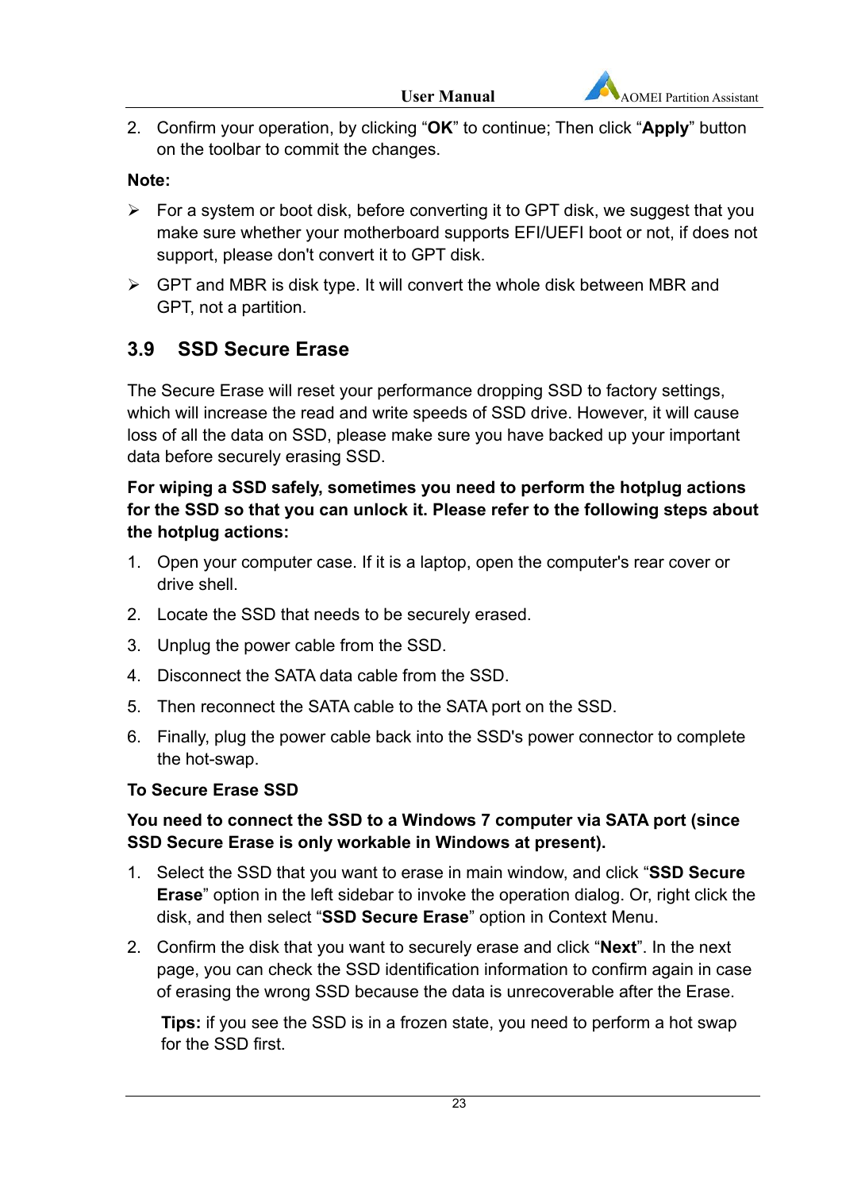2. Confirm your operation, by clicking “**OK**” to continue; Then click “**Apply**” button on the toolbar to commit the changes.

**Note:**

- For a system or boot disk, before converting it to GPT disk, we suggest that you make sure whether your motherboard supports EFI/UEFI boot or not, if does not support, please don't convert it to GPT disk.
- GPT and MBR is disk type. It will convert the whole disk between MBR and GPT, not a partition.

## 3.9 SSD Secure Erase

The Secure Erase will reset your performance dropping SSD to factory settings, which will increase the read and write speeds of SSD drive. However, it will cause loss of all the data on SSD, please make sure you have backed up your important data before securely erasing SSD.

**For wiping a SSD safely, sometimes you need to perform the hotplug actions for the SSD so that you can unlock it. Please refer to the following steps about the hotplug actions:**

1. Open your computer case. If it is a laptop, open the computer's rear cover or drive shell.
2. Locate the SSD that needs to be securely erased.
3. Unplug the power cable from the SSD.
4. Disconnect the SATA data cable from the SSD.
5. Then reconnect the SATA cable to the SATA port on the SSD.
6. Finally, plug the power cable back into the SSD's power connector to complete the hot-swap.

**To Secure Erase SSD**

**You need to connect the SSD to a Windows 7 computer via SATA port (since SSD Secure Erase is only workable in Windows at present).**

1. Select the SSD that you want to erase in main window, and click “**SSD Secure Erase**” option in the left sidebar to invoke the operation dialog. Or, right click the disk, and then select “**SSD Secure Erase**” option in Context Menu.
2. Confirm the disk that you want to securely erase and click “**Next**”. In the next page, you can check the SSD identification information to confirm again in case of erasing the wrong SSD because the data is unrecoverable after the Erase.

   **Tips:** if you see the SSD is in a frozen state, you need to perform a hot swap for the SSD first.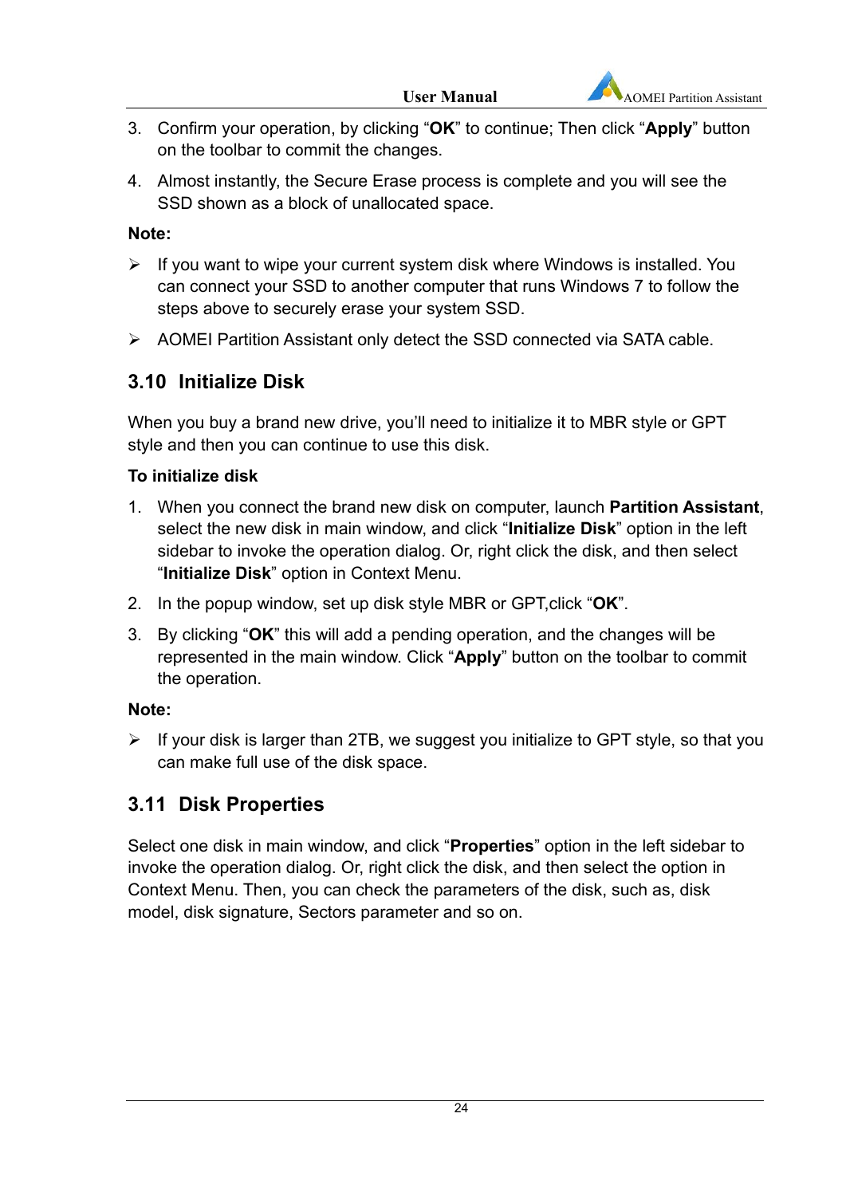3. Confirm your operation, by clicking “**OK**” to continue; Then click “**Apply**” button on the toolbar to commit the changes.

4. Almost instantly, the Secure Erase process is complete and you will see the SSD shown as a block of unallocated space.

**Note:**

- If you want to wipe your current system disk where Windows is installed. You can connect your SSD to another computer that runs Windows 7 to follow the steps above to securely erase your system SSD.
- AOMEI Partition Assistant only detect the SSD connected via SATA cable.

## 3.10 Initialize Disk

When you buy a brand new drive, you’ll need to initialize it to MBR style or GPT style and then you can continue to use this disk.

**To initialize disk**

1. When you connect the brand new disk on computer, launch **Partition Assistant**, select the new disk in main window, and click “**Initialize Disk**” option in the left sidebar to invoke the operation dialog. Or, right click the disk, and then select “**Initialize Disk**” option in Context Menu.
2. In the popup window, set up disk style MBR or GPT,click “**OK**”.
3. By clicking “**OK**” this will add a pending operation, and the changes will be represented in the main window. Click “**Apply**” button on the toolbar to commit the operation.

**Note:**

- If your disk is larger than 2TB, we suggest you initialize to GPT style, so that you can make full use of the disk space.

## 3.11 Disk Properties

Select one disk in main window, and click “**Properties**” option in the left sidebar to invoke the operation dialog. Or, right click the disk, and then select the option in Context Menu. Then, you can check the parameters of the disk, such as, disk model, disk signature, Sectors parameter and so on.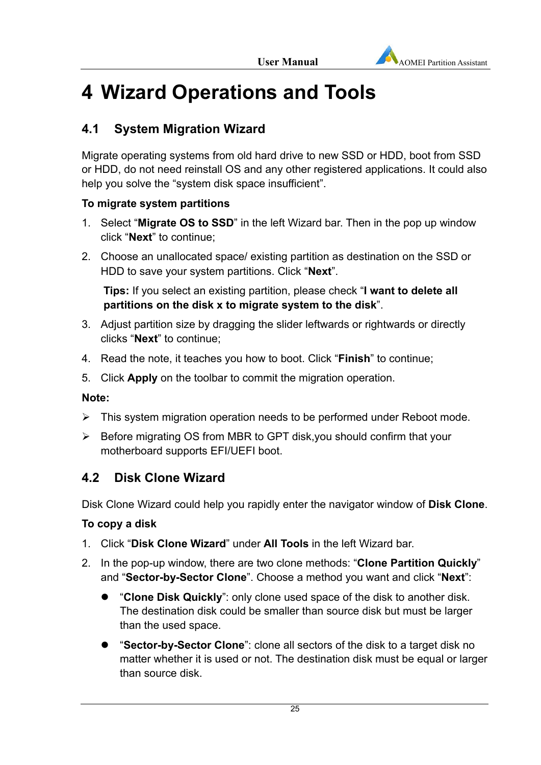# 4 Wizard Operations and Tools

## 4.1 System Migration Wizard

Migrate operating systems from old hard drive to new SSD or HDD, boot from SSD or HDD, do not need reinstall OS and any other registered applications. It could also help you solve the "system disk space insufficient".

**To migrate system partitions**

1. Select "**Migrate OS to SSD**" in the left Wizard bar. Then in the pop up window click "**Next**" to continue;
2. Choose an unallocated space/ existing partition as destination on the SSD or HDD to save your system partitions. Click "**Next**".

   **Tips:** If you select an existing partition, please check "**I want to delete all partitions on the disk x to migrate system to the disk**".
3. Adjust partition size by dragging the slider leftwards or rightwards or directly clicks "**Next**" to continue;
4. Read the note, it teaches you how to boot. Click "**Finish**" to continue;
5. Click **Apply** on the toolbar to commit the migration operation.

**Note:**

- This system migration operation needs to be performed under Reboot mode.
- Before migrating OS from MBR to GPT disk,you should confirm that your motherboard supports EFI/UEFI boot.

## 4.2 Disk Clone Wizard

Disk Clone Wizard could help you rapidly enter the navigator window of **Disk Clone**.

**To copy a disk**

1. Click "**Disk Clone Wizard**" under **All Tools** in the left Wizard bar.
2. In the pop-up window, there are two clone methods: "**Clone Partition Quickly**" and "**Sector-by-Sector Clone**". Choose a method you want and click "**Next**":
   - "**Clone Disk Quickly**": only clone used space of the disk to another disk. The destination disk could be smaller than source disk but must be larger than the used space.
   - "**Sector-by-Sector Clone**": clone all sectors of the disk to a target disk no matter whether it is used or not. The destination disk must be equal or larger than source disk.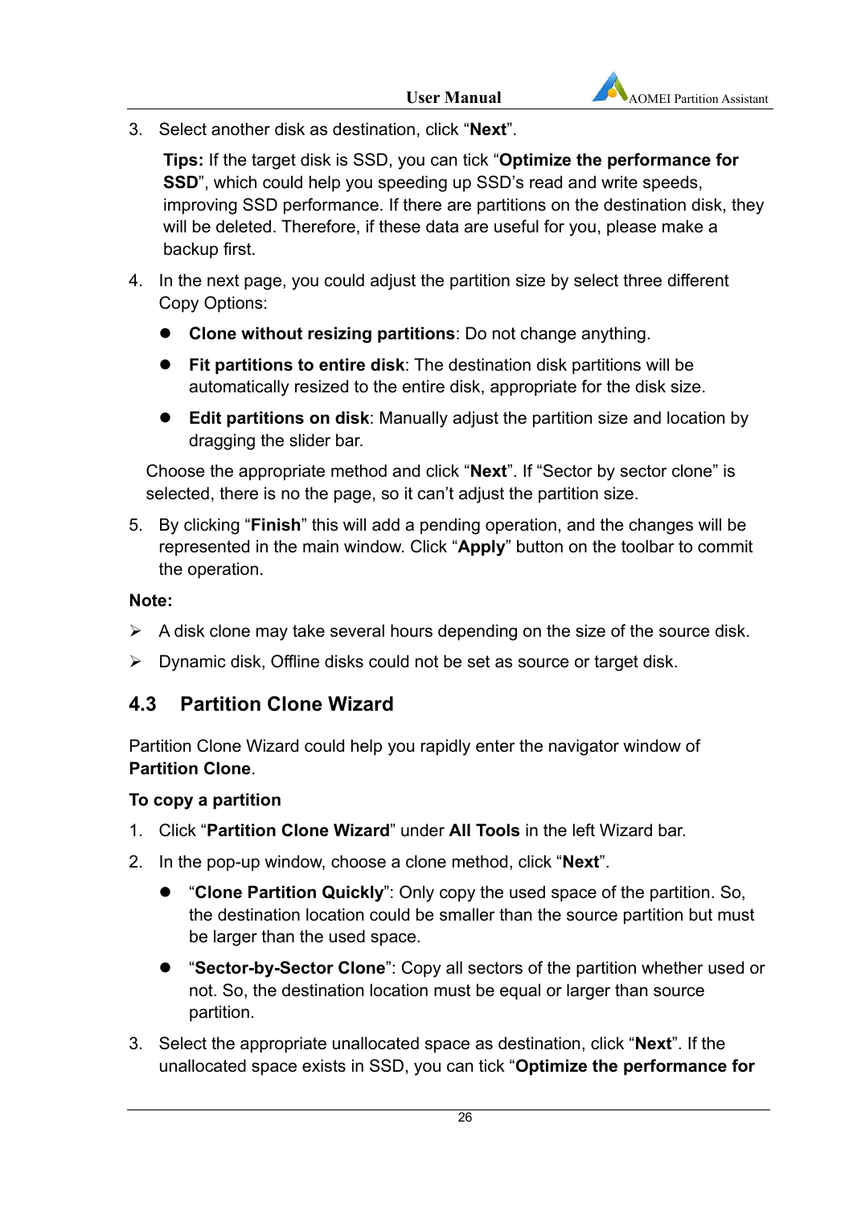3. Select another disk as destination, click "**Next**".

   **Tips:** If the target disk is SSD, you can tick "**Optimize the performance for SSD**", which could help you speeding up SSD's read and write speeds, improving SSD performance. If there are partitions on the destination disk, they will be deleted. Therefore, if these data are useful for you, please make a backup first.

4. In the next page, you could adjust the partition size by select three different Copy Options:

   - **Clone without resizing partitions**: Do not change anything.
   - **Fit partitions to entire disk**: The destination disk partitions will be automatically resized to the entire disk, appropriate for the disk size.
   - **Edit partitions on disk**: Manually adjust the partition size and location by dragging the slider bar.

   Choose the appropriate method and click "**Next**". If "Sector by sector clone" is selected, there is no the page, so it can't adjust the partition size.

5. By clicking "**Finish**" this will add a pending operation, and the changes will be represented in the main window. Click "**Apply**" button on the toolbar to commit the operation.

**Note:**

- A disk clone may take several hours depending on the size of the source disk.
- Dynamic disk, Offline disks could not be set as source or target disk.

## 4.3 Partition Clone Wizard

Partition Clone Wizard could help you rapidly enter the navigator window of **Partition Clone**.

**To copy a partition**

1. Click "**Partition Clone Wizard**" under **All Tools** in the left Wizard bar.
2. In the pop-up window, choose a clone method, click "**Next**".
   - "**Clone Partition Quickly**": Only copy the used space of the partition. So, the destination location could be smaller than the source partition but must be larger than the used space.
   - "**Sector-by-Sector Clone**": Copy all sectors of the partition whether used or not. So, the destination location must be equal or larger than source partition.
3. Select the appropriate unallocated space as destination, click "**Next**". If the unallocated space exists in SSD, you can tick "**Optimize the performance for**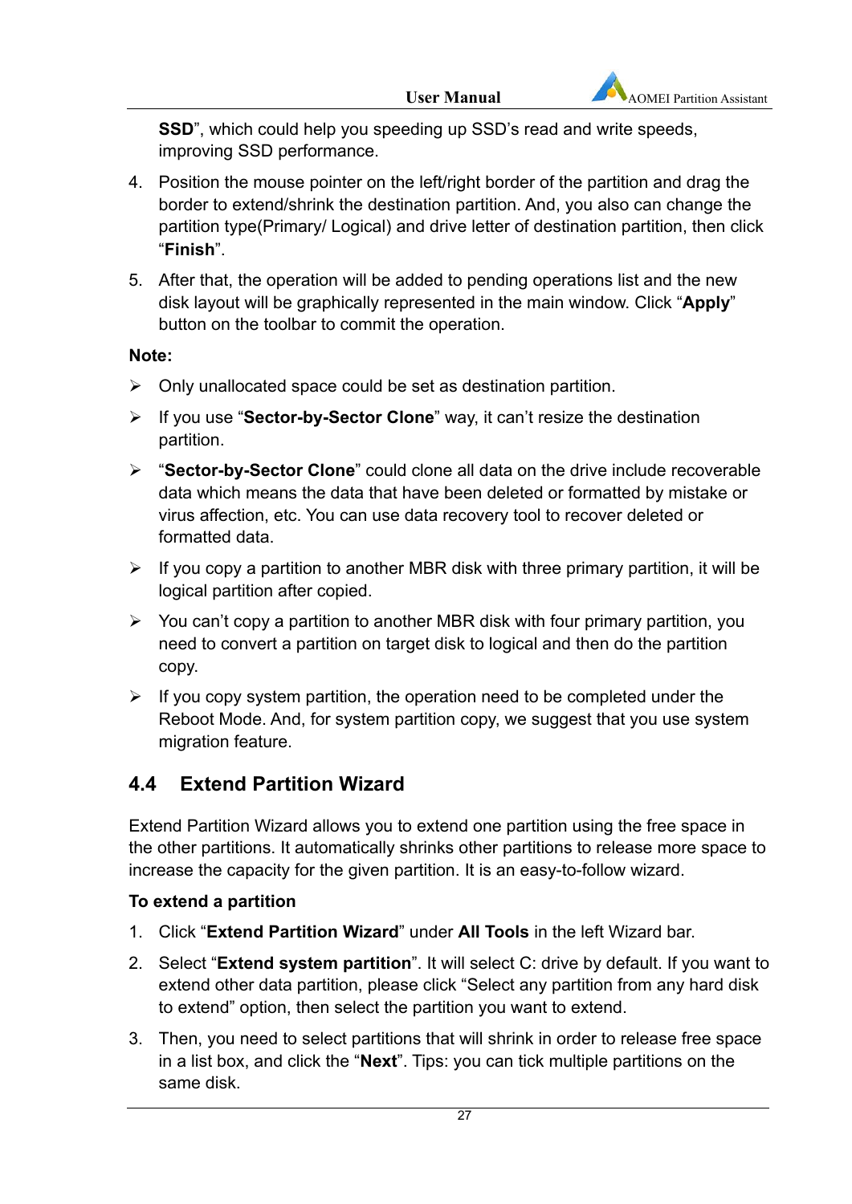**SSD**”, which could help you speeding up SSD’s read and write speeds, improving SSD performance.

4. Position the mouse pointer on the left/right border of the partition and drag the border to extend/shrink the destination partition. And, you also can change the partition type(Primary/ Logical) and drive letter of destination partition, then click “**Finish**”.
5. After that, the operation will be added to pending operations list and the new disk layout will be graphically represented in the main window. Click “**Apply**” button on the toolbar to commit the operation.

**Note:**

- Only unallocated space could be set as destination partition.
- If you use “**Sector-by-Sector Clone**” way, it can’t resize the destination partition.
- “**Sector-by-Sector Clone**” could clone all data on the drive include recoverable data which means the data that have been deleted or formatted by mistake or virus affection, etc. You can use data recovery tool to recover deleted or formatted data.
- If you copy a partition to another MBR disk with three primary partition, it will be logical partition after copied.
- You can’t copy a partition to another MBR disk with four primary partition, you need to convert a partition on target disk to logical and then do the partition copy.
- If you copy system partition, the operation need to be completed under the Reboot Mode. And, for system partition copy, we suggest that you use system migration feature.

## 4.4 Extend Partition Wizard

Extend Partition Wizard allows you to extend one partition using the free space in the other partitions. It automatically shrinks other partitions to release more space to increase the capacity for the given partition. It is an easy-to-follow wizard.

**To extend a partition**

1. Click “**Extend Partition Wizard**” under **All Tools** in the left Wizard bar.
2. Select “**Extend system partition**”. It will select C: drive by default. If you want to extend other data partition, please click “Select any partition from any hard disk to extend” option, then select the partition you want to extend.
3. Then, you need to select partitions that will shrink in order to release free space in a list box, and click the “**Next**”. Tips: you can tick multiple partitions on the same disk.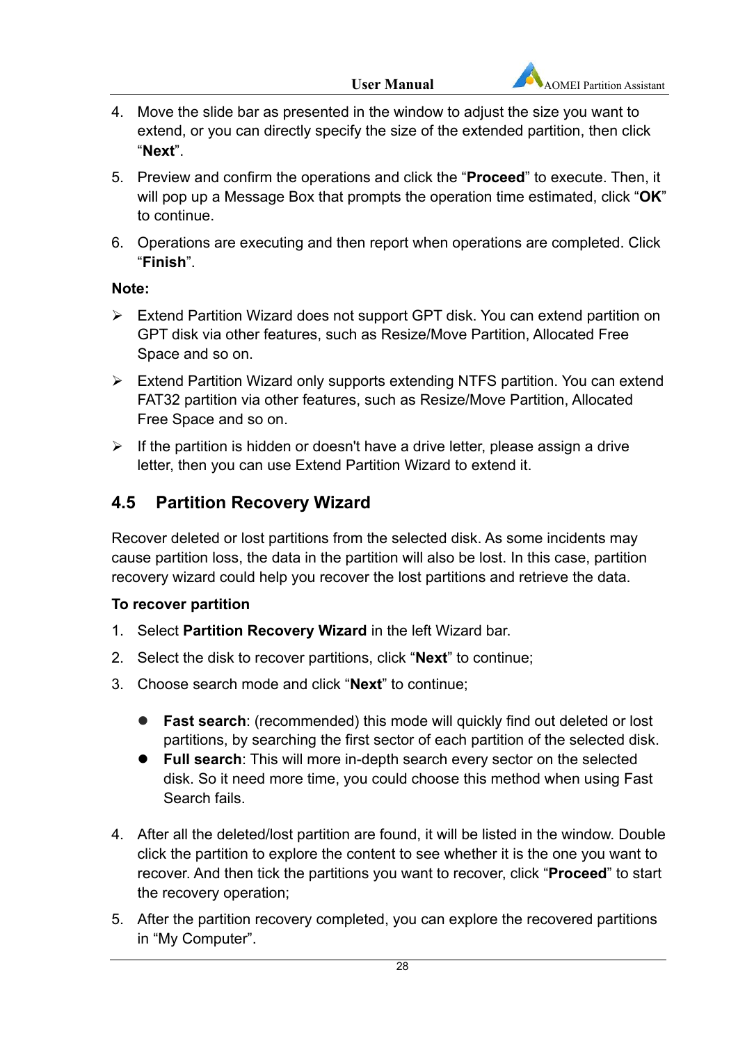4. Move the slide bar as presented in the window to adjust the size you want to extend, or you can directly specify the size of the extended partition, then click "**Next**".

5. Preview and confirm the operations and click the "**Proceed**" to execute. Then, it will pop up a Message Box that prompts the operation time estimated, click "**OK**" to continue.

6. Operations are executing and then report when operations are completed. Click "**Finish**".

**Note:**

- Extend Partition Wizard does not support GPT disk. You can extend partition on GPT disk via other features, such as Resize/Move Partition, Allocated Free Space and so on.
- Extend Partition Wizard only supports extending NTFS partition. You can extend FAT32 partition via other features, such as Resize/Move Partition, Allocated Free Space and so on.
- If the partition is hidden or doesn't have a drive letter, please assign a drive letter, then you can use Extend Partition Wizard to extend it.

## 4.5 Partition Recovery Wizard

Recover deleted or lost partitions from the selected disk. As some incidents may cause partition loss, the data in the partition will also be lost. In this case, partition recovery wizard could help you recover the lost partitions and retrieve the data.

**To recover partition**

1. Select **Partition Recovery Wizard** in the left Wizard bar.

2. Select the disk to recover partitions, click "**Next**" to continue;

3. Choose search mode and click "**Next**" to continue;

   - **Fast search**: (recommended) this mode will quickly find out deleted or lost partitions, by searching the first sector of each partition of the selected disk.
   - **Full search**: This will more in-depth search every sector on the selected disk. So it need more time, you could choose this method when using Fast Search fails.

4. After all the deleted/lost partition are found, it will be listed in the window. Double click the partition to explore the content to see whether it is the one you want to recover. And then tick the partitions you want to recover, click "**Proceed**" to start the recovery operation;

5. After the partition recovery completed, you can explore the recovered partitions in "My Computer".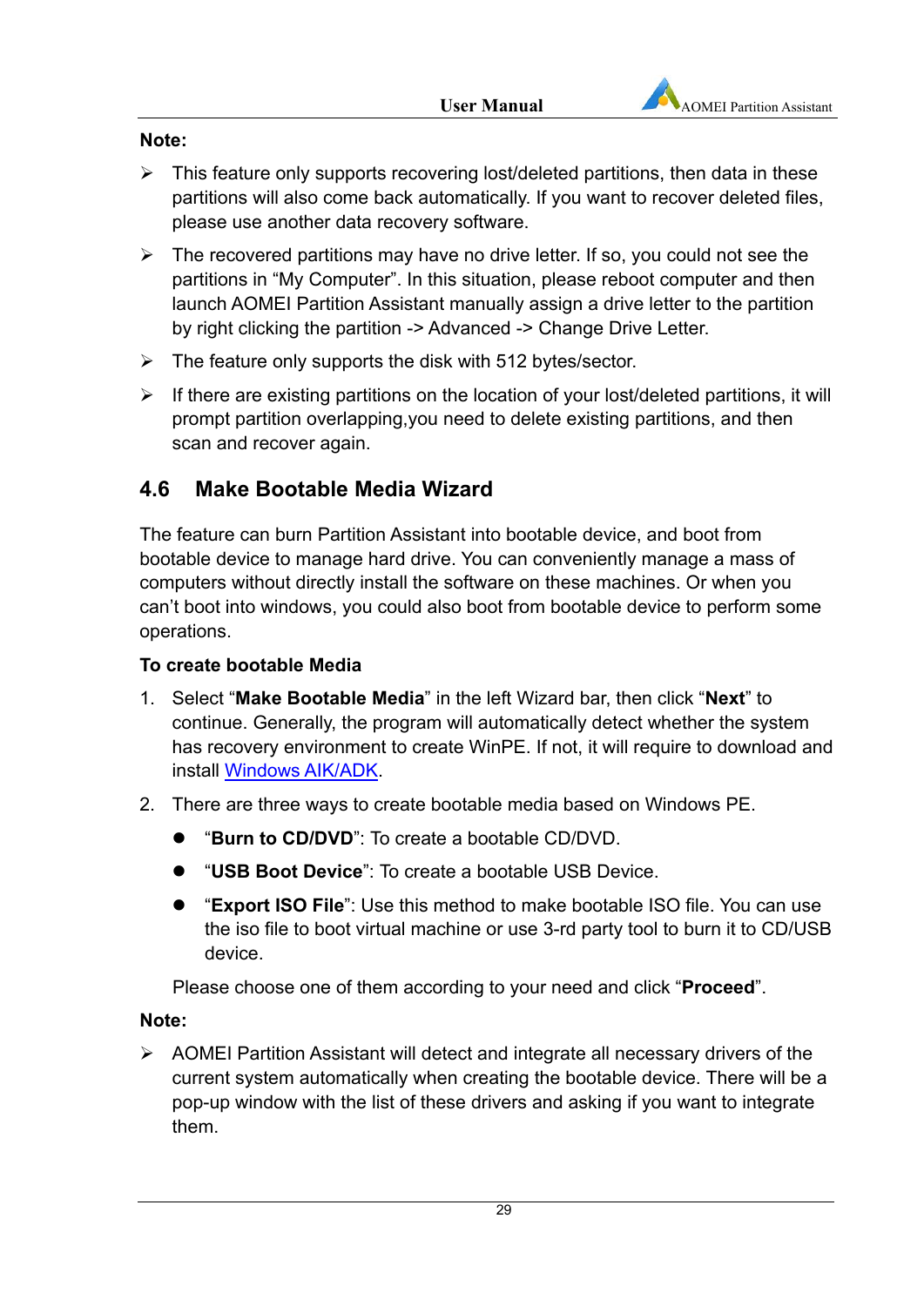**Note:**

- This feature only supports recovering lost/deleted partitions, then data in these partitions will also come back automatically. If you want to recover deleted files, please use another data recovery software.
- The recovered partitions may have no drive letter. If so, you could not see the partitions in "My Computer". In this situation, please reboot computer and then launch AOMEI Partition Assistant manually assign a drive letter to the partition by right clicking the partition -> Advanced -> Change Drive Letter.
- The feature only supports the disk with 512 bytes/sector.
- If there are existing partitions on the location of your lost/deleted partitions, it will prompt partition overlapping,you need to delete existing partitions, and then scan and recover again.

## 4.6 Make Bootable Media Wizard

The feature can burn Partition Assistant into bootable device, and boot from bootable device to manage hard drive. You can conveniently manage a mass of computers without directly install the software on these machines. Or when you can't boot into windows, you could also boot from bootable device to perform some operations.

**To create bootable Media**

1. Select "**Make Bootable Media**" in the left Wizard bar, then click "**Next**" to continue. Generally, the program will automatically detect whether the system has recovery environment to create WinPE. If not, it will require to download and install Windows AIK/ADK.
2. There are three ways to create bootable media based on Windows PE.
   - "**Burn to CD/DVD**": To create a bootable CD/DVD.
   - "**USB Boot Device**": To create a bootable USB Device.
   - "**Export ISO File**": Use this method to make bootable ISO file. You can use the iso file to boot virtual machine or use 3-rd party tool to burn it to CD/USB device.

   Please choose one of them according to your need and click "**Proceed**".

**Note:**

- AOMEI Partition Assistant will detect and integrate all necessary drivers of the current system automatically when creating the bootable device. There will be a pop-up window with the list of these drivers and asking if you want to integrate them.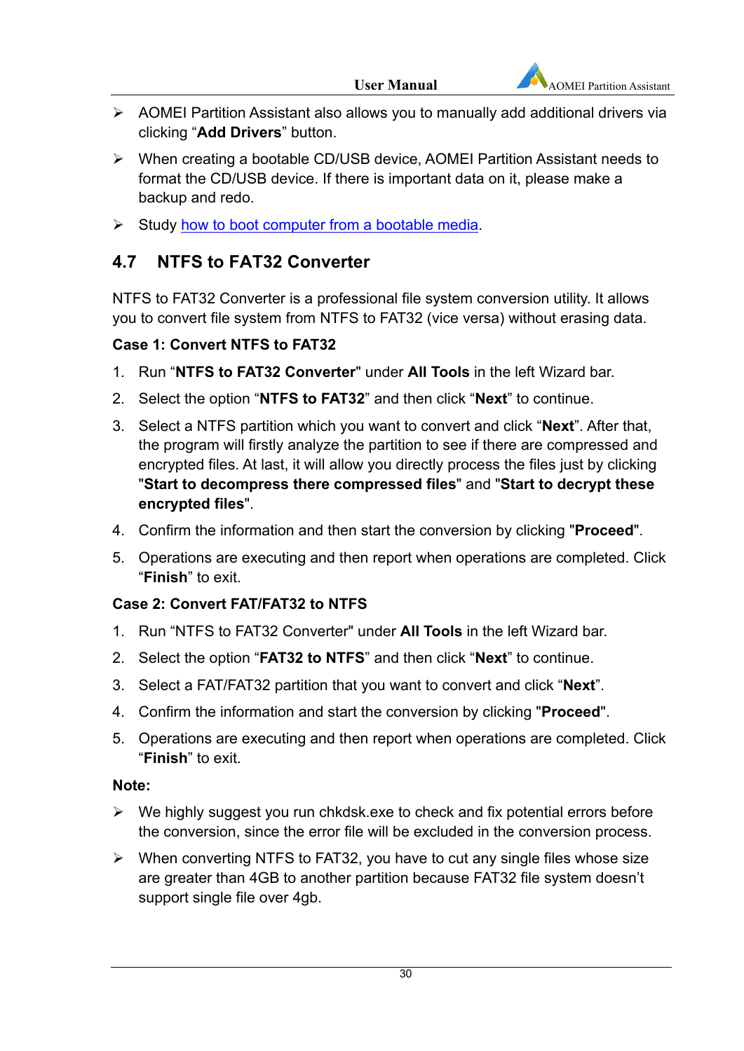- AOMEI Partition Assistant also allows you to manually add additional drivers via clicking “**Add Drivers**” button.
- When creating a bootable CD/USB device, AOMEI Partition Assistant needs to format the CD/USB device. If there is important data on it, please make a backup and redo.
- Study how to boot computer from a bootable media.

## 4.7 NTFS to FAT32 Converter

NTFS to FAT32 Converter is a professional file system conversion utility. It allows you to convert file system from NTFS to FAT32 (vice versa) without erasing data.

**Case 1: Convert NTFS to FAT32**

1. Run “**NTFS to FAT32 Converter**" under **All Tools** in the left Wizard bar.
2. Select the option “**NTFS to FAT32**” and then click “**Next**” to continue.
3. Select a NTFS partition which you want to convert and click “**Next**”. After that, the program will firstly analyze the partition to see if there are compressed and encrypted files. At last, it will allow you directly process the files just by clicking "**Start to decompress there compressed files**" and "**Start to decrypt these encrypted files**".
4. Confirm the information and then start the conversion by clicking "**Proceed**".
5. Operations are executing and then report when operations are completed. Click “**Finish**” to exit.

**Case 2: Convert FAT/FAT32 to NTFS**

1. Run “NTFS to FAT32 Converter" under **All Tools** in the left Wizard bar.
2. Select the option “**FAT32 to NTFS**” and then click “**Next**” to continue.
3. Select a FAT/FAT32 partition that you want to convert and click “**Next**”.
4. Confirm the information and start the conversion by clicking **"Proceed"**.
5. Operations are executing and then report when operations are completed. Click “**Finish**” to exit.

**Note:**

- We highly suggest you run chkdsk.exe to check and fix potential errors before the conversion, since the error file will be excluded in the conversion process.
- When converting NTFS to FAT32, you have to cut any single files whose size are greater than 4GB to another partition because FAT32 file system doesn’t support single file over 4gb.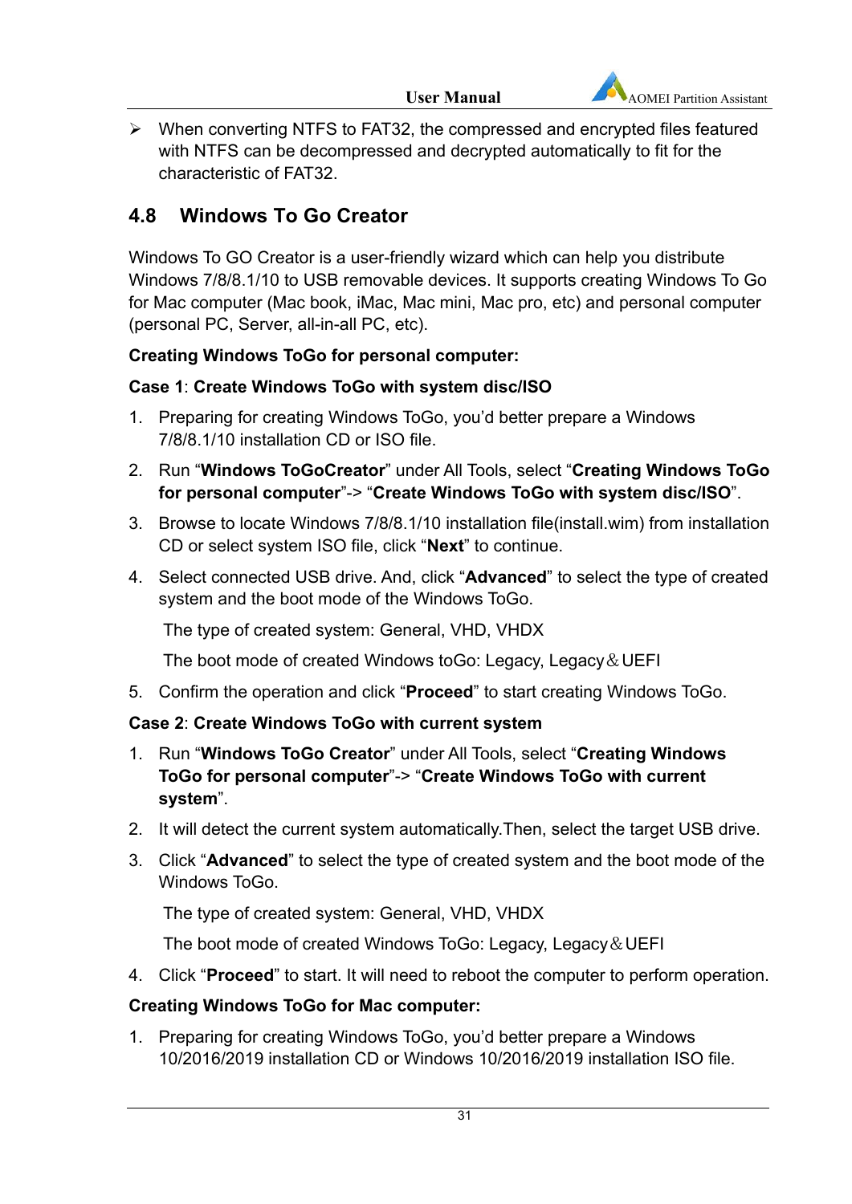- When converting NTFS to FAT32, the compressed and encrypted files featured with NTFS can be decompressed and decrypted automatically to fit for the characteristic of FAT32.

## 4.8 Windows To Go Creator

Windows To GO Creator is a user-friendly wizard which can help you distribute Windows 7/8/8.1/10 to USB removable devices. It supports creating Windows To Go for Mac computer (Mac book, iMac, Mac mini, Mac pro, etc) and personal computer (personal PC, Server, all-in-all PC, etc).

**Creating Windows ToGo for personal computer:**

**Case 1**: **Create Windows ToGo with system disc/ISO**

1. Preparing for creating Windows ToGo, you'd better prepare a Windows 7/8/8.1/10 installation CD or ISO file.
2. Run "**Windows ToGoCreator**" under All Tools, select "**Creating Windows ToGo for personal computer**"-> "**Create Windows ToGo with system disc/ISO**".
3. Browse to locate Windows 7/8/8.1/10 installation file(install.wim) from installation CD or select system ISO file, click "**Next**" to continue.
4. Select connected USB drive. And, click "**Advanced**" to select the type of created system and the boot mode of the Windows ToGo.

   The type of created system: General, VHD, VHDX

   The boot mode of created Windows toGo: Legacy, Legacy＆UEFI
5. Confirm the operation and click "**Proceed**" to start creating Windows ToGo.

**Case 2**: **Create Windows ToGo with current system**

1. Run "**Windows ToGo Creator**" under All Tools, select "**Creating Windows ToGo for personal computer**"-> "**Create Windows ToGo with current system**".
2. It will detect the current system automatically.Then, select the target USB drive.
3. Click "**Advanced**" to select the type of created system and the boot mode of the Windows ToGo.

   The type of created system: General, VHD, VHDX

   The boot mode of created Windows ToGo: Legacy, Legacy＆UEFI
4. Click "**Proceed**" to start. It will need to reboot the computer to perform operation.

**Creating Windows ToGo for Mac computer:**

1. Preparing for creating Windows ToGo, you'd better prepare a Windows 10/2016/2019 installation CD or Windows 10/2016/2019 installation ISO file.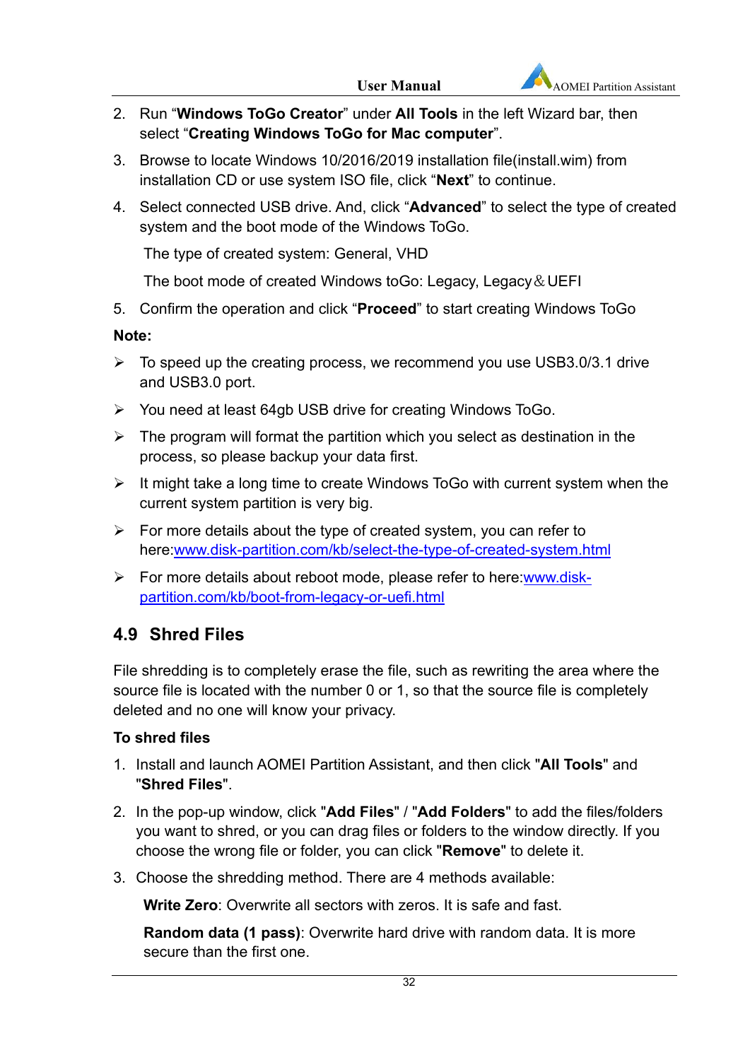2. Run “**Windows ToGo Creator**” under **All Tools** in the left Wizard bar, then select “**Creating Windows ToGo for Mac computer**”.
3. Browse to locate Windows 10/2016/2019 installation file(install.wim) from installation CD or use system ISO file, click “**Next**” to continue.
4. Select connected USB drive. And, click “**Advanced**” to select the type of created system and the boot mode of the Windows ToGo.

   The type of created system: General, VHD

   The boot mode of created Windows toGo: Legacy, Legacy＆UEFI
5. Confirm the operation and click “**Proceed**” to start creating Windows ToGo

**Note:**

- To speed up the creating process, we recommend you use USB3.0/3.1 drive and USB3.0 port.
- You need at least 64gb USB drive for creating Windows ToGo.
- The program will format the partition which you select as destination in the process, so please backup your data first.
- It might take a long time to create Windows ToGo with current system when the current system partition is very big.
- For more details about the type of created system, you can refer to here:[www.disk-partition.com/kb/select-the-type-of-created-system.html](www.disk-partition.com/kb/select-the-type-of-created-system.html)
- For more details about reboot mode, please refer to here:[www.disk-partition.com/kb/boot-from-legacy-or-uefi.html](www.disk-partition.com/kb/boot-from-legacy-or-uefi.html)

## 4.9 Shred Files

File shredding is to completely erase the file, such as rewriting the area where the source file is located with the number 0 or 1, so that the source file is completely deleted and no one will know your privacy.

**To shred files**

1. Install and launch AOMEI Partition Assistant, and then click "**All Tools**" and "**Shred Files**".
2. In the pop-up window, click "**Add Files**" / "**Add Folders**" to add the files/folders you want to shred, or you can drag files or folders to the window directly. If you choose the wrong file or folder, you can click "**Remove**" to delete it.
3. Choose the shredding method. There are 4 methods available:

   **Write Zero**: Overwrite all sectors with zeros. It is safe and fast.

   **Random data (1 pass)**: Overwrite hard drive with random data. It is more secure than the first one.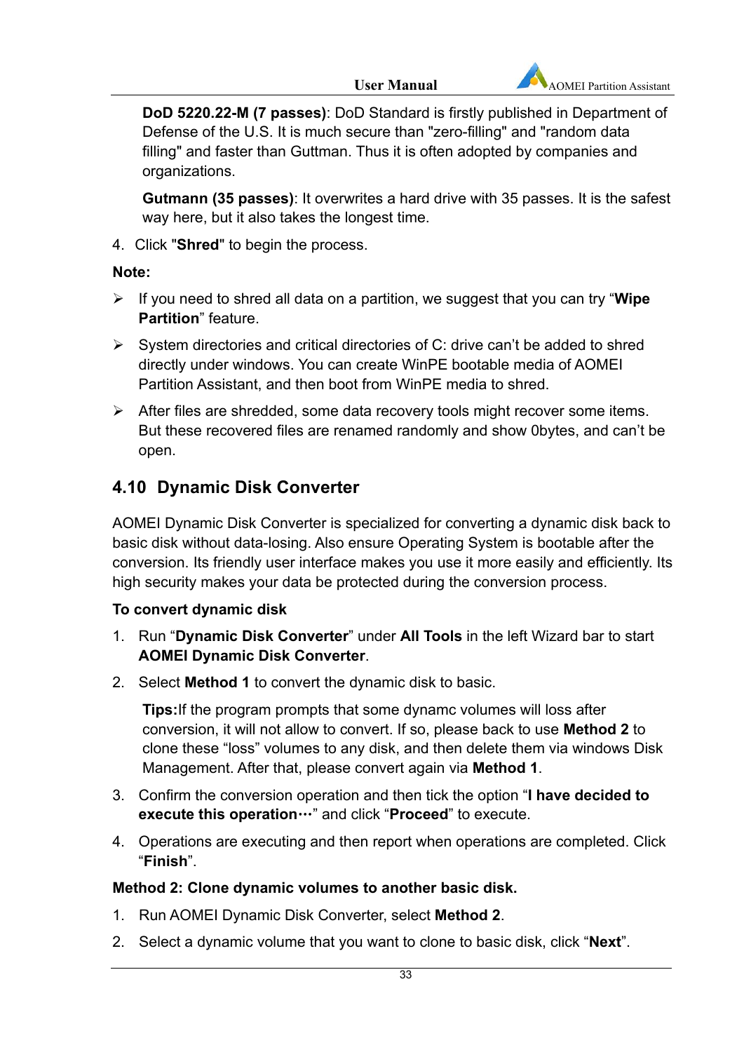**DoD 5220.22-M (7 passes)**: DoD Standard is firstly published in Department of Defense of the U.S. It is much secure than "zero-filling" and "random data filling" and faster than Guttman. Thus it is often adopted by companies and organizations.

**Gutmann (35 passes)**: It overwrites a hard drive with 35 passes. It is the safest way here, but it also takes the longest time.

4. Click "**Shred**" to begin the process.

**Note:**

- If you need to shred all data on a partition, we suggest that you can try "**Wipe Partition**" feature.
- System directories and critical directories of C: drive can't be added to shred directly under windows. You can create WinPE bootable media of AOMEI Partition Assistant, and then boot from WinPE media to shred.
- After files are shredded, some data recovery tools might recover some items. But these recovered files are renamed randomly and show 0bytes, and can't be open.

## 4.10 Dynamic Disk Converter

AOMEI Dynamic Disk Converter is specialized for converting a dynamic disk back to basic disk without data-losing. Also ensure Operating System is bootable after the conversion. Its friendly user interface makes you use it more easily and efficiently. Its high security makes your data be protected during the conversion process.

**To convert dynamic disk**

1. Run "**Dynamic Disk Converter**" under **All Tools** in the left Wizard bar to start **AOMEI Dynamic Disk Converter**.
2. Select **Method 1** to convert the dynamic disk to basic.

   **Tips:**If the program prompts that some dynamc volumes will loss after conversion, it will not allow to convert. If so, please back to use **Method 2** to clone these "loss" volumes to any disk, and then delete them via windows Disk Management. After that, please convert again via **Method 1**.

3. Confirm the conversion operation and then tick the option "**I have decided to execute this operation…**" and click "**Proceed**" to execute.
4. Operations are executing and then report when operations are completed. Click "**Finish**".

**Method 2: Clone dynamic volumes to another basic disk.**

1. Run AOMEI Dynamic Disk Converter, select **Method 2**.
2. Select a dynamic volume that you want to clone to basic disk, click "**Next**".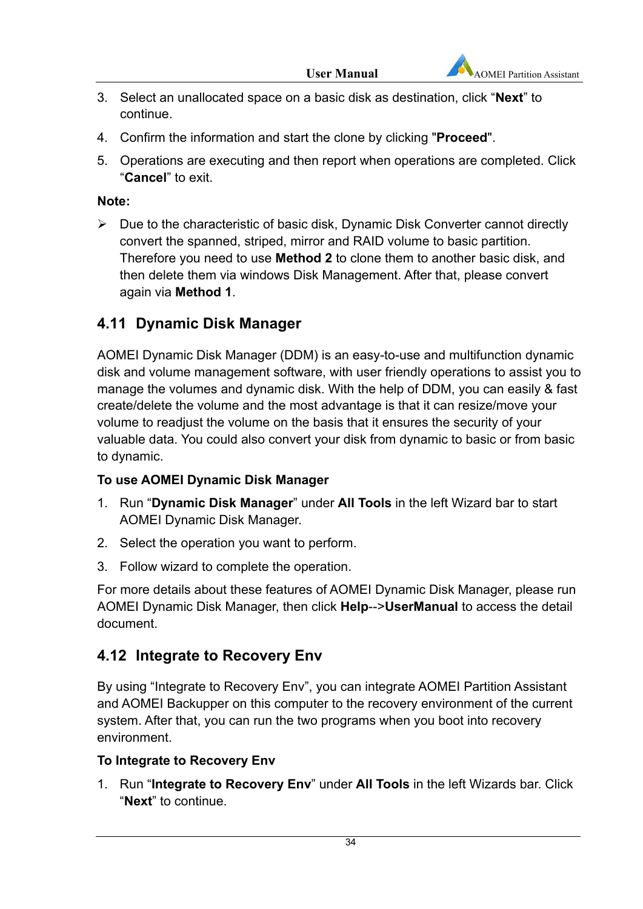3. Select an unallocated space on a basic disk as destination, click “**Next**” to continue.
4. Confirm the information and start the clone by clicking "**Proceed**".
5. Operations are executing and then report when operations are completed. Click “**Cancel**” to exit.

**Note:**

- Due to the characteristic of basic disk, Dynamic Disk Converter cannot directly convert the spanned, striped, mirror and RAID volume to basic partition. Therefore you need to use **Method 2** to clone them to another basic disk, and then delete them via windows Disk Management. After that, please convert again via **Method 1**.

## 4.11 Dynamic Disk Manager

AOMEI Dynamic Disk Manager (DDM) is an easy-to-use and multifunction dynamic disk and volume management software, with user friendly operations to assist you to manage the volumes and dynamic disk. With the help of DDM, you can easily & fast create/delete the volume and the most advantage is that it can resize/move your volume to readjust the volume on the basis that it ensures the security of your valuable data. You could also convert your disk from dynamic to basic or from basic to dynamic.

**To use AOMEI Dynamic Disk Manager**

1. Run “**Dynamic Disk Manager**” under **All Tools** in the left Wizard bar to start AOMEI Dynamic Disk Manager.
2. Select the operation you want to perform.
3. Follow wizard to complete the operation.

For more details about these features of AOMEI Dynamic Disk Manager, please run AOMEI Dynamic Disk Manager, then click **Help**-->**UserManual** to access the detail document.

## 4.12 Integrate to Recovery Env

By using “Integrate to Recovery Env”, you can integrate AOMEI Partition Assistant and AOMEI Backupper on this computer to the recovery environment of the current system. After that, you can run the two programs when you boot into recovery environment.

**To Integrate to Recovery Env**

1. Run “**Integrate to Recovery Env**” under **All Tools** in the left Wizards bar. Click “**Next**” to continue.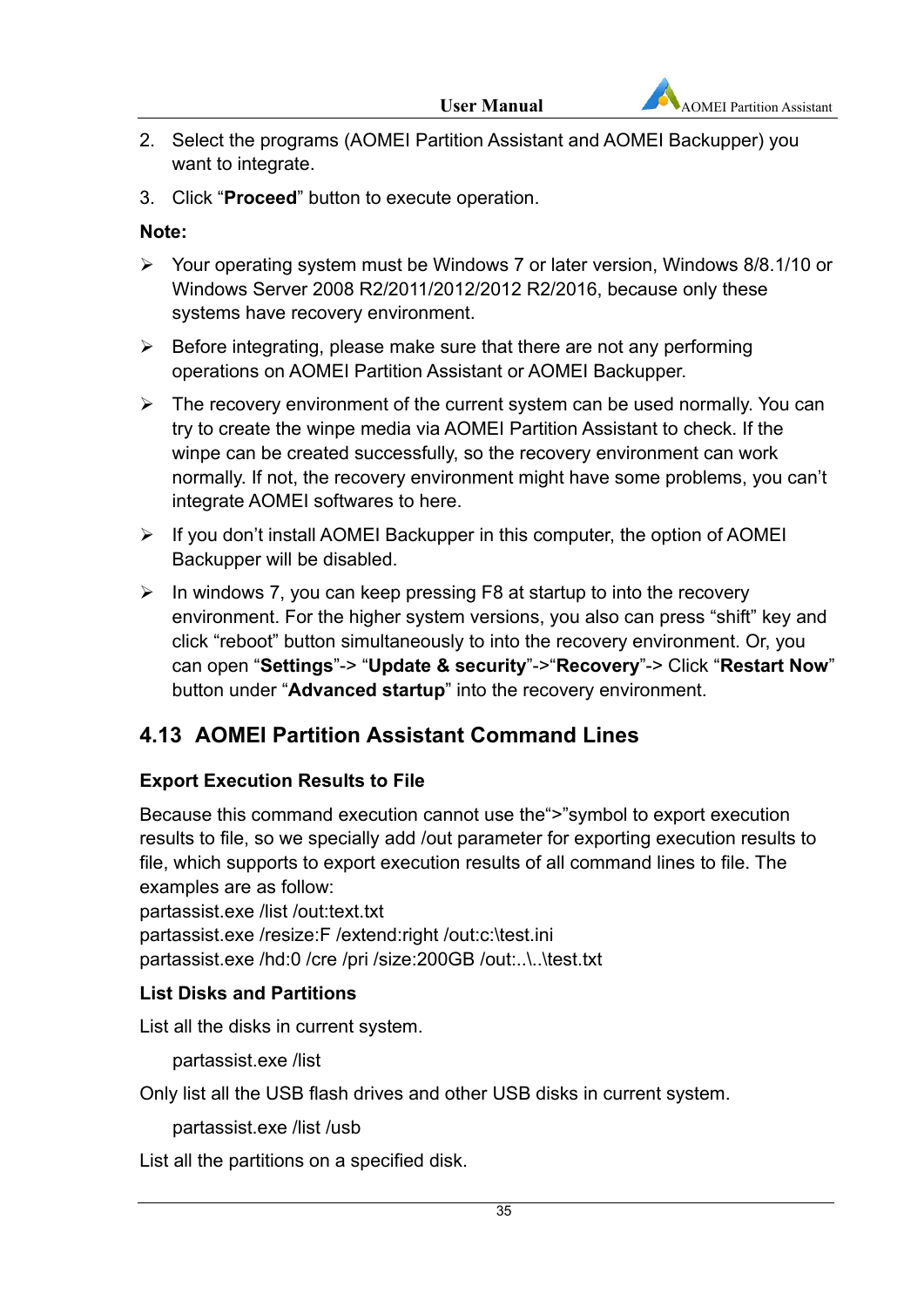2. Select the programs (AOMEI Partition Assistant and AOMEI Backupper) you want to integrate.
3. Click “**Proceed**” button to execute operation.

**Note:**

- Your operating system must be Windows 7 or later version, Windows 8/8.1/10 or Windows Server 2008 R2/2011/2012/2012 R2/2016, because only these systems have recovery environment.
- Before integrating, please make sure that there are not any performing operations on AOMEI Partition Assistant or AOMEI Backupper.
- The recovery environment of the current system can be used normally. You can try to create the winpe media via AOMEI Partition Assistant to check. If the winpe can be created successfully, so the recovery environment can work normally. If not, the recovery environment might have some problems, you can’t integrate AOMEI softwares to here.
- If you don’t install AOMEI Backupper in this computer, the option of AOMEI Backupper will be disabled.
- In windows 7, you can keep pressing F8 at startup to into the recovery environment. For the higher system versions, you also can press “shift” key and click “reboot” button simultaneously to into the recovery environment. Or, you can open “**Settings**”-> “**Update & security**”->“**Recovery**”-> Click “**Restart Now**” button under “**Advanced startup**” into the recovery environment.

## 4.13 AOMEI Partition Assistant Command Lines

### Export Execution Results to File

Because this command execution cannot use the“>”symbol to export execution results to file, so we specially add /out parameter for exporting execution results to file, which supports to export execution results of all command lines to file. The examples are as follow:

partassist.exe /list /out:text.txt
partassist.exe /resize:F /extend:right /out:c:\test.ini
partassist.exe /hd:0 /cre /pri /size:200GB /out:..\..\test.txt

### List Disks and Partitions

List all the disks in current system.

```
partassist.exe /list
```

Only list all the USB flash drives and other USB disks in current system.

```
partassist.exe /list /usb
```

List all the partitions on a specified disk.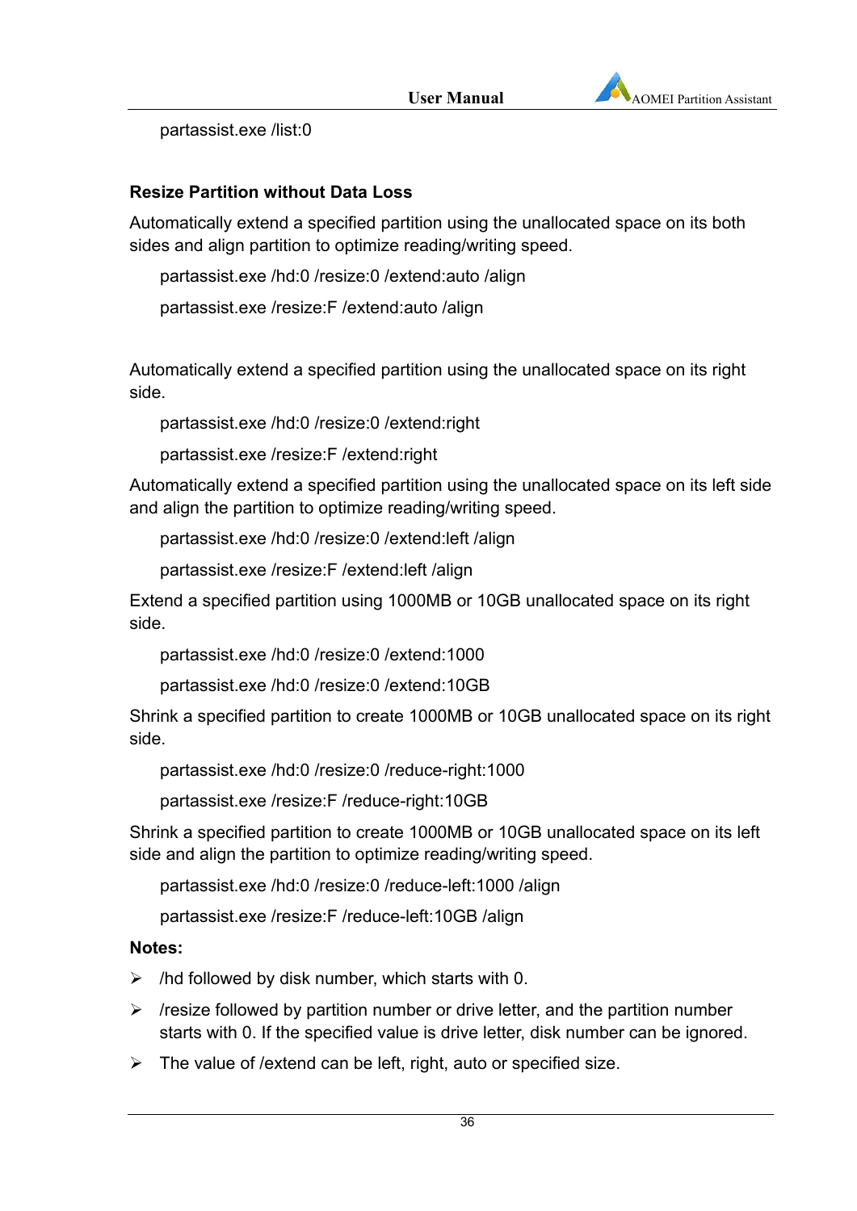partassist.exe /list:0

**Resize Partition without Data Loss**

Automatically extend a specified partition using the unallocated space on its both sides and align partition to optimize reading/writing speed.

```
partassist.exe /hd:0 /resize:0 /extend:auto /align
partassist.exe /resize:F /extend:auto /align
```

Automatically extend a specified partition using the unallocated space on its right side.

```
partassist.exe /hd:0 /resize:0 /extend:right
partassist.exe /resize:F /extend:right
```

Automatically extend a specified partition using the unallocated space on its left side and align the partition to optimize reading/writing speed.

```
partassist.exe /hd:0 /resize:0 /extend:left /align
partassist.exe /resize:F /extend:left /align
```

Extend a specified partition using 1000MB or 10GB unallocated space on its right side.

```
partassist.exe /hd:0 /resize:0 /extend:1000
partassist.exe /hd:0 /resize:0 /extend:10GB
```

Shrink a specified partition to create 1000MB or 10GB unallocated space on its right side.

```
partassist.exe /hd:0 /resize:0 /reduce-right:1000
partassist.exe /resize:F /reduce-right:10GB
```

Shrink a specified partition to create 1000MB or 10GB unallocated space on its left side and align the partition to optimize reading/writing speed.

```
partassist.exe /hd:0 /resize:0 /reduce-left:1000 /align
partassist.exe /resize:F /reduce-left:10GB /align
```

**Notes:**

- /hd followed by disk number, which starts with 0.
- /resize followed by partition number or drive letter, and the partition number starts with 0. If the specified value is drive letter, disk number can be ignored.
- The value of /extend can be left, right, auto or specified size.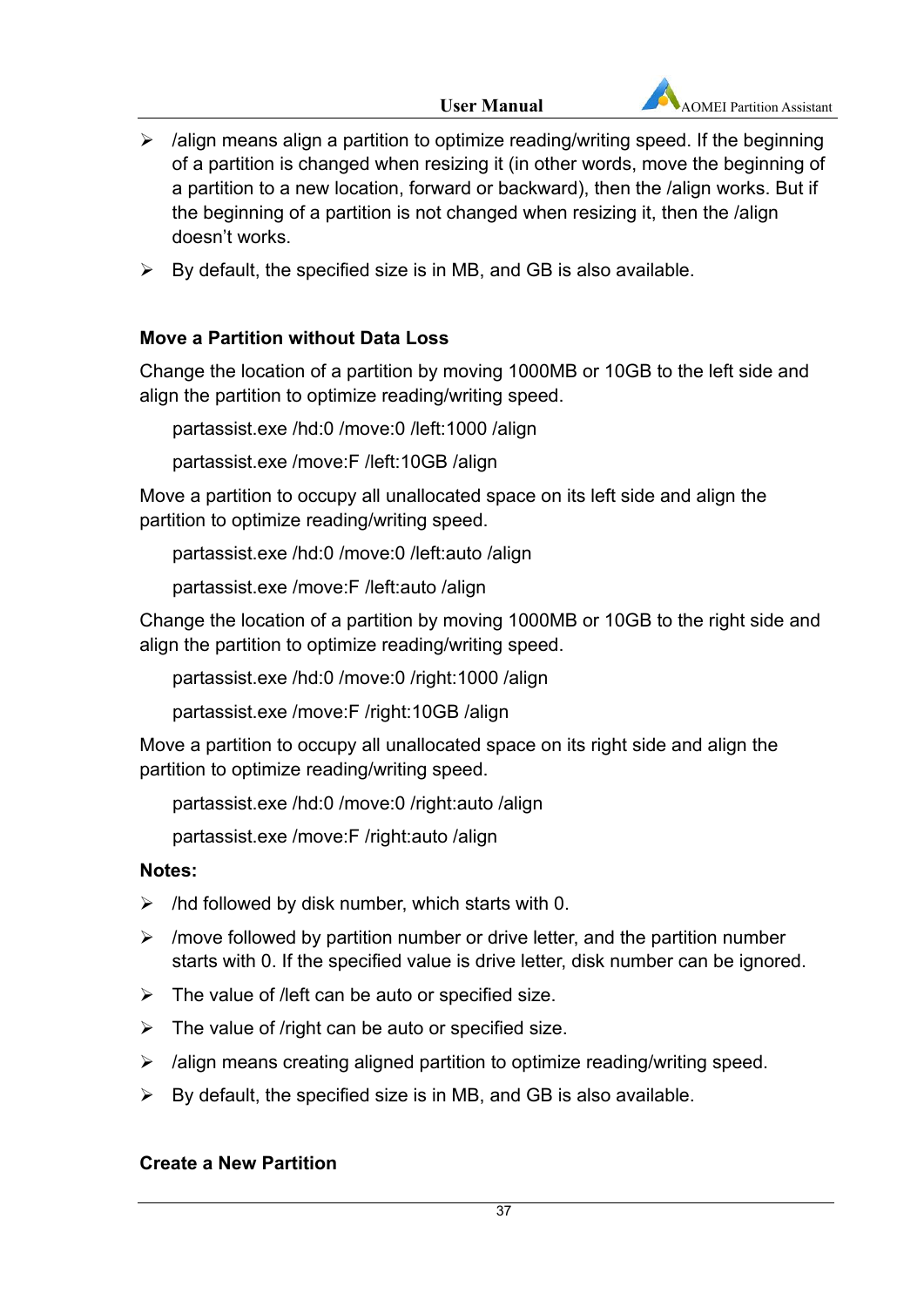- /align means align a partition to optimize reading/writing speed. If the beginning of a partition is changed when resizing it (in other words, move the beginning of a partition to a new location, forward or backward), then the /align works. But if the beginning of a partition is not changed when resizing it, then the /align doesn't works.
- By default, the specified size is in MB, and GB is also available.

### Move a Partition without Data Loss

Change the location of a partition by moving 1000MB or 10GB to the left side and align the partition to optimize reading/writing speed.

```
partassist.exe /hd:0 /move:0 /left:1000 /align
partassist.exe /move:F /left:10GB /align
```

Move a partition to occupy all unallocated space on its left side and align the partition to optimize reading/writing speed.

```
partassist.exe /hd:0 /move:0 /left:auto /align
partassist.exe /move:F /left:auto /align
```

Change the location of a partition by moving 1000MB or 10GB to the right side and align the partition to optimize reading/writing speed.

```
partassist.exe /hd:0 /move:0 /right:1000 /align
partassist.exe /move:F /right:10GB /align
```

Move a partition to occupy all unallocated space on its right side and align the partition to optimize reading/writing speed.

```
partassist.exe /hd:0 /move:0 /right:auto /align
partassist.exe /move:F /right:auto /align
```

**Notes:**

- /hd followed by disk number, which starts with 0.
- /move followed by partition number or drive letter, and the partition number starts with 0. If the specified value is drive letter, disk number can be ignored.
- The value of /left can be auto or specified size.
- The value of /right can be auto or specified size.
- /align means creating aligned partition to optimize reading/writing speed.
- By default, the specified size is in MB, and GB is also available.

### Create a New Partition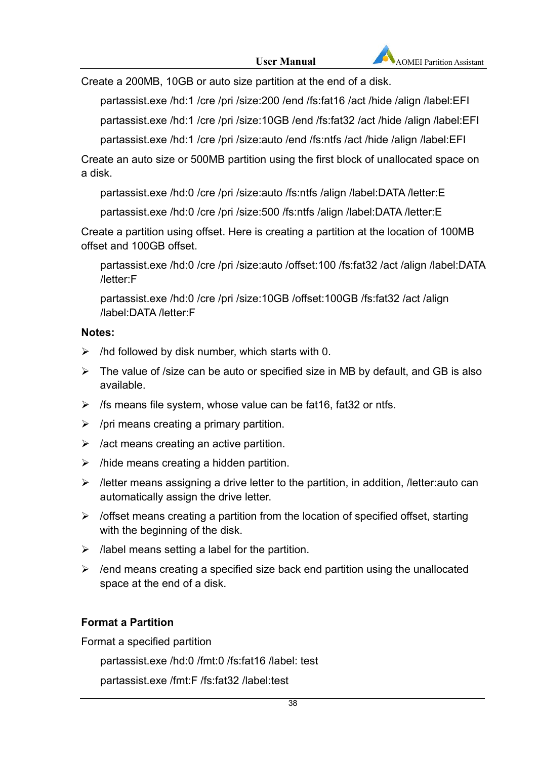Create a 200MB, 10GB or auto size partition at the end of a disk.

partassist.exe /hd:1 /cre /pri /size:200 /end /fs:fat16 /act /hide /align /label:EFI

partassist.exe /hd:1 /cre /pri /size:10GB /end /fs:fat32 /act /hide /align /label:EFI

partassist.exe /hd:1 /cre /pri /size:auto /end /fs:ntfs /act /hide /align /label:EFI

Create an auto size or 500MB partition using the first block of unallocated space on a disk.

partassist.exe /hd:0 /cre /pri /size:auto /fs:ntfs /align /label:DATA /letter:E

partassist.exe /hd:0 /cre /pri /size:500 /fs:ntfs /align /label:DATA /letter:E

Create a partition using offset. Here is creating a partition at the location of 100MB offset and 100GB offset.

partassist.exe /hd:0 /cre /pri /size:auto /offset:100 /fs:fat32 /act /align /label:DATA /letter:F

partassist.exe /hd:0 /cre /pri /size:10GB /offset:100GB /fs:fat32 /act /align /label:DATA /letter:F

**Notes:**

- /hd followed by disk number, which starts with 0.
- The value of /size can be auto or specified size in MB by default, and GB is also available.
- /fs means file system, whose value can be fat16, fat32 or ntfs.
- /pri means creating a primary partition.
- /act means creating an active partition.
- /hide means creating a hidden partition.
- /letter means assigning a drive letter to the partition, in addition, /letter:auto can automatically assign the drive letter.
- /offset means creating a partition from the location of specified offset, starting with the beginning of the disk.
- /label means setting a label for the partition.
- /end means creating a specified size back end partition using the unallocated space at the end of a disk.

**Format a Partition**

Format a specified partition

partassist.exe /hd:0 /fmt:0 /fs:fat16 /label: test

partassist.exe /fmt:F /fs:fat32 /label:test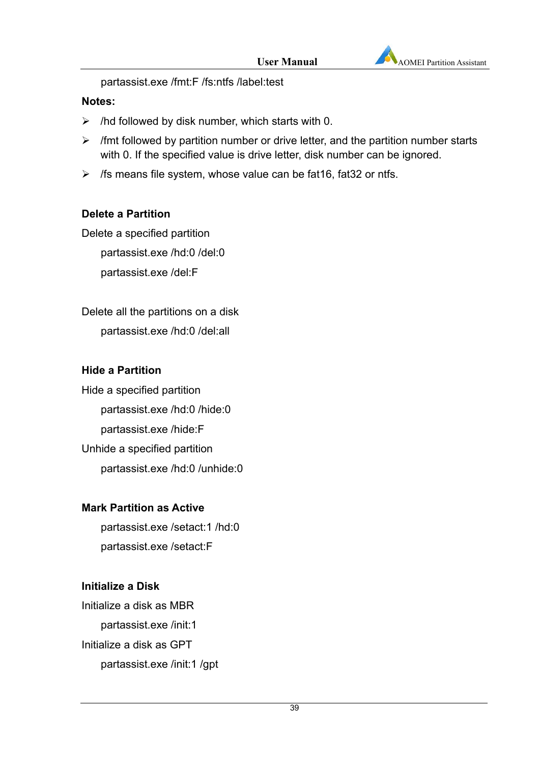partassist.exe /fmt:F /fs:ntfs /label:test

**Notes:**

- /hd followed by disk number, which starts with 0.
- /fmt followed by partition number or drive letter, and the partition number starts with 0. If the specified value is drive letter, disk number can be ignored.
- /fs means file system, whose value can be fat16, fat32 or ntfs.

**Delete a Partition**

Delete a specified partition

partassist.exe /hd:0 /del:0

partassist.exe /del:F

Delete all the partitions on a disk

partassist.exe /hd:0 /del:all

**Hide a Partition**

Hide a specified partition

partassist.exe /hd:0 /hide:0

partassist.exe /hide:F

Unhide a specified partition

partassist.exe /hd:0 /unhide:0

**Mark Partition as Active**

partassist.exe /setact:1 /hd:0

partassist.exe /setact:F

**Initialize a Disk**

Initialize a disk as MBR

partassist.exe /init:1

Initialize a disk as GPT

partassist.exe /init:1 /gpt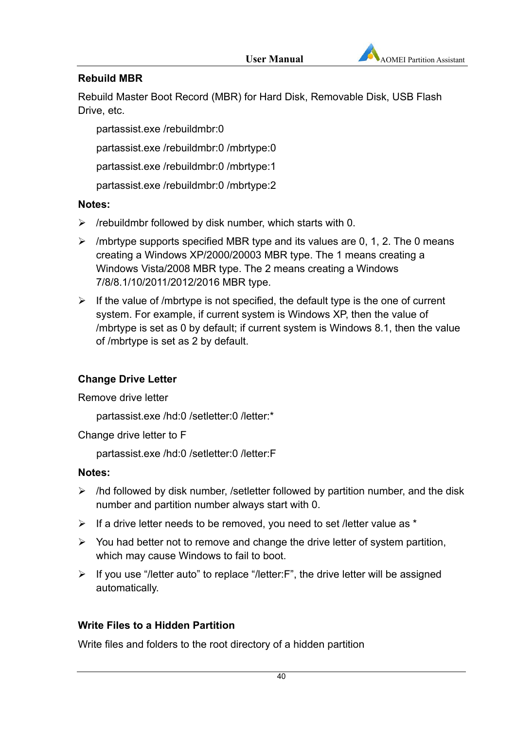### Rebuild MBR

Rebuild Master Boot Record (MBR) for Hard Disk, Removable Disk, USB Flash Drive, etc.

```
partassist.exe /rebuildmbr:0
partassist.exe /rebuildmbr:0 /mbrtype:0
partassist.exe /rebuildmbr:0 /mbrtype:1
partassist.exe /rebuildmbr:0 /mbrtype:2
```

**Notes:**

- /rebuildmbr followed by disk number, which starts with 0.
- /mbrtype supports specified MBR type and its values are 0, 1, 2. The 0 means creating a Windows XP/2000/20003 MBR type. The 1 means creating a Windows Vista/2008 MBR type. The 2 means creating a Windows 7/8/8.1/10/2011/2012/2016 MBR type.
- If the value of /mbrtype is not specified, the default type is the one of current system. For example, if current system is Windows XP, then the value of /mbrtype is set as 0 by default; if current system is Windows 8.1, then the value of /mbrtype is set as 2 by default.

### Change Drive Letter

Remove drive letter

```
partassist.exe /hd:0 /setletter:0 /letter:*
```

Change drive letter to F

```
partassist.exe /hd:0 /setletter:0 /letter:F
```

**Notes:**

- /hd followed by disk number, /setletter followed by partition number, and the disk number and partition number always start with 0.
- If a drive letter needs to be removed, you need to set /letter value as *
- You had better not to remove and change the drive letter of system partition, which may cause Windows to fail to boot.
- If you use “/letter auto” to replace “/letter:F”, the drive letter will be assigned automatically.

### Write Files to a Hidden Partition

Write files and folders to the root directory of a hidden partition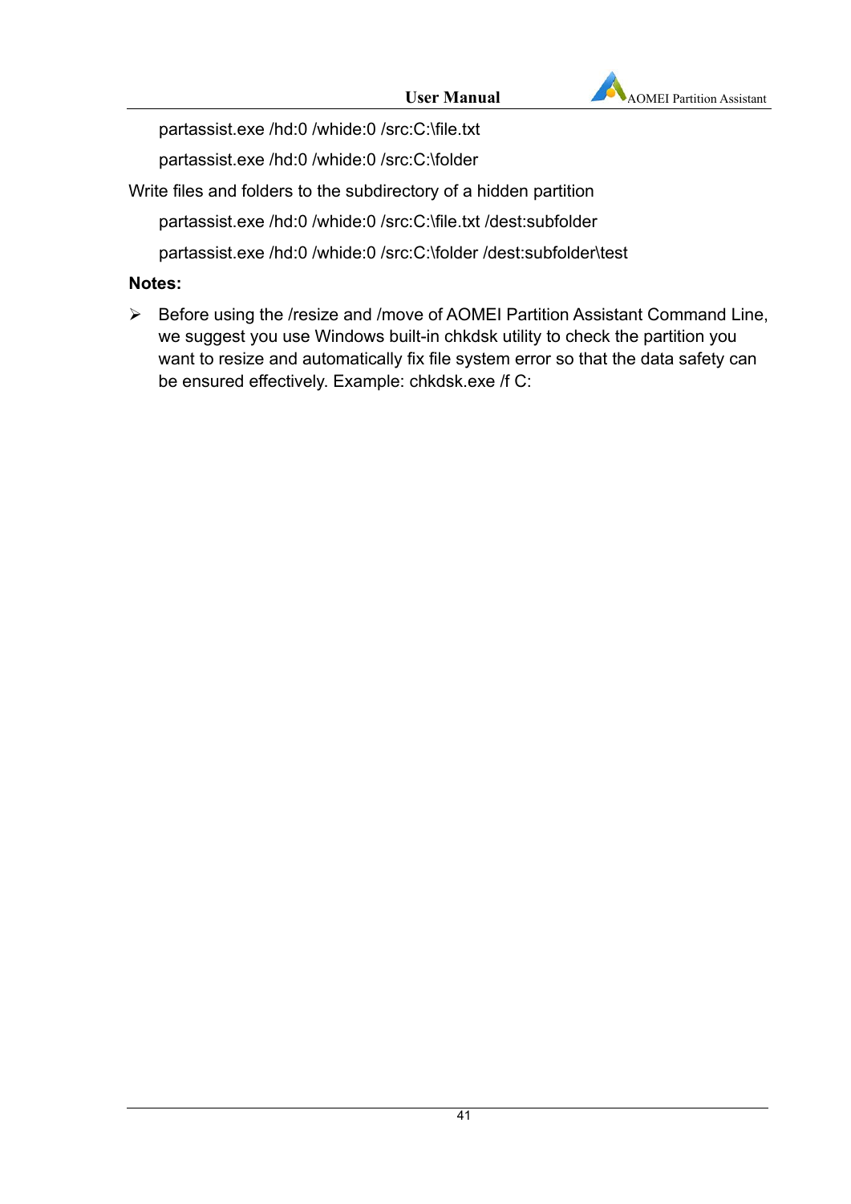partassist.exe /hd:0 /whide:0 /src:C:\file.txt

partassist.exe /hd:0 /whide:0 /src:C:\folder

Write files and folders to the subdirectory of a hidden partition

partassist.exe /hd:0 /whide:0 /src:C:\file.txt /dest:subfolder

partassist.exe /hd:0 /whide:0 /src:C:\folder /dest:subfolder\test

**Notes:**

- Before using the /resize and /move of AOMEI Partition Assistant Command Line, we suggest you use Windows built-in chkdsk utility to check the partition you want to resize and automatically fix file system error so that the data safety can be ensured effectively. Example: chkdsk.exe /f C: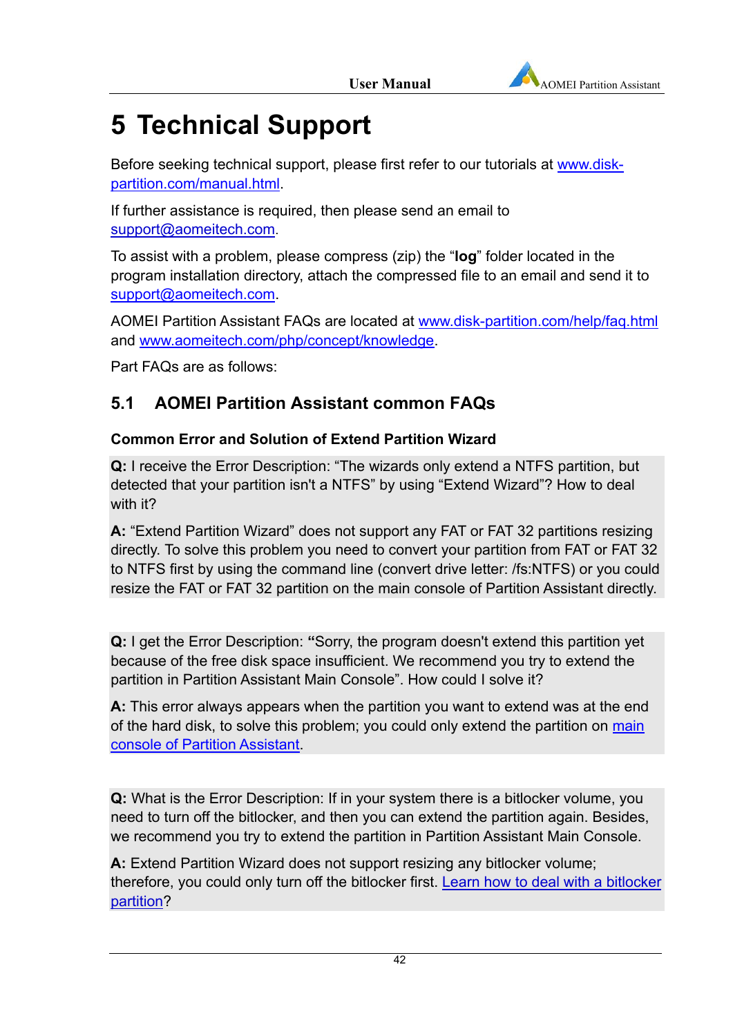# 5 Technical Support

Before seeking technical support, please first refer to our tutorials at www.disk-partition.com/manual.html.

If further assistance is required, then please send an email to support@aomeitech.com.

To assist with a problem, please compress (zip) the "**log**" folder located in the program installation directory, attach the compressed file to an email and send it to support@aomeitech.com.

AOMEI Partition Assistant FAQs are located at www.disk-partition.com/help/faq.html and www.aomeitech.com/php/concept/knowledge.

Part FAQs are as follows:

## 5.1 AOMEI Partition Assistant common FAQs

### Common Error and Solution of Extend Partition Wizard

**Q:** I receive the Error Description: "The wizards only extend a NTFS partition, but detected that your partition isn't a NTFS" by using "Extend Wizard"? How to deal with it?

**A:** "Extend Partition Wizard" does not support any FAT or FAT 32 partitions resizing directly. To solve this problem you need to convert your partition from FAT or FAT 32 to NTFS first by using the command line (convert drive letter: /fs:NTFS) or you could resize the FAT or FAT 32 partition on the main console of Partition Assistant directly.

**Q:** I get the Error Description: **"**Sorry, the program doesn't extend this partition yet because of the free disk space insufficient. We recommend you try to extend the partition in Partition Assistant Main Console". How could I solve it?

**A:** This error always appears when the partition you want to extend was at the end of the hard disk, to solve this problem; you could only extend the partition on main console of Partition Assistant.

**Q:** What is the Error Description: If in your system there is a bitlocker volume, you need to turn off the bitlocker, and then you can extend the partition again. Besides, we recommend you try to extend the partition in Partition Assistant Main Console.

**A:** Extend Partition Wizard does not support resizing any bitlocker volume; therefore, you could only turn off the bitlocker first. Learn how to deal with a bitlocker partition?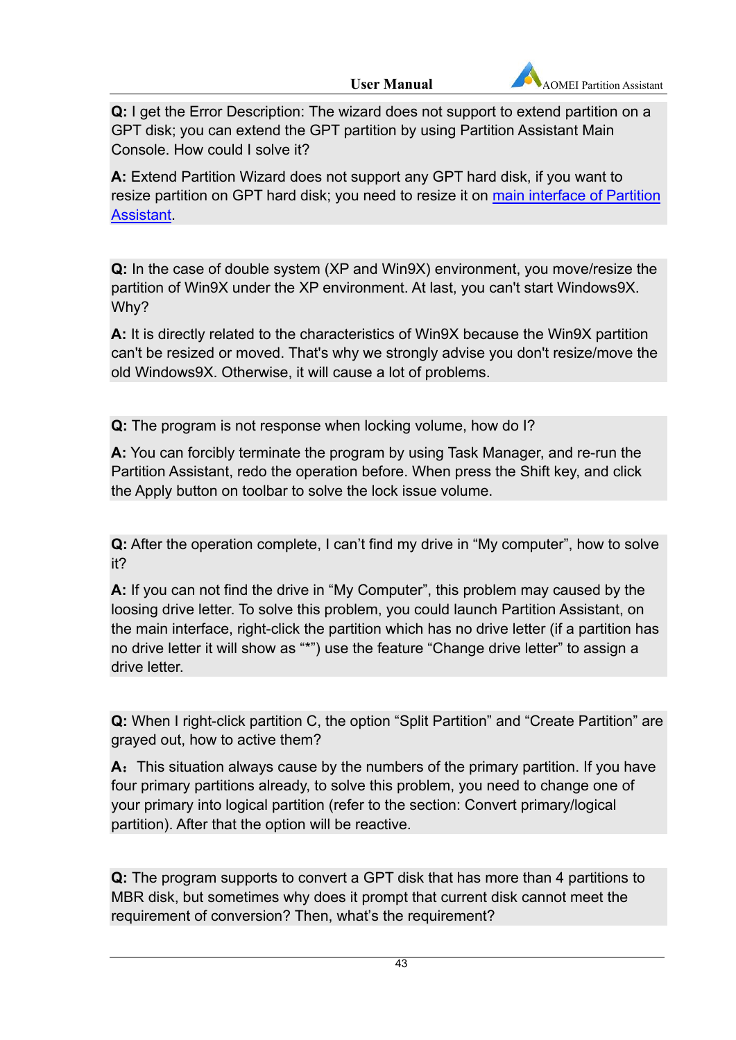**Q:** I get the Error Description: The wizard does not support to extend partition on a GPT disk; you can extend the GPT partition by using Partition Assistant Main Console. How could I solve it?

**A:** Extend Partition Wizard does not support any GPT hard disk, if you want to resize partition on GPT hard disk; you need to resize it on main interface of Partition Assistant.

**Q:** In the case of double system (XP and Win9X) environment, you move/resize the partition of Win9X under the XP environment. At last, you can't start Windows9X. Why?

**A:** It is directly related to the characteristics of Win9X because the Win9X partition can't be resized or moved. That's why we strongly advise you don't resize/move the old Windows9X. Otherwise, it will cause a lot of problems.

**Q:** The program is not response when locking volume, how do I?

**A:** You can forcibly terminate the program by using Task Manager, and re-run the Partition Assistant, redo the operation before. When press the Shift key, and click the Apply button on toolbar to solve the lock issue volume.

**Q:** After the operation complete, I can't find my drive in "My computer", how to solve it?

**A:** If you can not find the drive in "My Computer", this problem may caused by the loosing drive letter. To solve this problem, you could launch Partition Assistant, on the main interface, right-click the partition which has no drive letter (if a partition has no drive letter it will show as "*") use the feature "Change drive letter" to assign a drive letter.

**Q:** When I right-click partition C, the option "Split Partition" and "Create Partition" are grayed out, how to active them?

**A：** This situation always cause by the numbers of the primary partition. If you have four primary partitions already, to solve this problem, you need to change one of your primary into logical partition (refer to the section: Convert primary/logical partition). After that the option will be reactive.

**Q:** The program supports to convert a GPT disk that has more than 4 partitions to MBR disk, but sometimes why does it prompt that current disk cannot meet the requirement of conversion? Then, what's the requirement?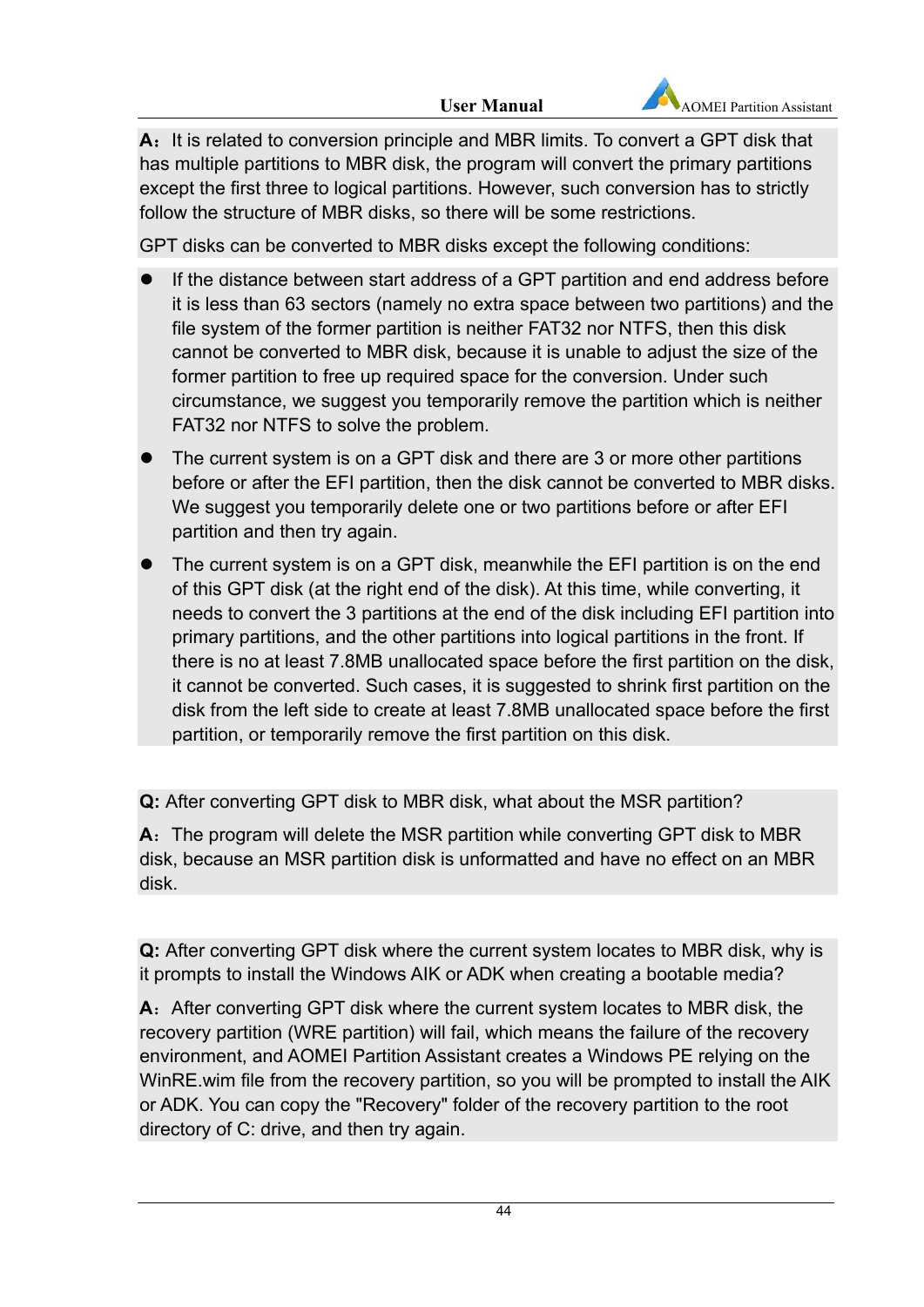**A**：It is related to conversion principle and MBR limits. To convert a GPT disk that has multiple partitions to MBR disk, the program will convert the primary partitions except the first three to logical partitions. However, such conversion has to strictly follow the structure of MBR disks, so there will be some restrictions.

GPT disks can be converted to MBR disks except the following conditions:

- If the distance between start address of a GPT partition and end address before it is less than 63 sectors (namely no extra space between two partitions) and the file system of the former partition is neither FAT32 nor NTFS, then this disk cannot be converted to MBR disk, because it is unable to adjust the size of the former partition to free up required space for the conversion. Under such circumstance, we suggest you temporarily remove the partition which is neither FAT32 nor NTFS to solve the problem.
- The current system is on a GPT disk and there are 3 or more other partitions before or after the EFI partition, then the disk cannot be converted to MBR disks. We suggest you temporarily delete one or two partitions before or after EFI partition and then try again.
- The current system is on a GPT disk, meanwhile the EFI partition is on the end of this GPT disk (at the right end of the disk). At this time, while converting, it needs to convert the 3 partitions at the end of the disk including EFI partition into primary partitions, and the other partitions into logical partitions in the front. If there is no at least 7.8MB unallocated space before the first partition on the disk, it cannot be converted. Such cases, it is suggested to shrink first partition on the disk from the left side to create at least 7.8MB unallocated space before the first partition, or temporarily remove the first partition on this disk.

**Q:** After converting GPT disk to MBR disk, what about the MSR partition?

**A**：The program will delete the MSR partition while converting GPT disk to MBR disk, because an MSR partition disk is unformatted and have no effect on an MBR disk.

**Q:** After converting GPT disk where the current system locates to MBR disk, why is it prompts to install the Windows AIK or ADK when creating a bootable media?

**A**：After converting GPT disk where the current system locates to MBR disk, the recovery partition (WRE partition) will fail, which means the failure of the recovery environment, and AOMEI Partition Assistant creates a Windows PE relying on the WinRE.wim file from the recovery partition, so you will be prompted to install the AIK or ADK. You can copy the "Recovery" folder of the recovery partition to the root directory of C: drive, and then try again.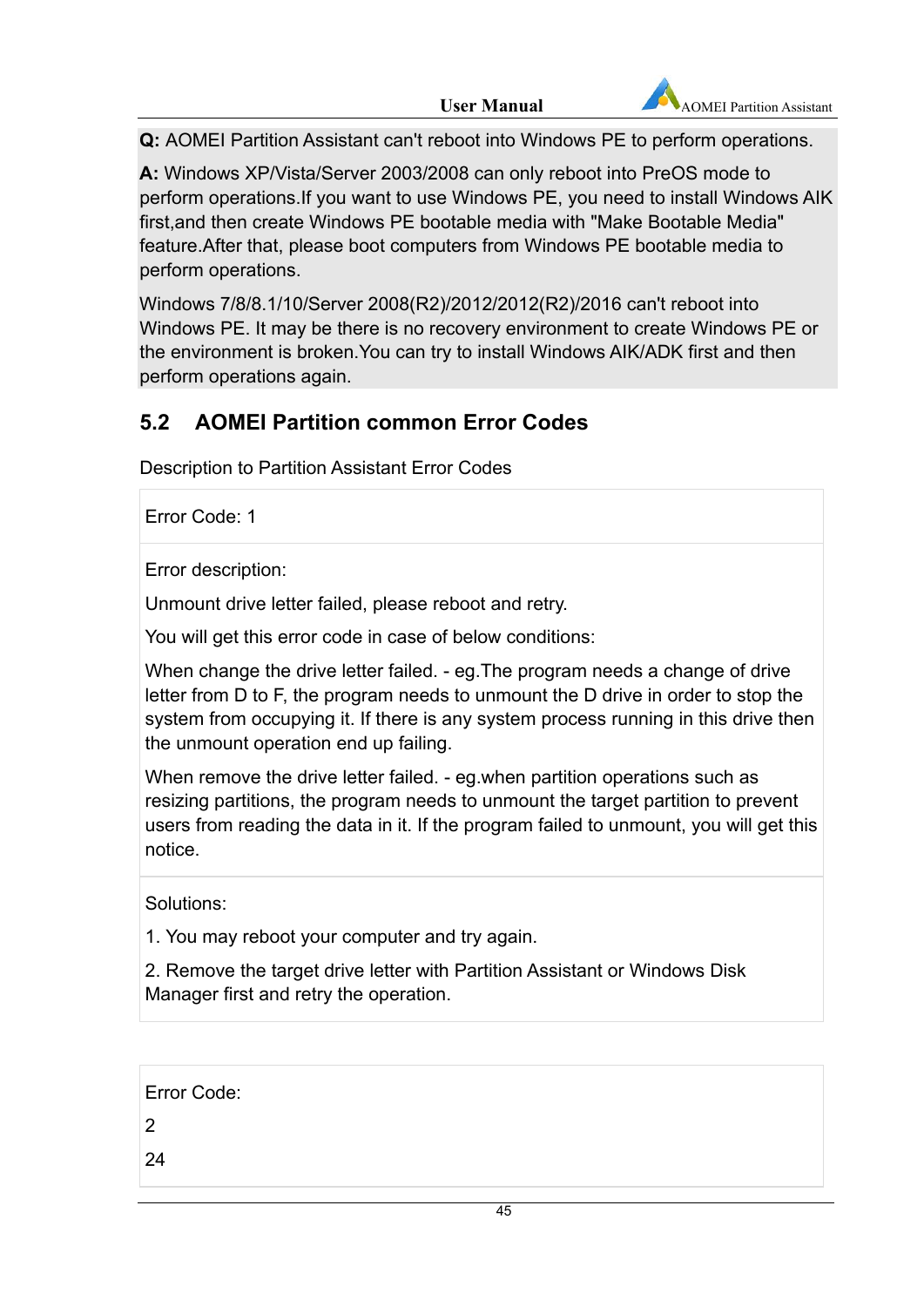**Q:** AOMEI Partition Assistant can't reboot into Windows PE to perform operations.

**A:** Windows XP/Vista/Server 2003/2008 can only reboot into PreOS mode to perform operations.If you want to use Windows PE, you need to install Windows AIK first,and then create Windows PE bootable media with "Make Bootable Media" feature.After that, please boot computers from Windows PE bootable media to perform operations.

Windows 7/8/8.1/10/Server 2008(R2)/2012/2012(R2)/2016 can't reboot into Windows PE. It may be there is no recovery environment to create Windows PE or the environment is broken.You can try to install Windows AIK/ADK first and then perform operations again.

## 5.2 AOMEI Partition common Error Codes

Description to Partition Assistant Error Codes

| Error Code: 1 |
|---|
| Error description:<br><br>Unmount drive letter failed, please reboot and retry.<br><br>You will get this error code in case of below conditions:<br><br>When change the drive letter failed. - eg.The program needs a change of drive letter from D to F, the program needs to unmount the D drive in order to stop the system from occupying it. If there is any system process running in this drive then the unmount operation end up failing.<br><br>When remove the drive letter failed. - eg.when partition operations such as resizing partitions, the program needs to unmount the target partition to prevent users from reading the data in it. If the program failed to unmount, you will get this notice. |
| Solutions:<br><br>1. You may reboot your computer and try again.<br><br>2. Remove the target drive letter with Partition Assistant or Windows Disk Manager first and retry the operation. |

| Error Code:<br><br>2<br><br>24 |
|---|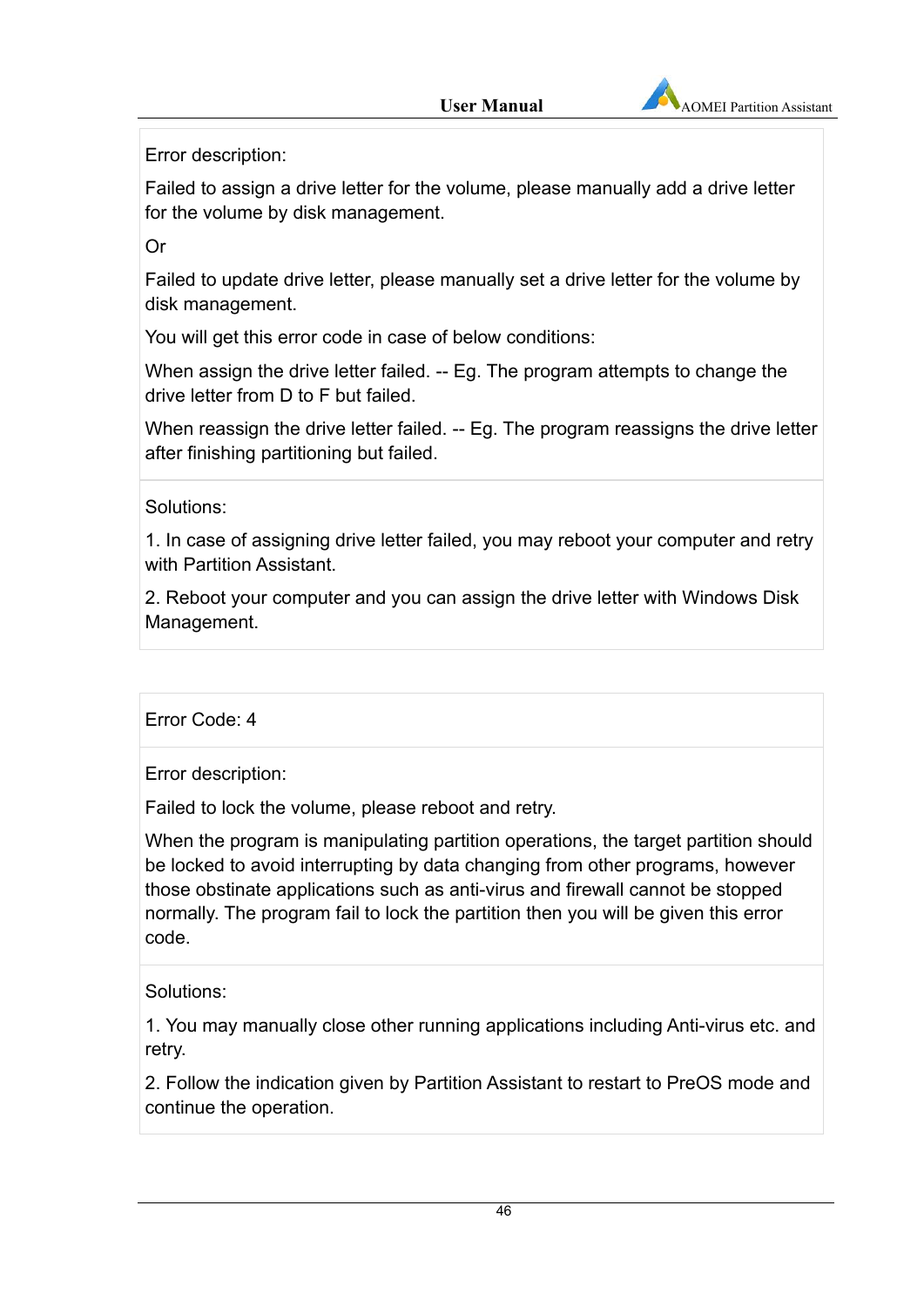| Error description: Failed to assign a drive letter for the volume, please manually add a drive letter for the volume by disk management. Or Failed to update drive letter, please manually set a drive letter for the volume by disk management. You will get this error code in case of below conditions: When assign the drive letter failed. -- Eg. The program attempts to change the drive letter from D to F but failed. When reassign the drive letter failed. -- Eg. The program reassigns the drive letter after finishing partitioning but failed. |
| --- |
| Solutions: 1. In case of assigning drive letter failed, you may reboot your computer and retry with Partition Assistant. 2. Reboot your computer and you can assign the drive letter with Windows Disk Management. |

| Error Code: 4 |
| --- |
| Error description: Failed to lock the volume, please reboot and retry. When the program is manipulating partition operations, the target partition should be locked to avoid interrupting by data changing from other programs, however those obstinate applications such as anti-virus and firewall cannot be stopped normally. The program fail to lock the partition then you will be given this error code. |
| Solutions: 1. You may manually close other running applications including Anti-virus etc. and retry. 2. Follow the indication given by Partition Assistant to restart to PreOS mode and continue the operation. |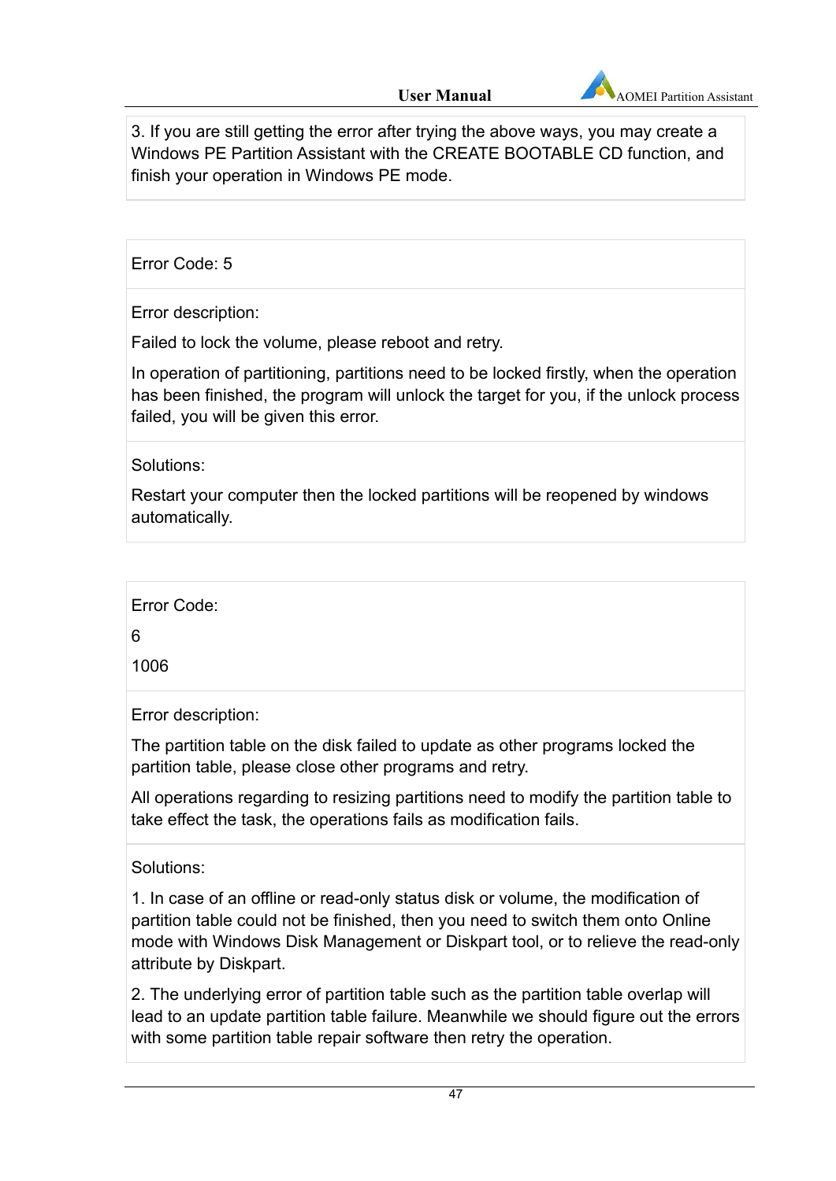3. If you are still getting the error after trying the above ways, you may create a Windows PE Partition Assistant with the CREATE BOOTABLE CD function, and finish your operation in Windows PE mode.

| Error Code: 5 |
| --- |
| Error description:<br><br>Failed to lock the volume, please reboot and retry.<br><br>In operation of partitioning, partitions need to be locked firstly, when the operation has been finished, the program will unlock the target for you, if the unlock process failed, you will be given this error. |
| Solutions:<br><br>Restart your computer then the locked partitions will be reopened by windows automatically. |

| Error Code:<br><br>6<br><br>1006 |
| --- |
| Error description:<br><br>The partition table on the disk failed to update as other programs locked the partition table, please close other programs and retry.<br><br>All operations regarding to resizing partitions need to modify the partition table to take effect the task, the operations fails as modification fails. |
| Solutions:<br><br>1. In case of an offline or read-only status disk or volume, the modification of partition table could not be finished, then you need to switch them onto Online mode with Windows Disk Management or Diskpart tool, or to relieve the read-only attribute by Diskpart.<br><br>2. The underlying error of partition table such as the partition table overlap will lead to an update partition table failure. Meanwhile we should figure out the errors with some partition table repair software then retry the operation. |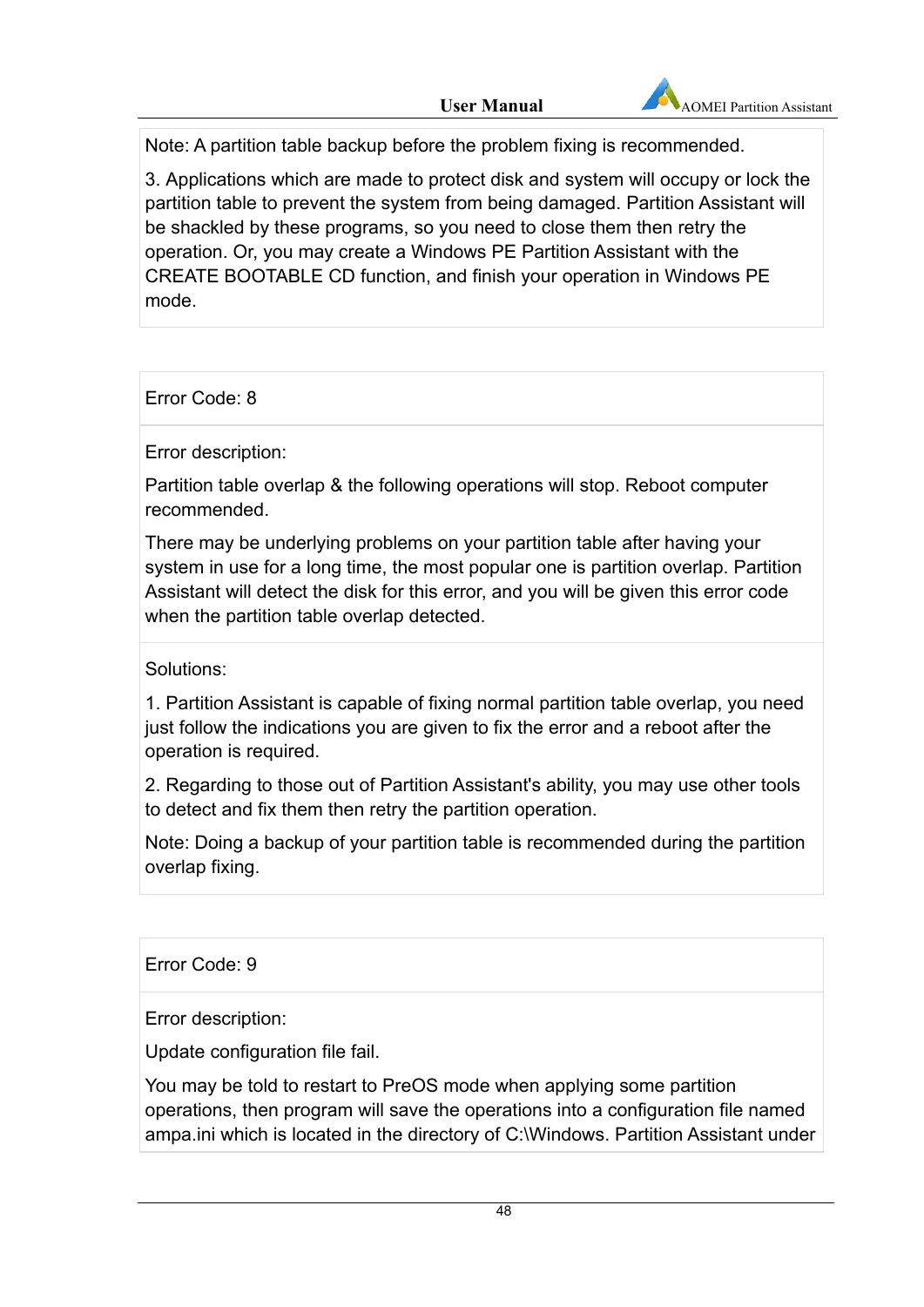Note: A partition table backup before the problem fixing is recommended.

3. Applications which are made to protect disk and system will occupy or lock the partition table to prevent the system from being damaged. Partition Assistant will be shackled by these programs, so you need to close them then retry the operation. Or, you may create a Windows PE Partition Assistant with the CREATE BOOTABLE CD function, and finish your operation in Windows PE mode.

Error Code: 8

Error description:

Partition table overlap & the following operations will stop. Reboot computer recommended.

There may be underlying problems on your partition table after having your system in use for a long time, the most popular one is partition overlap. Partition Assistant will detect the disk for this error, and you will be given this error code when the partition table overlap detected.

Solutions:

1. Partition Assistant is capable of fixing normal partition table overlap, you need just follow the indications you are given to fix the error and a reboot after the operation is required.

2. Regarding to those out of Partition Assistant's ability, you may use other tools to detect and fix them then retry the partition operation.

Note: Doing a backup of your partition table is recommended during the partition overlap fixing.

Error Code: 9

Error description:

Update configuration file fail.

You may be told to restart to PreOS mode when applying some partition operations, then program will save the operations into a configuration file named ampa.ini which is located in the directory of C:\Windows. Partition Assistant under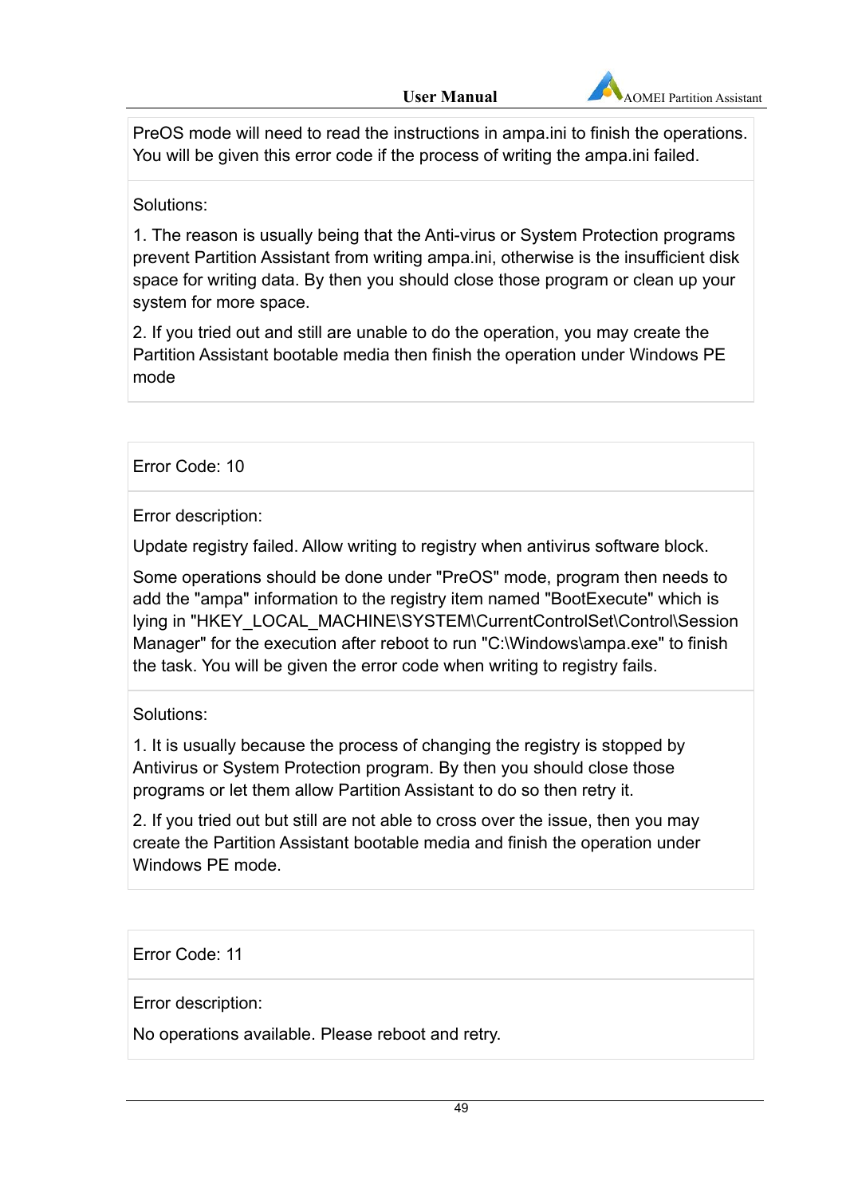PreOS mode will need to read the instructions in ampa.ini to finish the operations. You will be given this error code if the process of writing the ampa.ini failed.

Solutions:

1. The reason is usually being that the Anti-virus or System Protection programs prevent Partition Assistant from writing ampa.ini, otherwise is the insufficient disk space for writing data. By then you should close those program or clean up your system for more space.

2. If you tried out and still are unable to do the operation, you may create the Partition Assistant bootable media then finish the operation under Windows PE mode

Error Code: 10

Error description:

Update registry failed. Allow writing to registry when antivirus software block.

Some operations should be done under "PreOS" mode, program then needs to add the "ampa" information to the registry item named "BootExecute" which is lying in "HKEY_LOCAL_MACHINE\SYSTEM\CurrentControlSet\Control\Session Manager" for the execution after reboot to run "C:\Windows\ampa.exe" to finish the task. You will be given the error code when writing to registry fails.

Solutions:

1. It is usually because the process of changing the registry is stopped by Antivirus or System Protection program. By then you should close those programs or let them allow Partition Assistant to do so then retry it.

2. If you tried out but still are not able to cross over the issue, then you may create the Partition Assistant bootable media and finish the operation under Windows PE mode.

Error Code: 11

Error description:

No operations available. Please reboot and retry.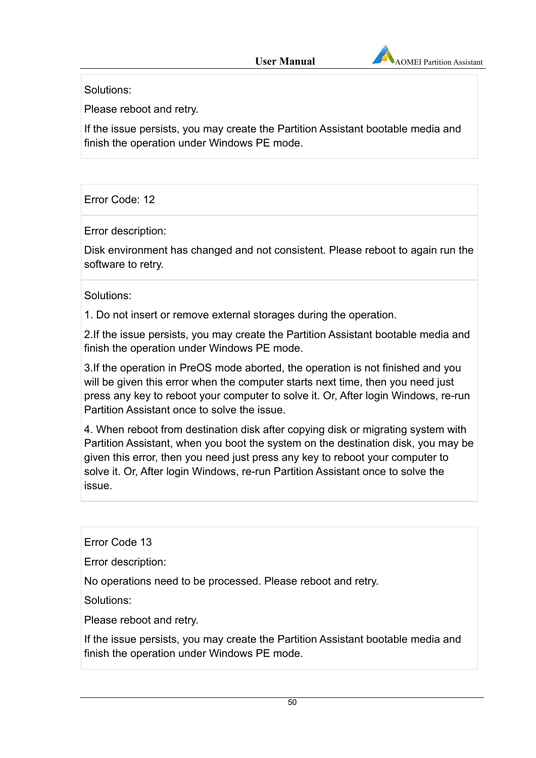Solutions:

Please reboot and retry.

If the issue persists, you may create the Partition Assistant bootable media and finish the operation under Windows PE mode.

Error Code: 12

Error description:

Disk environment has changed and not consistent. Please reboot to again run the software to retry.

Solutions:

1. Do not insert or remove external storages during the operation.

2.If the issue persists, you may create the Partition Assistant bootable media and finish the operation under Windows PE mode.

3.If the operation in PreOS mode aborted, the operation is not finished and you will be given this error when the computer starts next time, then you need just press any key to reboot your computer to solve it. Or, After login Windows, re-run Partition Assistant once to solve the issue.

4. When reboot from destination disk after copying disk or migrating system with Partition Assistant, when you boot the system on the destination disk, you may be given this error, then you need just press any key to reboot your computer to solve it. Or, After login Windows, re-run Partition Assistant once to solve the issue.

Error Code 13

Error description:

No operations need to be processed. Please reboot and retry.

Solutions:

Please reboot and retry.

If the issue persists, you may create the Partition Assistant bootable media and finish the operation under Windows PE mode.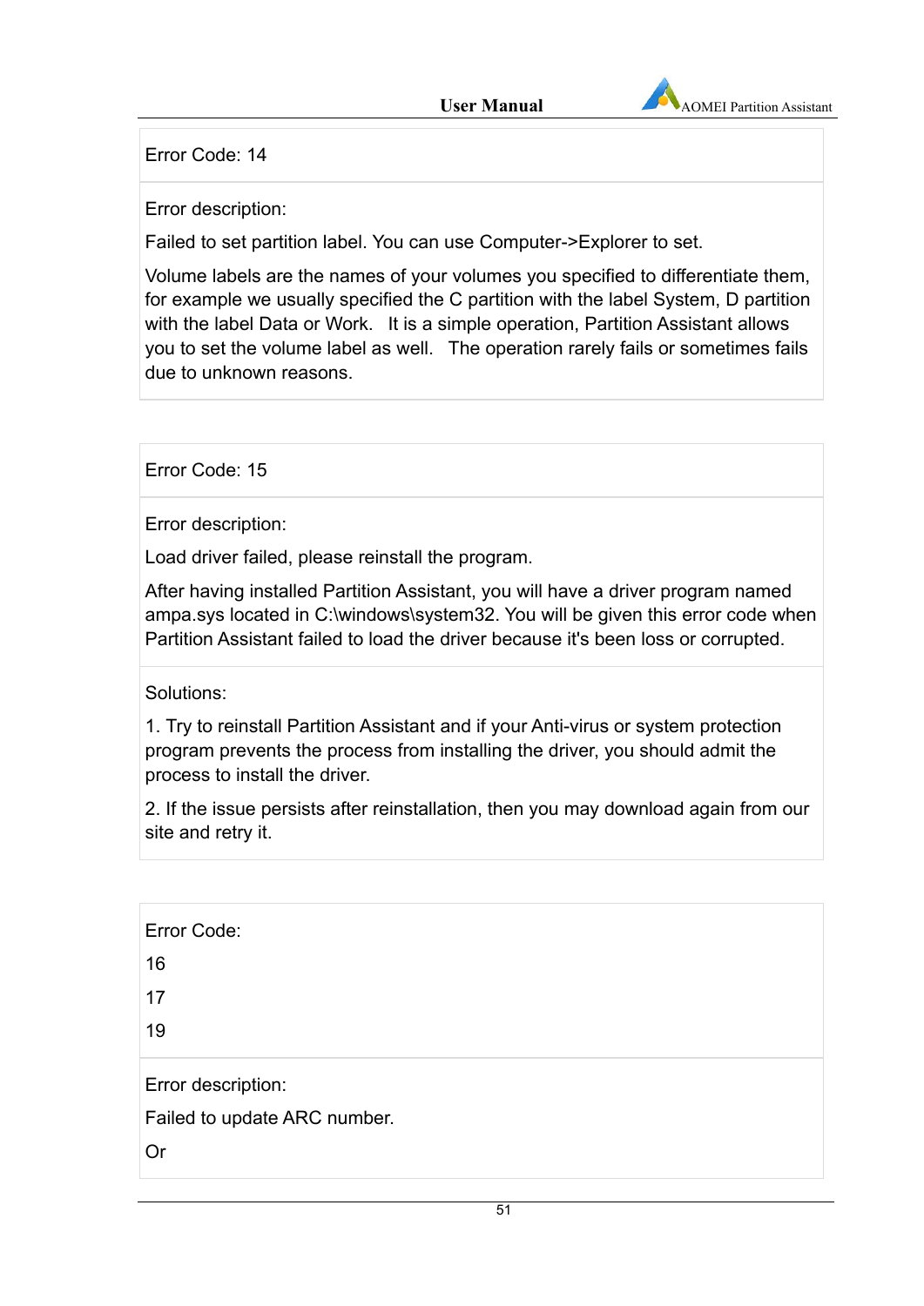| Error Code: 14 |
| --- |
| Error description:<br><br>Failed to set partition label. You can use Computer->Explorer to set.<br><br>Volume labels are the names of your volumes you specified to differentiate them, for example we usually specified the C partition with the label System, D partition with the label Data or Work. It is a simple operation, Partition Assistant allows you to set the volume label as well. The operation rarely fails or sometimes fails due to unknown reasons. |

| Error Code: 15 |
| --- |
| Error description:<br><br>Load driver failed, please reinstall the program.<br><br>After having installed Partition Assistant, you will have a driver program named ampa.sys located in C:\windows\system32. You will be given this error code when Partition Assistant failed to load the driver because it's been loss or corrupted. |
| Solutions:<br><br>1. Try to reinstall Partition Assistant and if your Anti-virus or system protection program prevents the process from installing the driver, you should admit the process to install the driver.<br><br>2. If the issue persists after reinstallation, then you may download again from our site and retry it. |

| Error Code:<br><br>16<br><br>17<br><br>19 |
| --- |
| Error description:<br><br>Failed to update ARC number.<br><br>Or |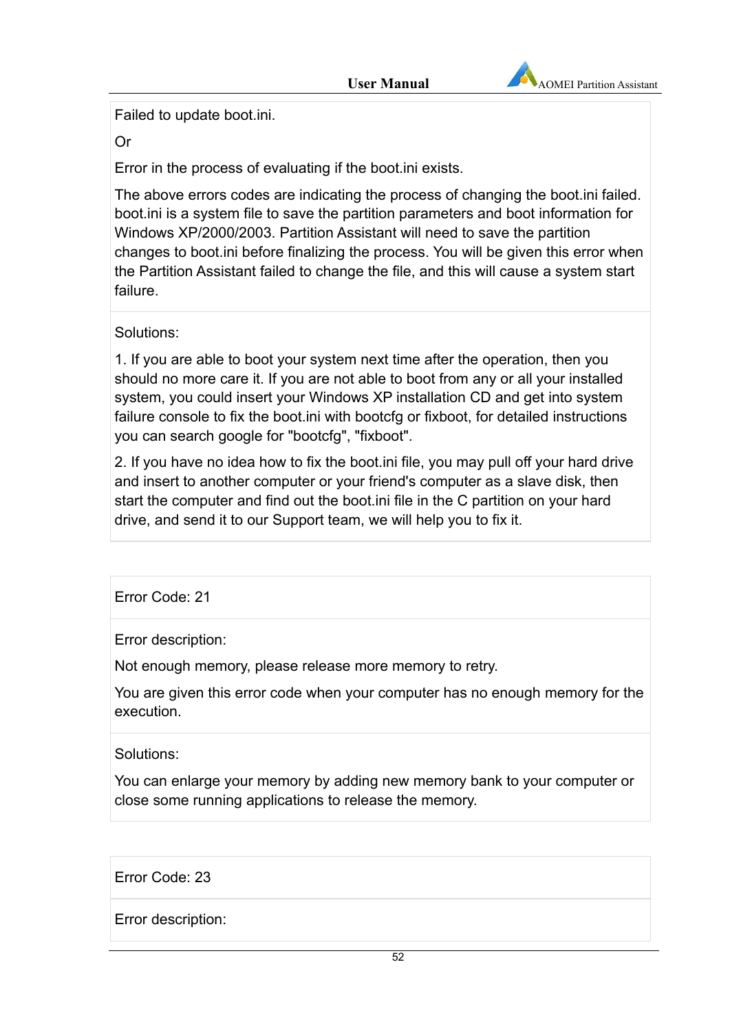Failed to update boot.ini.

Or

Error in the process of evaluating if the boot.ini exists.

The above errors codes are indicating the process of changing the boot.ini failed. boot.ini is a system file to save the partition parameters and boot information for Windows XP/2000/2003. Partition Assistant will need to save the partition changes to boot.ini before finalizing the process. You will be given this error when the Partition Assistant failed to change the file, and this will cause a system start failure.

Solutions:

1. If you are able to boot your system next time after the operation, then you should no more care it. If you are not able to boot from any or all your installed system, you could insert your Windows XP installation CD and get into system failure console to fix the boot.ini with bootcfg or fixboot, for detailed instructions you can search google for "bootcfg", "fixboot".

2. If you have no idea how to fix the boot.ini file, you may pull off your hard drive and insert to another computer or your friend's computer as a slave disk, then start the computer and find out the boot.ini file in the C partition on your hard drive, and send it to our Support team, we will help you to fix it.

Error Code: 21

Error description:

Not enough memory, please release more memory to retry.

You are given this error code when your computer has no enough memory for the execution.

Solutions:

You can enlarge your memory by adding new memory bank to your computer or close some running applications to release the memory.

Error Code: 23

Error description: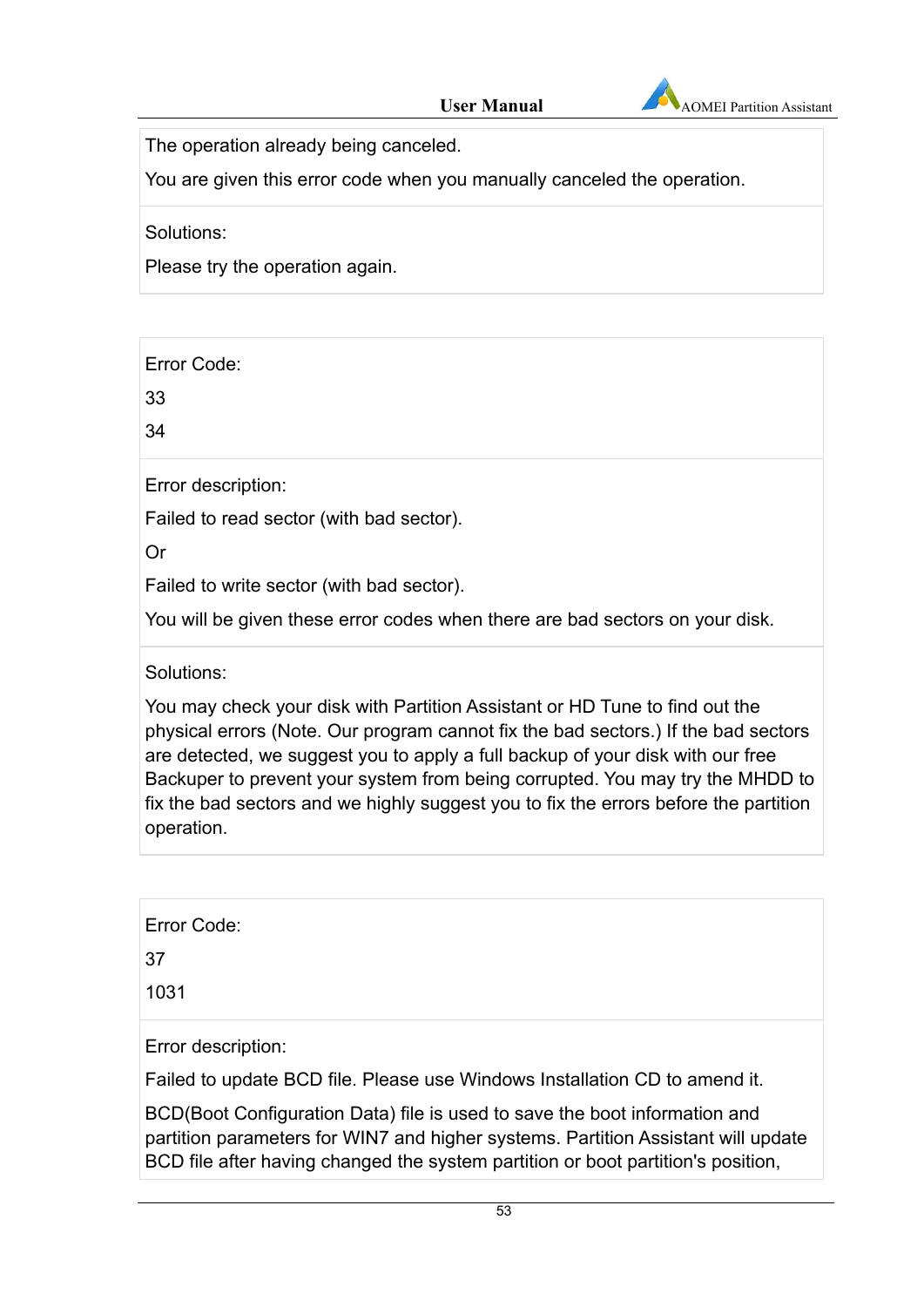The operation already being canceled.

You are given this error code when you manually canceled the operation.

Solutions:

Please try the operation again.

Error Code:

33

34

Error description:

Failed to read sector (with bad sector).

Or

Failed to write sector (with bad sector).

You will be given these error codes when there are bad sectors on your disk.

Solutions:

You may check your disk with Partition Assistant or HD Tune to find out the physical errors (Note. Our program cannot fix the bad sectors.) If the bad sectors are detected, we suggest you to apply a full backup of your disk with our free Backuper to prevent your system from being corrupted. You may try the MHDD to fix the bad sectors and we highly suggest you to fix the errors before the partition operation.

Error Code:

37

1031

Error description:

Failed to update BCD file. Please use Windows Installation CD to amend it.

BCD(Boot Configuration Data) file is used to save the boot information and partition parameters for WIN7 and higher systems. Partition Assistant will update BCD file after having changed the system partition or boot partition's position,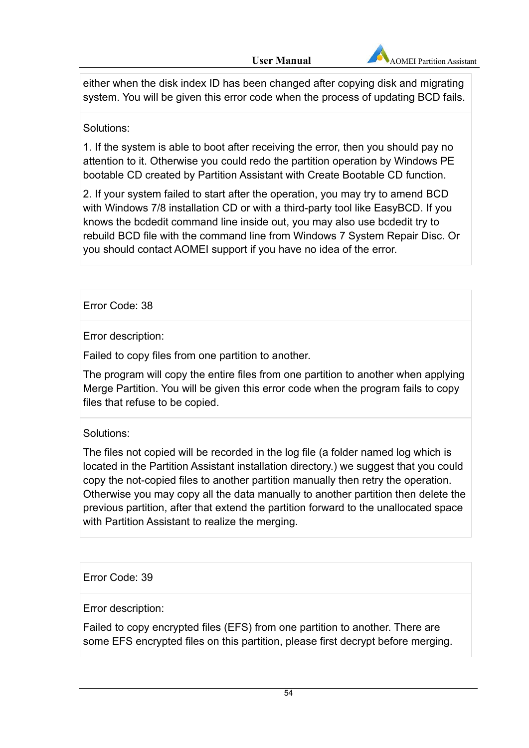either when the disk index ID has been changed after copying disk and migrating system. You will be given this error code when the process of updating BCD fails.

Solutions:

1. If the system is able to boot after receiving the error, then you should pay no attention to it. Otherwise you could redo the partition operation by Windows PE bootable CD created by Partition Assistant with Create Bootable CD function.

2. If your system failed to start after the operation, you may try to amend BCD with Windows 7/8 installation CD or with a third-party tool like EasyBCD. If you knows the bcdedit command line inside out, you may also use bcdedit try to rebuild BCD file with the command line from Windows 7 System Repair Disc. Or you should contact AOMEI support if you have no idea of the error.

Error Code: 38

Error description:

Failed to copy files from one partition to another.

The program will copy the entire files from one partition to another when applying Merge Partition. You will be given this error code when the program fails to copy files that refuse to be copied.

Solutions:

The files not copied will be recorded in the log file (a folder named log which is located in the Partition Assistant installation directory.) we suggest that you could copy the not-copied files to another partition manually then retry the operation. Otherwise you may copy all the data manually to another partition then delete the previous partition, after that extend the partition forward to the unallocated space with Partition Assistant to realize the merging.

Error Code: 39

Error description:

Failed to copy encrypted files (EFS) from one partition to another. There are some EFS encrypted files on this partition, please first decrypt before merging.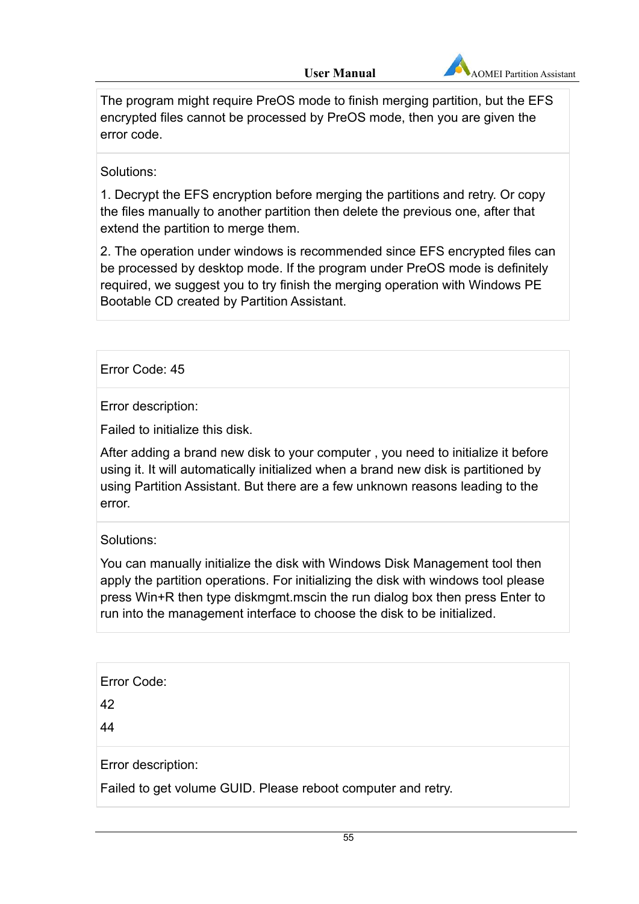The program might require PreOS mode to finish merging partition, but the EFS encrypted files cannot be processed by PreOS mode, then you are given the error code.

Solutions:

1. Decrypt the EFS encryption before merging the partitions and retry. Or copy the files manually to another partition then delete the previous one, after that extend the partition to merge them.

2. The operation under windows is recommended since EFS encrypted files can be processed by desktop mode. If the program under PreOS mode is definitely required, we suggest you to try finish the merging operation with Windows PE Bootable CD created by Partition Assistant.

---

Error Code: 45

Error description:

Failed to initialize this disk.

After adding a brand new disk to your computer , you need to initialize it before using it. It will automatically initialized when a brand new disk is partitioned by using Partition Assistant. But there are a few unknown reasons leading to the error.

Solutions:

You can manually initialize the disk with Windows Disk Management tool then apply the partition operations. For initializing the disk with windows tool please press Win+R then type diskmgmt.mscin the run dialog box then press Enter to run into the management interface to choose the disk to be initialized.

---

Error Code:

42

44

Error description:

Failed to get volume GUID. Please reboot computer and retry.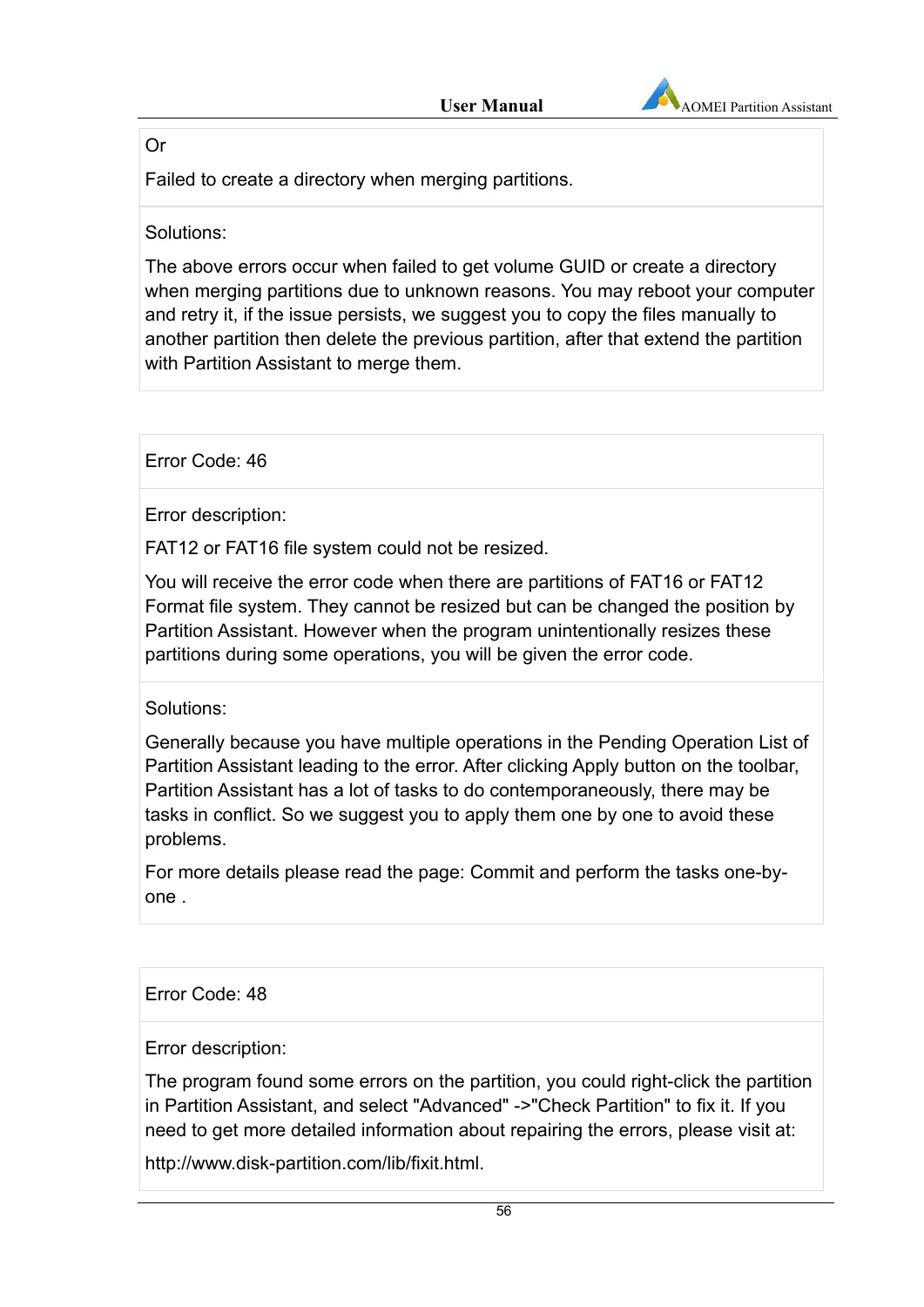Or

Failed to create a directory when merging partitions.

Solutions:

The above errors occur when failed to get volume GUID or create a directory when merging partitions due to unknown reasons. You may reboot your computer and retry it, if the issue persists, we suggest you to copy the files manually to another partition then delete the previous partition, after that extend the partition with Partition Assistant to merge them.

Error Code: 46

Error description:

FAT12 or FAT16 file system could not be resized.

You will receive the error code when there are partitions of FAT16 or FAT12 Format file system. They cannot be resized but can be changed the position by Partition Assistant. However when the program unintentionally resizes these partitions during some operations, you will be given the error code.

Solutions:

Generally because you have multiple operations in the Pending Operation List of Partition Assistant leading to the error. After clicking Apply button on the toolbar, Partition Assistant has a lot of tasks to do contemporaneously, there may be tasks in conflict. So we suggest you to apply them one by one to avoid these problems.

For more details please read the page: Commit and perform the tasks one-by-one .

Error Code: 48

Error description:

The program found some errors on the partition, you could right-click the partition in Partition Assistant, and select "Advanced" ->"Check Partition" to fix it. If you need to get more detailed information about repairing the errors, please visit at:

http://www.disk-partition.com/lib/fixit.html.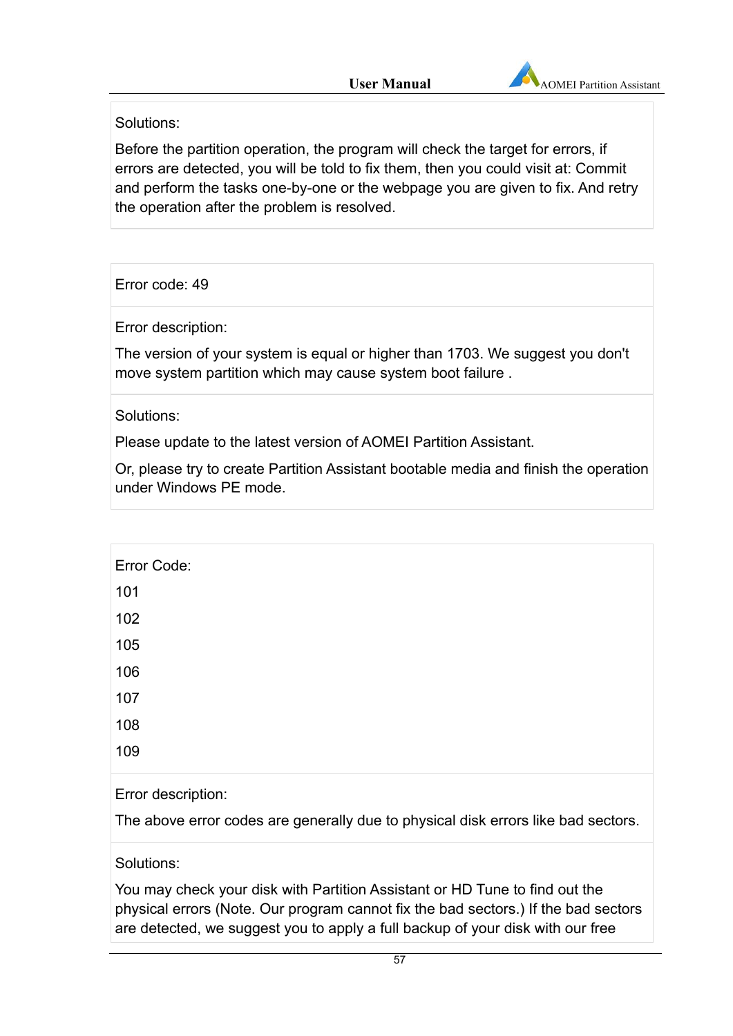Solutions:

Before the partition operation, the program will check the target for errors, if errors are detected, you will be told to fix them, then you could visit at: Commit and perform the tasks one-by-one or the webpage you are given to fix. And retry the operation after the problem is resolved.

Error code: 49

Error description:

The version of your system is equal or higher than 1703. We suggest you don't move system partition which may cause system boot failure .

Solutions:

Please update to the latest version of AOMEI Partition Assistant.

Or, please try to create Partition Assistant bootable media and finish the operation under Windows PE mode.

Error Code:

101

102

105

106

107

108

109

Error description:

The above error codes are generally due to physical disk errors like bad sectors.

Solutions:

You may check your disk with Partition Assistant or HD Tune to find out the physical errors (Note. Our program cannot fix the bad sectors.) If the bad sectors are detected, we suggest you to apply a full backup of your disk with our free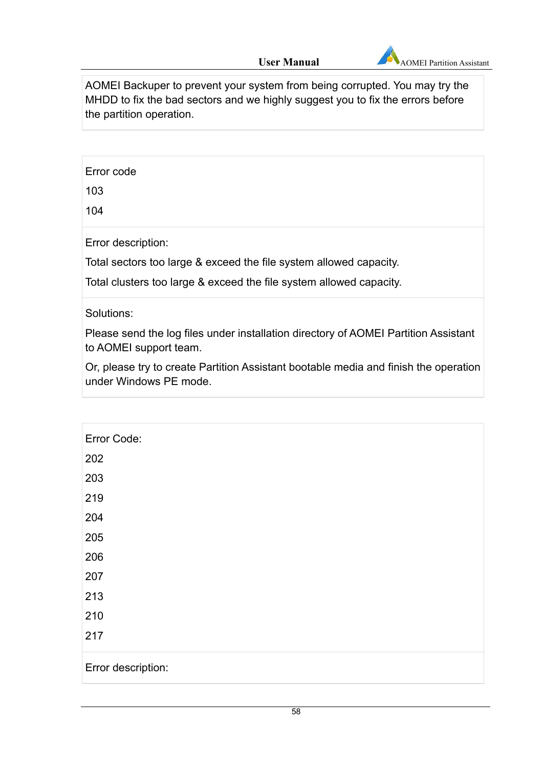AOMEI Backuper to prevent your system from being corrupted. You may try the MHDD to fix the bad sectors and we highly suggest you to fix the errors before the partition operation.

| Error code<br>103<br>104 |
|---|
| Error description:<br>Total sectors too large & exceed the file system allowed capacity.<br>Total clusters too large & exceed the file system allowed capacity. |
| Solutions:<br>Please send the log files under installation directory of AOMEI Partition Assistant to AOMEI support team.<br>Or, please try to create Partition Assistant bootable media and finish the operation under Windows PE mode. |

| Error Code:<br>202<br>203<br>219<br>204<br>205<br>206<br>207<br>213<br>210<br>217 |
|---|
| Error description: |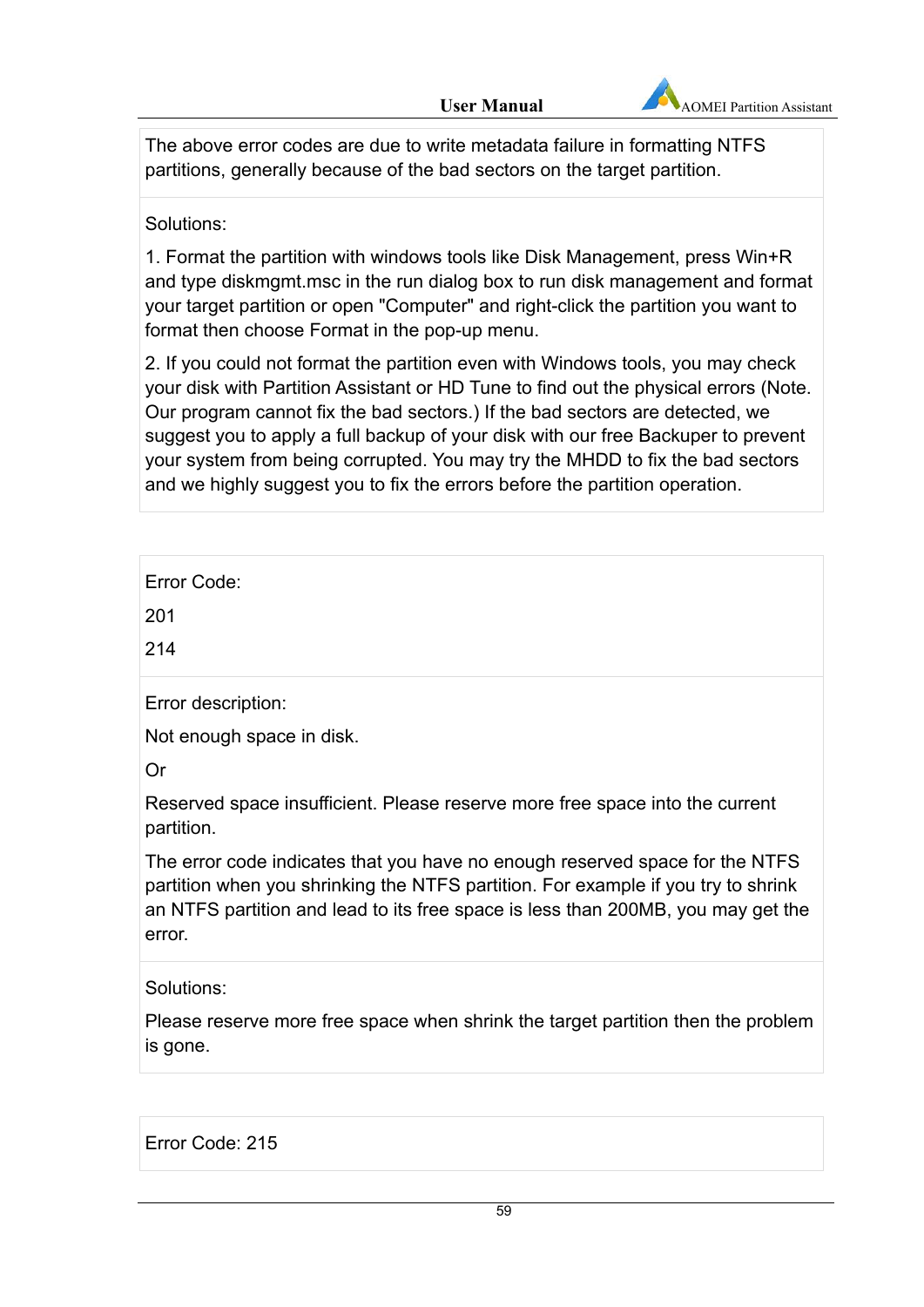The above error codes are due to write metadata failure in formatting NTFS partitions, generally because of the bad sectors on the target partition.

Solutions:

1. Format the partition with windows tools like Disk Management, press Win+R and type diskmgmt.msc in the run dialog box to run disk management and format your target partition or open "Computer" and right-click the partition you want to format then choose Format in the pop-up menu.

2. If you could not format the partition even with Windows tools, you may check your disk with Partition Assistant or HD Tune to find out the physical errors (Note. Our program cannot fix the bad sectors.) If the bad sectors are detected, we suggest you to apply a full backup of your disk with our free Backuper to prevent your system from being corrupted. You may try the MHDD to fix the bad sectors and we highly suggest you to fix the errors before the partition operation.

Error Code:

201

214

Error description:

Not enough space in disk.

Or

Reserved space insufficient. Please reserve more free space into the current partition.

The error code indicates that you have no enough reserved space for the NTFS partition when you shrinking the NTFS partition. For example if you try to shrink an NTFS partition and lead to its free space is less than 200MB, you may get the error.

Solutions:

Please reserve more free space when shrink the target partition then the problem is gone.

Error Code: 215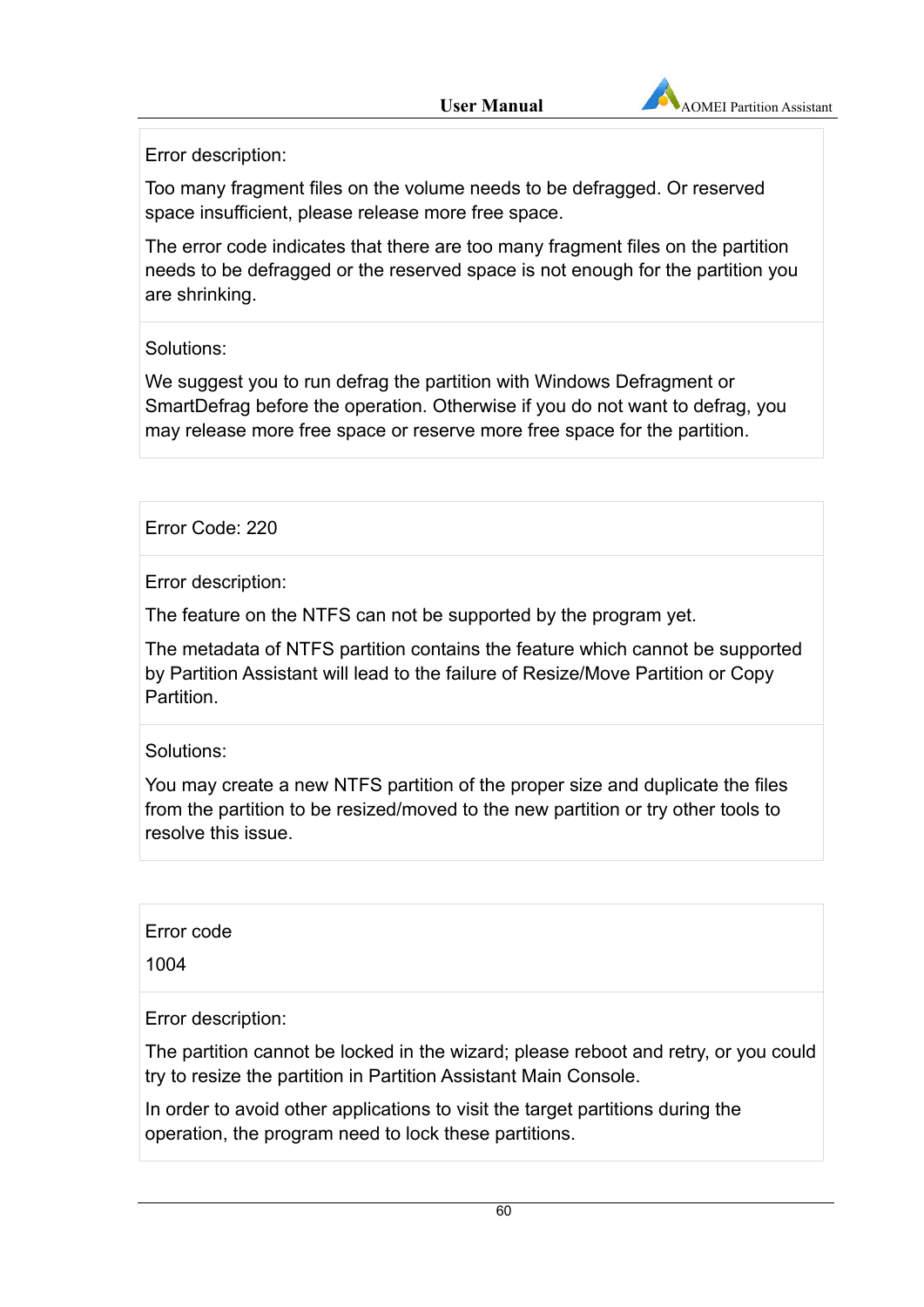Error description:

Too many fragment files on the volume needs to be defragged. Or reserved space insufficient, please release more free space.

The error code indicates that there are too many fragment files on the partition needs to be defragged or the reserved space is not enough for the partition you are shrinking.

Solutions:

We suggest you to run defrag the partition with Windows Defragment or SmartDefrag before the operation. Otherwise if you do not want to defrag, you may release more free space or reserve more free space for the partition.

Error Code: 220

Error description:

The feature on the NTFS can not be supported by the program yet.

The metadata of NTFS partition contains the feature which cannot be supported by Partition Assistant will lead to the failure of Resize/Move Partition or Copy Partition.

Solutions:

You may create a new NTFS partition of the proper size and duplicate the files from the partition to be resized/moved to the new partition or try other tools to resolve this issue.

Error code

1004

Error description:

The partition cannot be locked in the wizard; please reboot and retry, or you could try to resize the partition in Partition Assistant Main Console.

In order to avoid other applications to visit the target partitions during the operation, the program need to lock these partitions.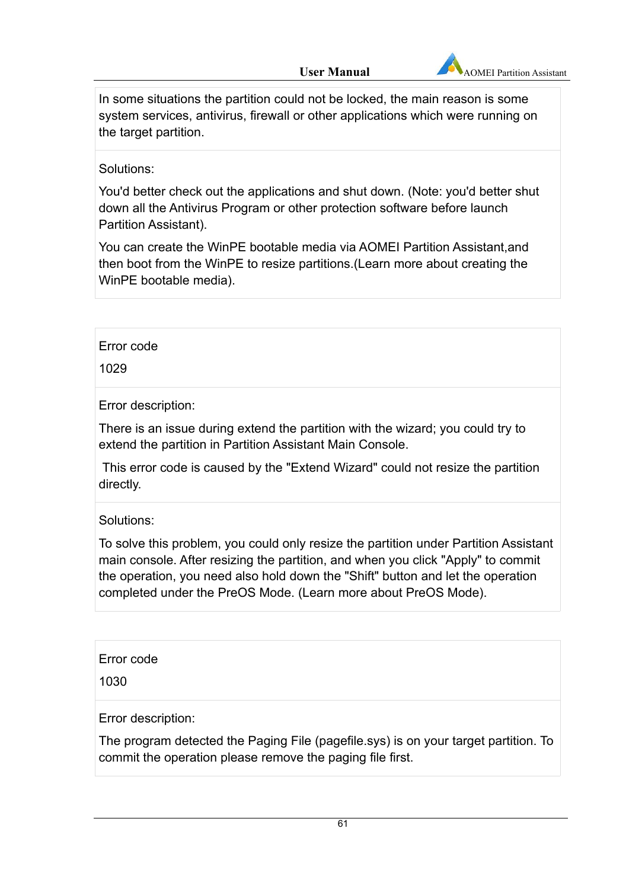| In some situations the partition could not be locked, the main reason is some system services, antivirus, firewall or other applications which were running on the target partition. |
| --- |
| Solutions:<br><br>You'd better check out the applications and shut down. (Note: you'd better shut down all the Antivirus Program or other protection software before launch Partition Assistant).<br><br>You can create the WinPE bootable media via AOMEI Partition Assistant,and then boot from the WinPE to resize partitions.(Learn more about creating the WinPE bootable media). |

| Error code<br><br>1029 |
| --- |
| Error description:<br><br>There is an issue during extend the partition with the wizard; you could try to extend the partition in Partition Assistant Main Console.<br><br>This error code is caused by the "Extend Wizard" could not resize the partition directly. |
| Solutions:<br><br>To solve this problem, you could only resize the partition under Partition Assistant main console. After resizing the partition, and when you click "Apply" to commit the operation, you need also hold down the "Shift" button and let the operation completed under the PreOS Mode. (Learn more about PreOS Mode). |

| Error code<br><br>1030 |
| --- |
| Error description:<br><br>The program detected the Paging File (pagefile.sys) is on your target partition. To commit the operation please remove the paging file first. |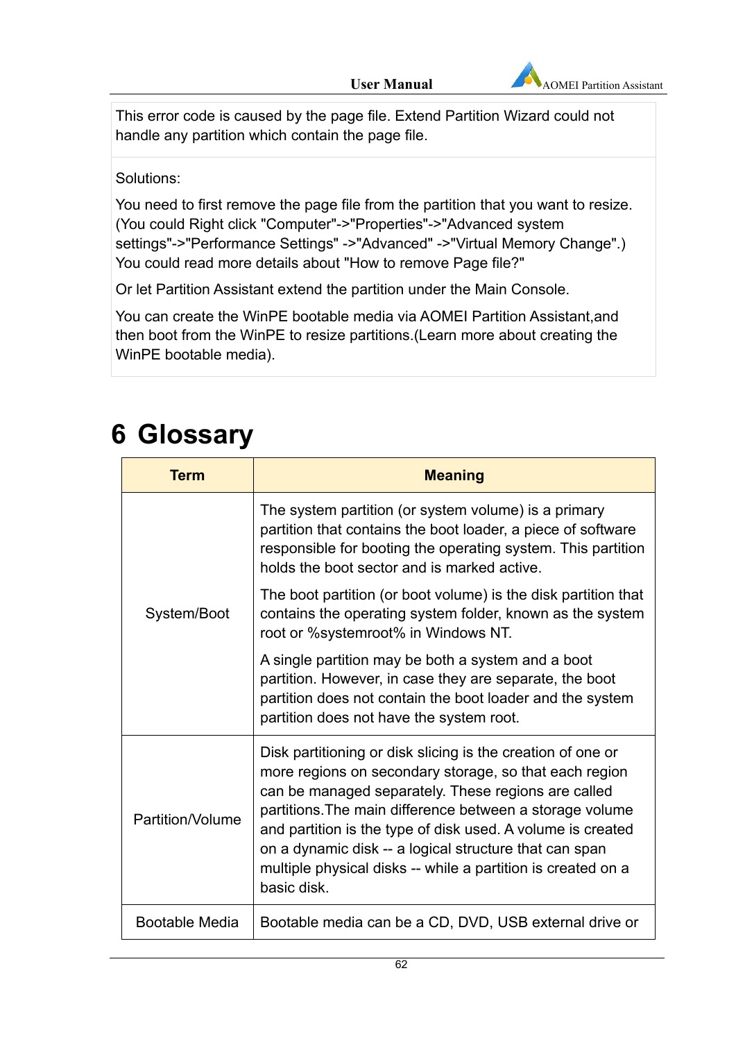This error code is caused by the page file. Extend Partition Wizard could not handle any partition which contain the page file.

Solutions:

You need to first remove the page file from the partition that you want to resize. (You could Right click "Computer"->"Properties"->"Advanced system settings"->"Performance Settings" ->"Advanced" ->"Virtual Memory Change".) You could read more details about "How to remove Page file?"

Or let Partition Assistant extend the partition under the Main Console.

You can create the WinPE bootable media via AOMEI Partition Assistant,and then boot from the WinPE to resize partitions.(Learn more about creating the WinPE bootable media).

# 6 Glossary

| Term | Meaning |
|---|---|
| System/Boot | The system partition (or system volume) is a primary partition that contains the boot loader, a piece of software responsible for booting the operating system. This partition holds the boot sector and is marked active.<br><br>The boot partition (or boot volume) is the disk partition that contains the operating system folder, known as the system root or %systemroot% in Windows NT.<br><br>A single partition may be both a system and a boot partition. However, in case they are separate, the boot partition does not contain the boot loader and the system partition does not have the system root. |
| Partition/Volume | Disk partitioning or disk slicing is the creation of one or more regions on secondary storage, so that each region can be managed separately. These regions are called partitions.The main difference between a storage volume and partition is the type of disk used. A volume is created on a dynamic disk -- a logical structure that can span multiple physical disks -- while a partition is created on a basic disk. |
| Bootable Media | Bootable media can be a CD, DVD, USB external drive or |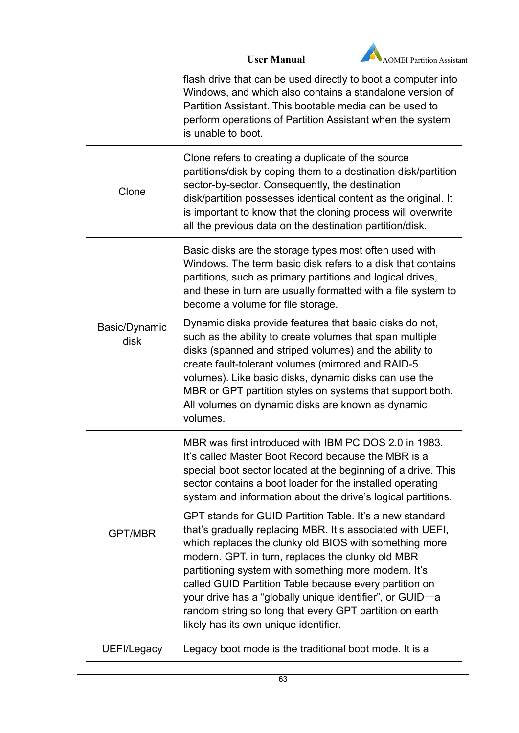| | |
|---|---|
| | flash drive that can be used directly to boot a computer into Windows, and which also contains a standalone version of Partition Assistant. This bootable media can be used to perform operations of Partition Assistant when the system is unable to boot. |
| Clone | Clone refers to creating a duplicate of the source partitions/disk by coping them to a destination disk/partition sector-by-sector. Consequently, the destination disk/partition possesses identical content as the original. It is important to know that the cloning process will overwrite all the previous data on the destination partition/disk. |
| Basic/Dynamic disk | Basic disks are the storage types most often used with Windows. The term basic disk refers to a disk that contains partitions, such as primary partitions and logical drives, and these in turn are usually formatted with a file system to become a volume for file storage.<br><br>Dynamic disks provide features that basic disks do not, such as the ability to create volumes that span multiple disks (spanned and striped volumes) and the ability to create fault-tolerant volumes (mirrored and RAID-5 volumes). Like basic disks, dynamic disks can use the MBR or GPT partition styles on systems that support both. All volumes on dynamic disks are known as dynamic volumes. |
| GPT/MBR | MBR was first introduced with IBM PC DOS 2.0 in 1983. It's called Master Boot Record because the MBR is a special boot sector located at the beginning of a drive. This sector contains a boot loader for the installed operating system and information about the drive's logical partitions.<br><br>GPT stands for GUID Partition Table. It's a new standard that's gradually replacing MBR. It's associated with UEFI, which replaces the clunky old BIOS with something more modern. GPT, in turn, replaces the clunky old MBR partitioning system with something more modern. It's called GUID Partition Table because every partition on your drive has a "globally unique identifier", or GUID—a random string so long that every GPT partition on earth likely has its own unique identifier. |
| UEFI/Legacy | Legacy boot mode is the traditional boot mode. It is a |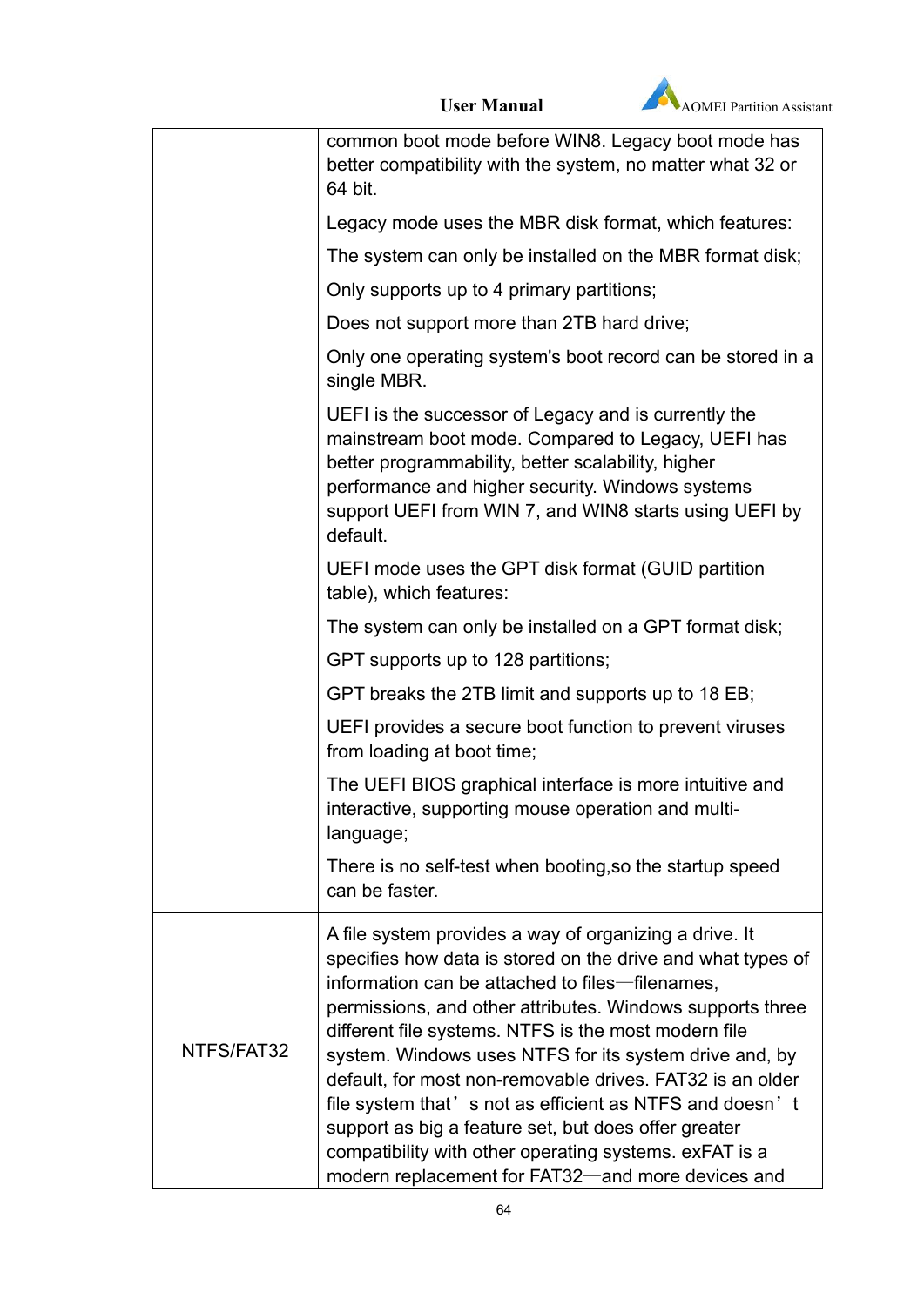| | |
|---|---|
| | common boot mode before WIN8. Legacy boot mode has better compatibility with the system, no matter what 32 or 64 bit.<br><br>Legacy mode uses the MBR disk format, which features:<br><br>The system can only be installed on the MBR format disk;<br><br>Only supports up to 4 primary partitions;<br><br>Does not support more than 2TB hard drive;<br><br>Only one operating system's boot record can be stored in a single MBR.<br><br>UEFI is the successor of Legacy and is currently the mainstream boot mode. Compared to Legacy, UEFI has better programmability, better scalability, higher performance and higher security. Windows systems support UEFI from WIN 7, and WIN8 starts using UEFI by default.<br><br>UEFI mode uses the GPT disk format (GUID partition table), which features:<br><br>The system can only be installed on a GPT format disk;<br><br>GPT supports up to 128 partitions;<br><br>GPT breaks the 2TB limit and supports up to 18 EB;<br><br>UEFI provides a secure boot function to prevent viruses from loading at boot time;<br><br>The UEFI BIOS graphical interface is more intuitive and interactive, supporting mouse operation and multi-language;<br><br>There is no self-test when booting,so the startup speed can be faster. |
| NTFS/FAT32 | A file system provides a way of organizing a drive. It specifies how data is stored on the drive and what types of information can be attached to files—filenames, permissions, and other attributes. Windows supports three different file systems. NTFS is the most modern file system. Windows uses NTFS for its system drive and, by default, for most non-removable drives. FAT32 is an older file system that's not as efficient as NTFS and doesn't support as big a feature set, but does offer greater compatibility with other operating systems. exFAT is a modern replacement for FAT32—and more devices and |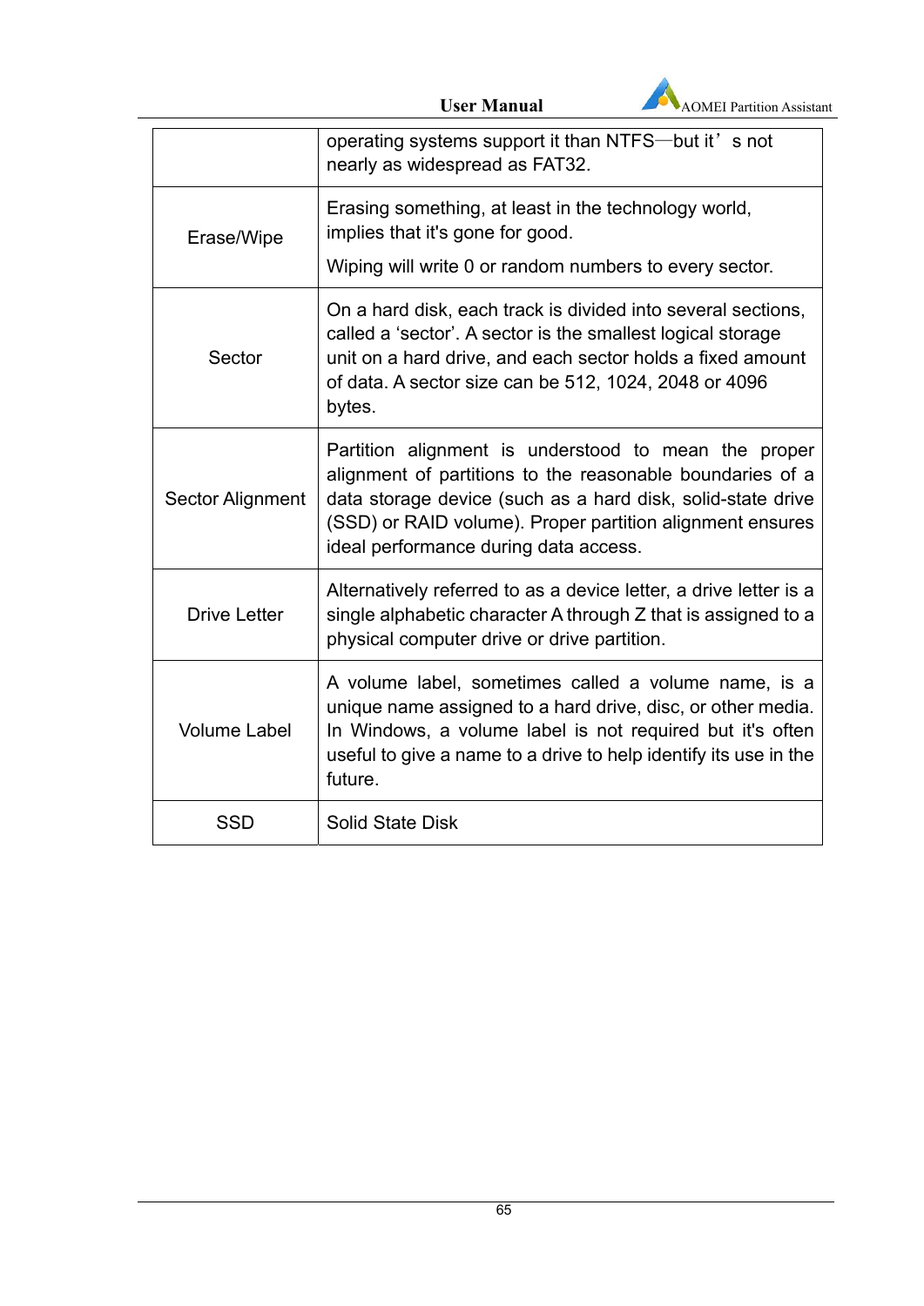| | |
|---|---|
| | operating systems support it than NTFS—but it’s not nearly as widespread as FAT32. |
| Erase/Wipe | Erasing something, at least in the technology world, implies that it's gone for good.<br>Wiping will write 0 or random numbers to every sector. |
| Sector | On a hard disk, each track is divided into several sections, called a ‘sector’. A sector is the smallest logical storage unit on a hard drive, and each sector holds a fixed amount of data. A sector size can be 512, 1024, 2048 or 4096 bytes. |
| Sector Alignment | Partition alignment is understood to mean the proper alignment of partitions to the reasonable boundaries of a data storage device (such as a hard disk, solid-state drive (SSD) or RAID volume). Proper partition alignment ensures ideal performance during data access. |
| Drive Letter | Alternatively referred to as a device letter, a drive letter is a single alphabetic character A through Z that is assigned to a physical computer drive or drive partition. |
| Volume Label | A volume label, sometimes called a volume name, is a unique name assigned to a hard drive, disc, or other media. In Windows, a volume label is not required but it's often useful to give a name to a drive to help identify its use in the future. |
| SSD | Solid State Disk |